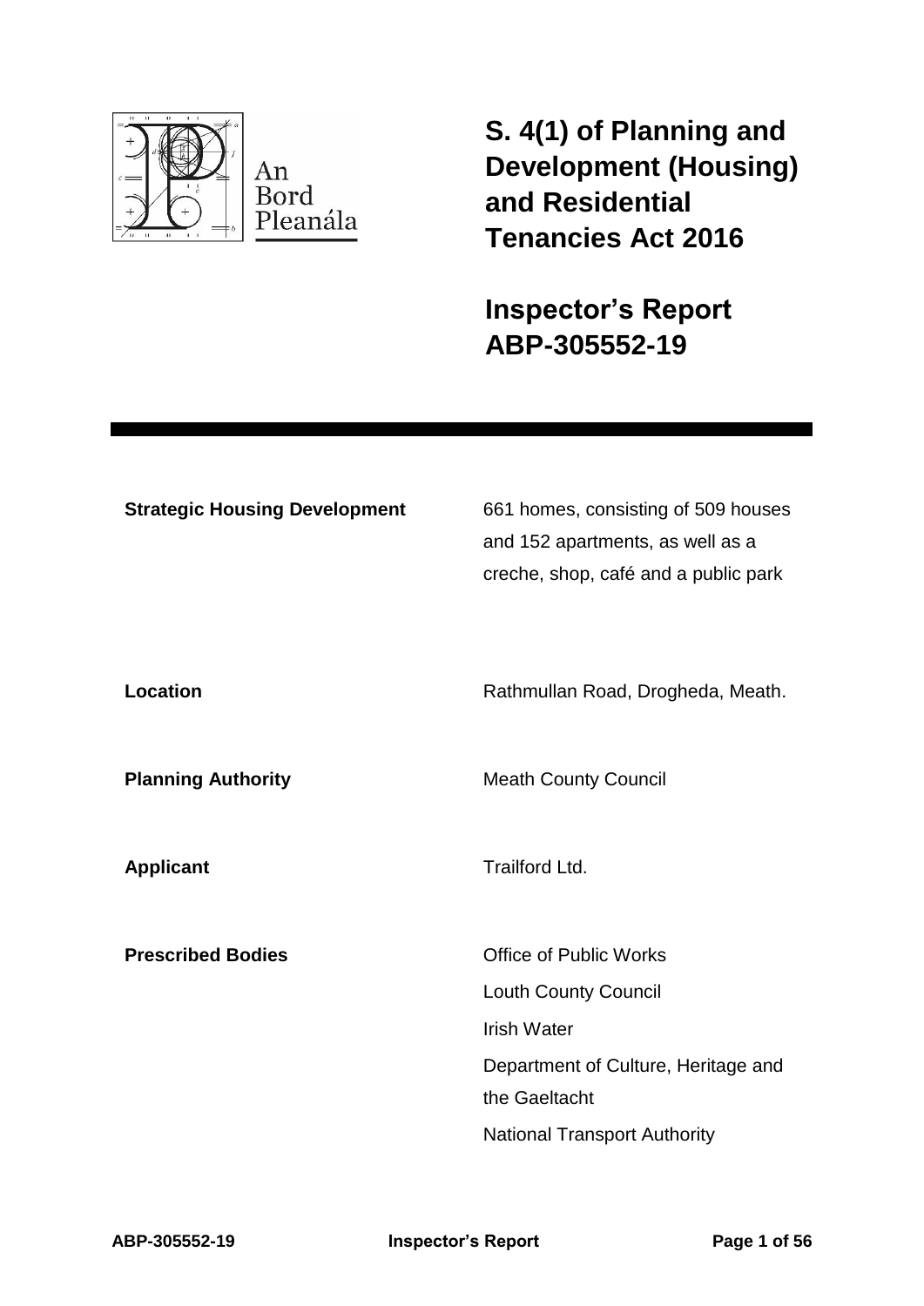An Bord Pleanála

# S. 4(1) of Planning and Development (Housing) and Residential Tenancies Act 2016

# Inspector's Report ABP-305552-19

---

| | |
|---|---|
| **Strategic Housing Development** | 661 homes, consisting of 509 houses and 152 apartments, as well as a creche, shop, café and a public park |
| **Location** | Rathmullan Road, Drogheda, Meath. |
| **Planning Authority** | Meath County Council |
| **Applicant** | Trailford Ltd. |
| **Prescribed Bodies** | Office of Public Works<br>Louth County Council<br>Irish Water<br>Department of Culture, Heritage and the Gaeltacht<br>National Transport Authority |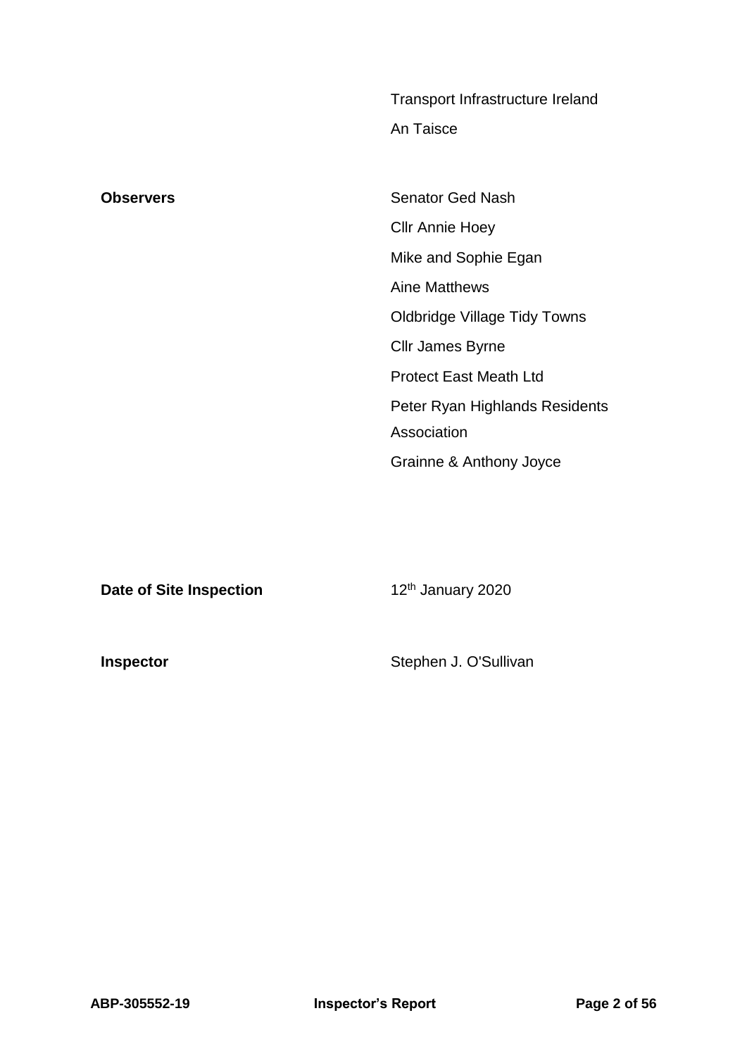| | |
|---|---|
| | Transport Infrastructure Ireland |
| | An Taisce |
| **Observers** | Senator Ged Nash |
| | Cllr Annie Hoey |
| | Mike and Sophie Egan |
| | Aine Matthews |
| | Oldbridge Village Tidy Towns |
| | Cllr James Byrne |
| | Protect East Meath Ltd |
| | Peter Ryan Highlands Residents Association |
| | Grainne & Anthony Joyce |
| **Date of Site Inspection** | 12th January 2020 |
| **Inspector** | Stephen J. O'Sullivan |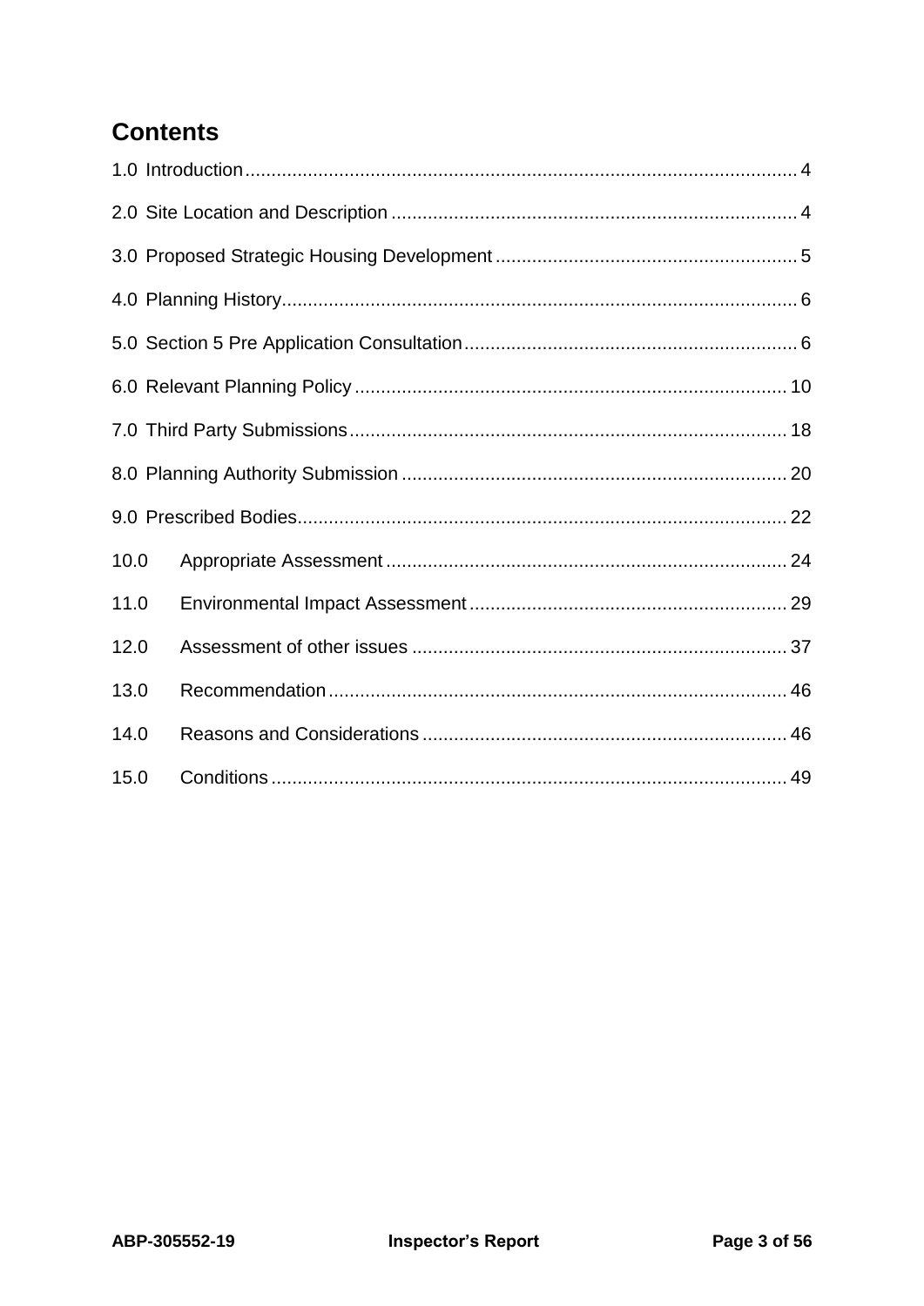## Contents

1.0 Introduction ........................................................................................................ 4

2.0 Site Location and Description ............................................................................. 4

3.0 Proposed Strategic Housing Development ......................................................... 5

4.0 Planning History.................................................................................................. 6

5.0 Section 5 Pre Application Consultation ............................................................... 6

6.0 Relevant Planning Policy .................................................................................. 10

7.0 Third Party Submissions ................................................................................... 18

8.0 Planning Authority Submission ......................................................................... 20

9.0 Prescribed Bodies............................................................................................. 22

10.0 Appropriate Assessment ............................................................................ 24

11.0 Environmental Impact Assessment ............................................................ 29

12.0 Assessment of other issues ....................................................................... 37

13.0 Recommendation ....................................................................................... 46

14.0 Reasons and Considerations ..................................................................... 46

15.0 Conditions .................................................................................................. 49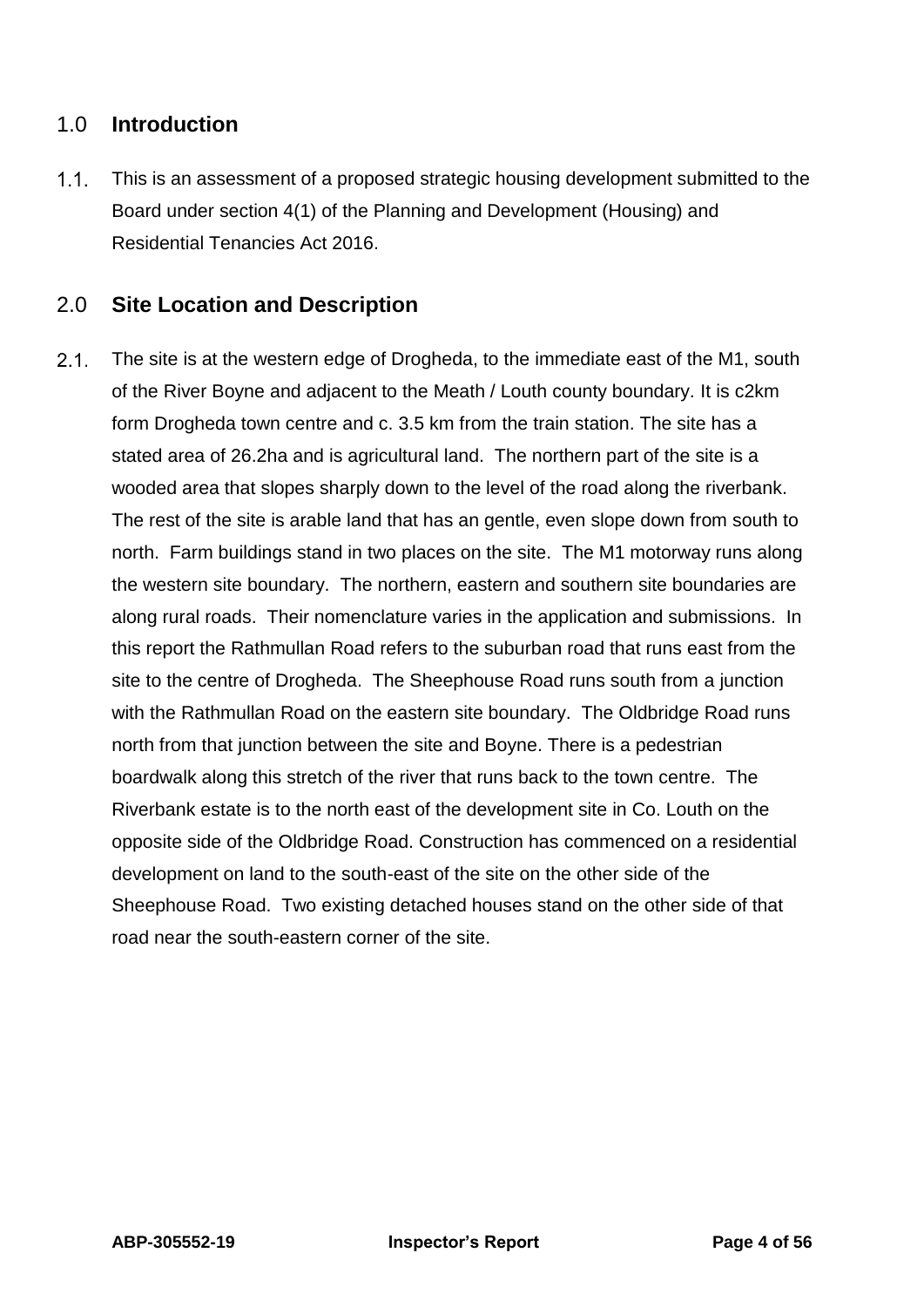## 1.0 **Introduction**

1.1. This is an assessment of a proposed strategic housing development submitted to the Board under section 4(1) of the Planning and Development (Housing) and Residential Tenancies Act 2016.

## 2.0 **Site Location and Description**

2.1. The site is at the western edge of Drogheda, to the immediate east of the M1, south of the River Boyne and adjacent to the Meath / Louth county boundary. It is c2km form Drogheda town centre and c. 3.5 km from the train station. The site has a stated area of 26.2ha and is agricultural land. The northern part of the site is a wooded area that slopes sharply down to the level of the road along the riverbank. The rest of the site is arable land that has an gentle, even slope down from south to north. Farm buildings stand in two places on the site. The M1 motorway runs along the western site boundary. The northern, eastern and southern site boundaries are along rural roads. Their nomenclature varies in the application and submissions. In this report the Rathmullan Road refers to the suburban road that runs east from the site to the centre of Drogheda. The Sheephouse Road runs south from a junction with the Rathmullan Road on the eastern site boundary. The Oldbridge Road runs north from that junction between the site and Boyne. There is a pedestrian boardwalk along this stretch of the river that runs back to the town centre. The Riverbank estate is to the north east of the development site in Co. Louth on the opposite side of the Oldbridge Road. Construction has commenced on a residential development on land to the south-east of the site on the other side of the Sheephouse Road. Two existing detached houses stand on the other side of that road near the south-eastern corner of the site.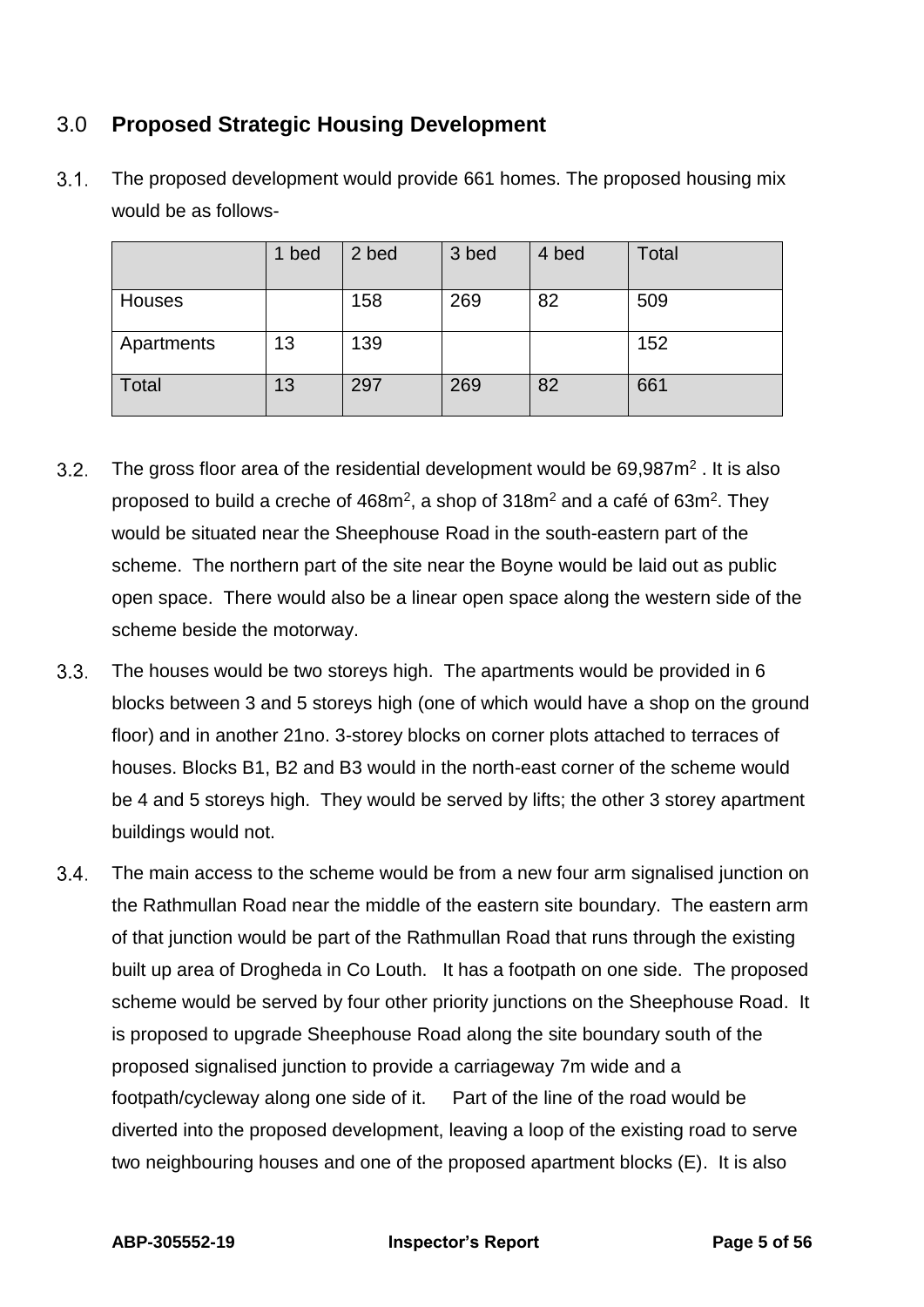## 3.0 **Proposed Strategic Housing Development**

3.1. The proposed development would provide 661 homes. The proposed housing mix would be as follows-

| | 1 bed | 2 bed | 3 bed | 4 bed | Total |
|---|---|---|---|---|---|
| Houses | | 158 | 269 | 82 | 509 |
| Apartments | 13 | 139 | | | 152 |
| Total | 13 | 297 | 269 | 82 | 661 |

3.2. The gross floor area of the residential development would be 69,987m$^2$ . It is also proposed to build a creche of 468m$^2$, a shop of 318m$^2$ and a café of 63m$^2$. They would be situated near the Sheephouse Road in the south-eastern part of the scheme. The northern part of the site near the Boyne would be laid out as public open space. There would also be a linear open space along the western side of the scheme beside the motorway.

3.3. The houses would be two storeys high. The apartments would be provided in 6 blocks between 3 and 5 storeys high (one of which would have a shop on the ground floor) and in another 21no. 3-storey blocks on corner plots attached to terraces of houses. Blocks B1, B2 and B3 would in the north-east corner of the scheme would be 4 and 5 storeys high. They would be served by lifts; the other 3 storey apartment buildings would not.

3.4. The main access to the scheme would be from a new four arm signalised junction on the Rathmullan Road near the middle of the eastern site boundary. The eastern arm of that junction would be part of the Rathmullan Road that runs through the existing built up area of Drogheda in Co Louth. It has a footpath on one side. The proposed scheme would be served by four other priority junctions on the Sheephouse Road. It is proposed to upgrade Sheephouse Road along the site boundary south of the proposed signalised junction to provide a carriageway 7m wide and a footpath/cycleway along one side of it. Part of the line of the road would be diverted into the proposed development, leaving a loop of the existing road to serve two neighbouring houses and one of the proposed apartment blocks (E). It is also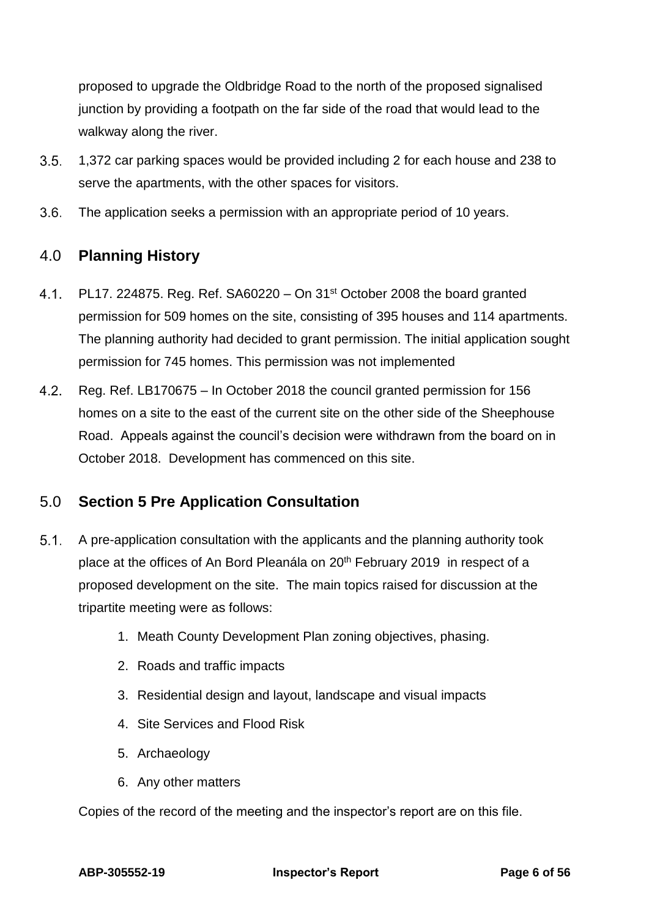proposed to upgrade the Oldbridge Road to the north of the proposed signalised junction by providing a footpath on the far side of the road that would lead to the walkway along the river.

3.5. 1,372 car parking spaces would be provided including 2 for each house and 238 to serve the apartments, with the other spaces for visitors.

3.6. The application seeks a permission with an appropriate period of 10 years.

## 4.0 Planning History

4.1. PL17. 224875. Reg. Ref. SA60220 – On 31st October 2008 the board granted permission for 509 homes on the site, consisting of 395 houses and 114 apartments. The planning authority had decided to grant permission. The initial application sought permission for 745 homes. This permission was not implemented

4.2. Reg. Ref. LB170675 – In October 2018 the council granted permission for 156 homes on a site to the east of the current site on the other side of the Sheephouse Road. Appeals against the council's decision were withdrawn from the board on in October 2018. Development has commenced on this site.

## 5.0 Section 5 Pre Application Consultation

5.1. A pre-application consultation with the applicants and the planning authority took place at the offices of An Bord Pleanála on 20th February 2019 in respect of a proposed development on the site. The main topics raised for discussion at the tripartite meeting were as follows:

1. Meath County Development Plan zoning objectives, phasing.
2. Roads and traffic impacts
3. Residential design and layout, landscape and visual impacts
4. Site Services and Flood Risk
5. Archaeology
6. Any other matters

Copies of the record of the meeting and the inspector's report are on this file.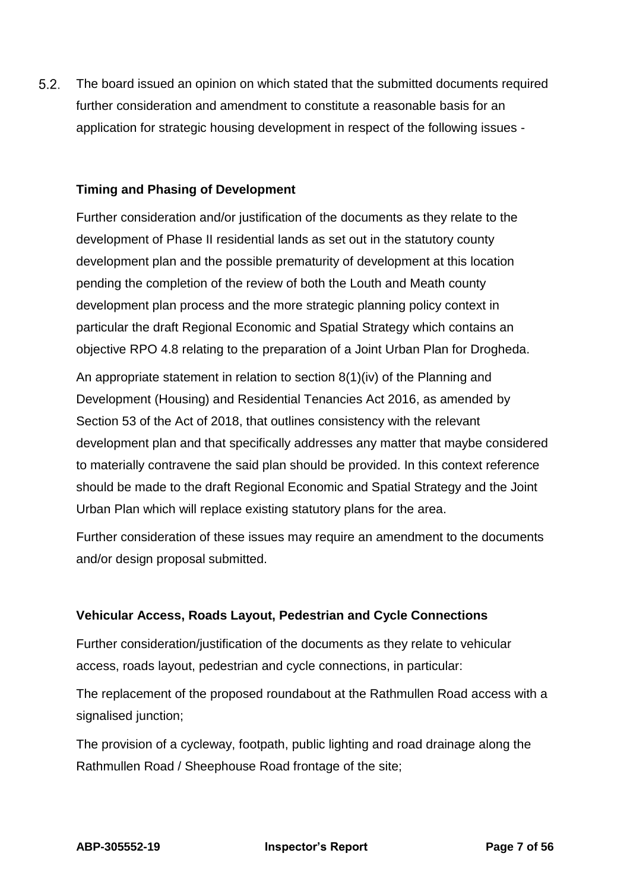5.2. The board issued an opinion on which stated that the submitted documents required further consideration and amendment to constitute a reasonable basis for an application for strategic housing development in respect of the following issues -

**Timing and Phasing of Development**

Further consideration and/or justification of the documents as they relate to the development of Phase II residential lands as set out in the statutory county development plan and the possible prematurity of development at this location pending the completion of the review of both the Louth and Meath county development plan process and the more strategic planning policy context in particular the draft Regional Economic and Spatial Strategy which contains an objective RPO 4.8 relating to the preparation of a Joint Urban Plan for Drogheda.

An appropriate statement in relation to section 8(1)(iv) of the Planning and Development (Housing) and Residential Tenancies Act 2016, as amended by Section 53 of the Act of 2018, that outlines consistency with the relevant development plan and that specifically addresses any matter that maybe considered to materially contravene the said plan should be provided. In this context reference should be made to the draft Regional Economic and Spatial Strategy and the Joint Urban Plan which will replace existing statutory plans for the area.

Further consideration of these issues may require an amendment to the documents and/or design proposal submitted.

**Vehicular Access, Roads Layout, Pedestrian and Cycle Connections**

Further consideration/justification of the documents as they relate to vehicular access, roads layout, pedestrian and cycle connections, in particular:

The replacement of the proposed roundabout at the Rathmullen Road access with a signalised junction;

The provision of a cycleway, footpath, public lighting and road drainage along the Rathmullen Road / Sheephouse Road frontage of the site;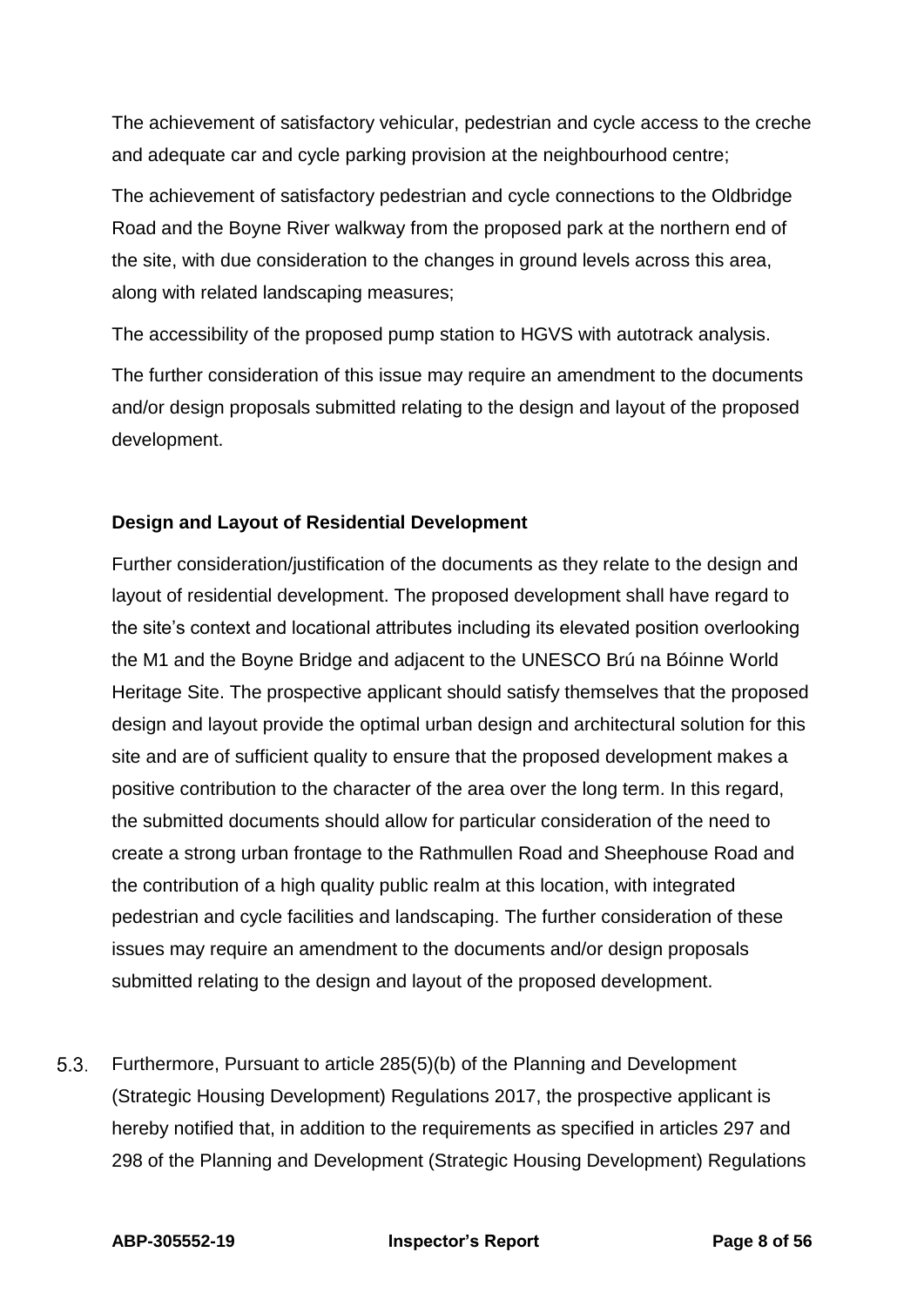The achievement of satisfactory vehicular, pedestrian and cycle access to the creche and adequate car and cycle parking provision at the neighbourhood centre;

The achievement of satisfactory pedestrian and cycle connections to the Oldbridge Road and the Boyne River walkway from the proposed park at the northern end of the site, with due consideration to the changes in ground levels across this area, along with related landscaping measures;

The accessibility of the proposed pump station to HGVS with autotrack analysis.

The further consideration of this issue may require an amendment to the documents and/or design proposals submitted relating to the design and layout of the proposed development.

**Design and Layout of Residential Development**

Further consideration/justification of the documents as they relate to the design and layout of residential development. The proposed development shall have regard to the site's context and locational attributes including its elevated position overlooking the M1 and the Boyne Bridge and adjacent to the UNESCO Brú na Bóinne World Heritage Site. The prospective applicant should satisfy themselves that the proposed design and layout provide the optimal urban design and architectural solution for this site and are of sufficient quality to ensure that the proposed development makes a positive contribution to the character of the area over the long term. In this regard, the submitted documents should allow for particular consideration of the need to create a strong urban frontage to the Rathmullen Road and Sheephouse Road and the contribution of a high quality public realm at this location, with integrated pedestrian and cycle facilities and landscaping. The further consideration of these issues may require an amendment to the documents and/or design proposals submitted relating to the design and layout of the proposed development.

5.3. Furthermore, Pursuant to article 285(5)(b) of the Planning and Development (Strategic Housing Development) Regulations 2017, the prospective applicant is hereby notified that, in addition to the requirements as specified in articles 297 and 298 of the Planning and Development (Strategic Housing Development) Regulations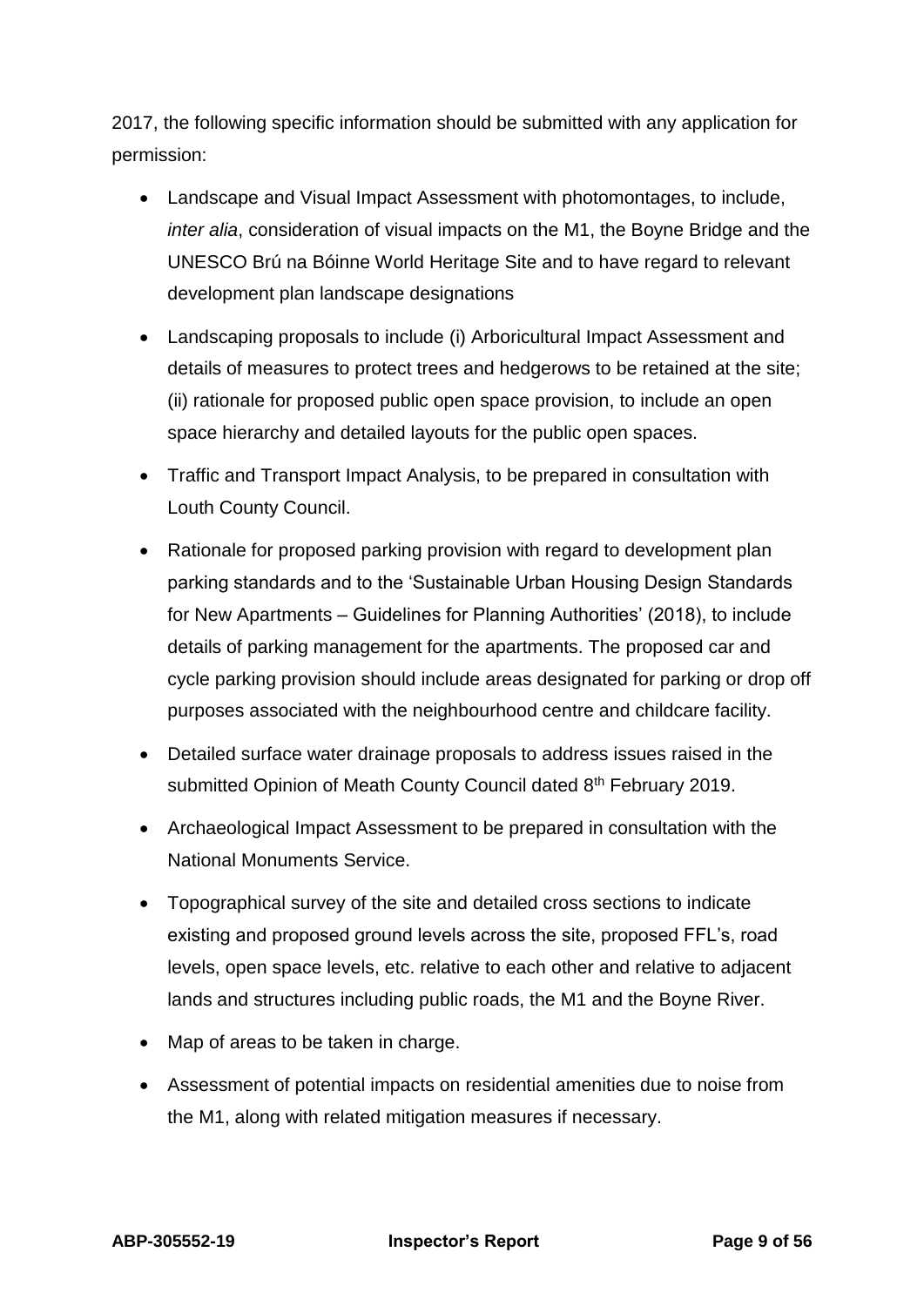2017, the following specific information should be submitted with any application for permission:

- Landscape and Visual Impact Assessment with photomontages, to include, *inter alia*, consideration of visual impacts on the M1, the Boyne Bridge and the UNESCO Brú na Bóinne World Heritage Site and to have regard to relevant development plan landscape designations
- Landscaping proposals to include (i) Arboricultural Impact Assessment and details of measures to protect trees and hedgerows to be retained at the site; (ii) rationale for proposed public open space provision, to include an open space hierarchy and detailed layouts for the public open spaces.
- Traffic and Transport Impact Analysis, to be prepared in consultation with Louth County Council.
- Rationale for proposed parking provision with regard to development plan parking standards and to the 'Sustainable Urban Housing Design Standards for New Apartments – Guidelines for Planning Authorities' (2018), to include details of parking management for the apartments. The proposed car and cycle parking provision should include areas designated for parking or drop off purposes associated with the neighbourhood centre and childcare facility.
- Detailed surface water drainage proposals to address issues raised in the submitted Opinion of Meath County Council dated 8th February 2019.
- Archaeological Impact Assessment to be prepared in consultation with the National Monuments Service.
- Topographical survey of the site and detailed cross sections to indicate existing and proposed ground levels across the site, proposed FFL's, road levels, open space levels, etc. relative to each other and relative to adjacent lands and structures including public roads, the M1 and the Boyne River.
- Map of areas to be taken in charge.
- Assessment of potential impacts on residential amenities due to noise from the M1, along with related mitigation measures if necessary.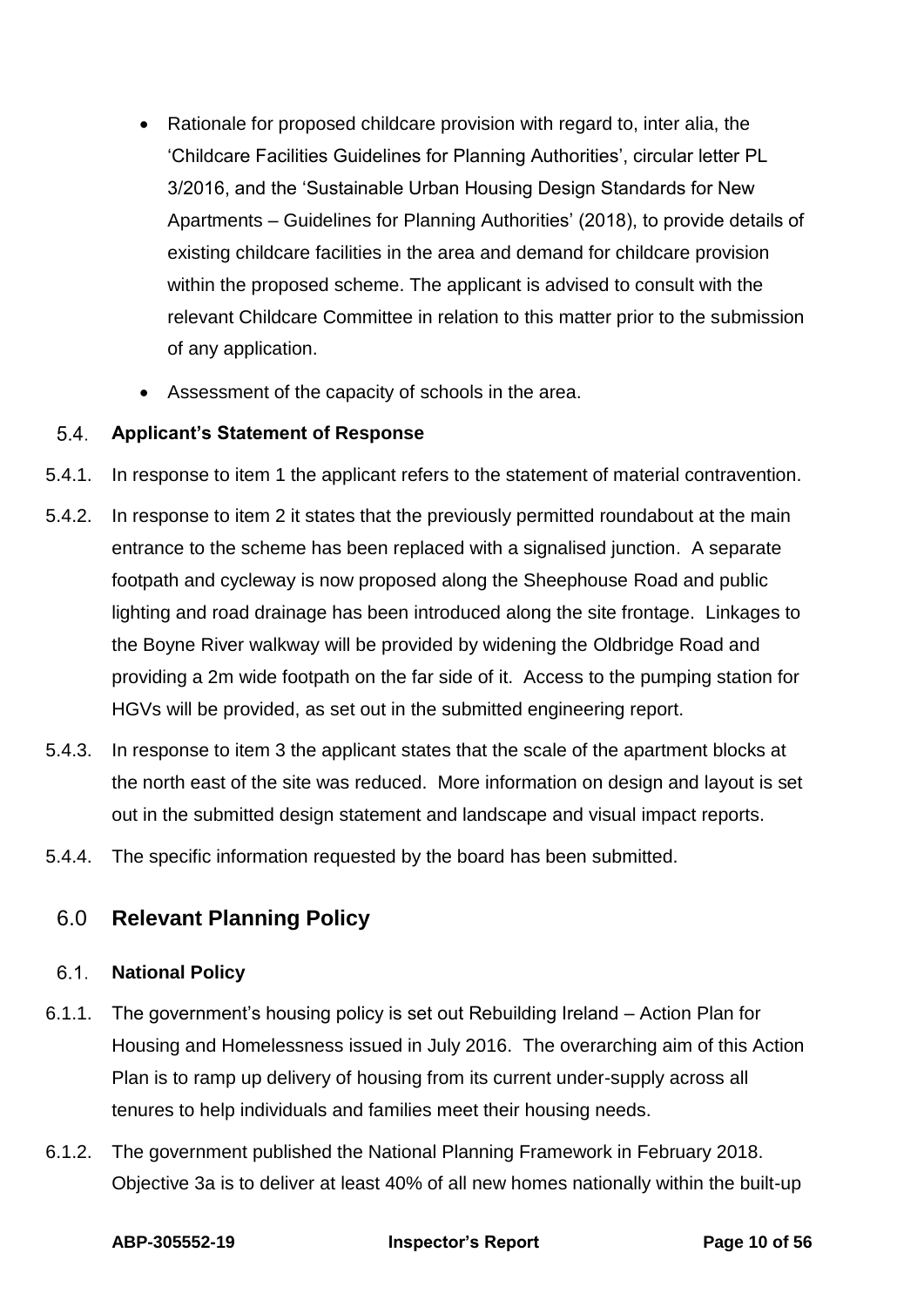- Rationale for proposed childcare provision with regard to, inter alia, the 'Childcare Facilities Guidelines for Planning Authorities', circular letter PL 3/2016, and the 'Sustainable Urban Housing Design Standards for New Apartments – Guidelines for Planning Authorities' (2018), to provide details of existing childcare facilities in the area and demand for childcare provision within the proposed scheme. The applicant is advised to consult with the relevant Childcare Committee in relation to this matter prior to the submission of any application.
- Assessment of the capacity of schools in the area.

### 5.4. Applicant's Statement of Response

5.4.1. In response to item 1 the applicant refers to the statement of material contravention.

5.4.2. In response to item 2 it states that the previously permitted roundabout at the main entrance to the scheme has been replaced with a signalised junction. A separate footpath and cycleway is now proposed along the Sheephouse Road and public lighting and road drainage has been introduced along the site frontage. Linkages to the Boyne River walkway will be provided by widening the Oldbridge Road and providing a 2m wide footpath on the far side of it. Access to the pumping station for HGVs will be provided, as set out in the submitted engineering report.

5.4.3. In response to item 3 the applicant states that the scale of the apartment blocks at the north east of the site was reduced. More information on design and layout is set out in the submitted design statement and landscape and visual impact reports.

5.4.4. The specific information requested by the board has been submitted.

## 6.0 Relevant Planning Policy

### 6.1. National Policy

6.1.1. The government's housing policy is set out Rebuilding Ireland – Action Plan for Housing and Homelessness issued in July 2016. The overarching aim of this Action Plan is to ramp up delivery of housing from its current under-supply across all tenures to help individuals and families meet their housing needs.

6.1.2. The government published the National Planning Framework in February 2018. Objective 3a is to deliver at least 40% of all new homes nationally within the built-up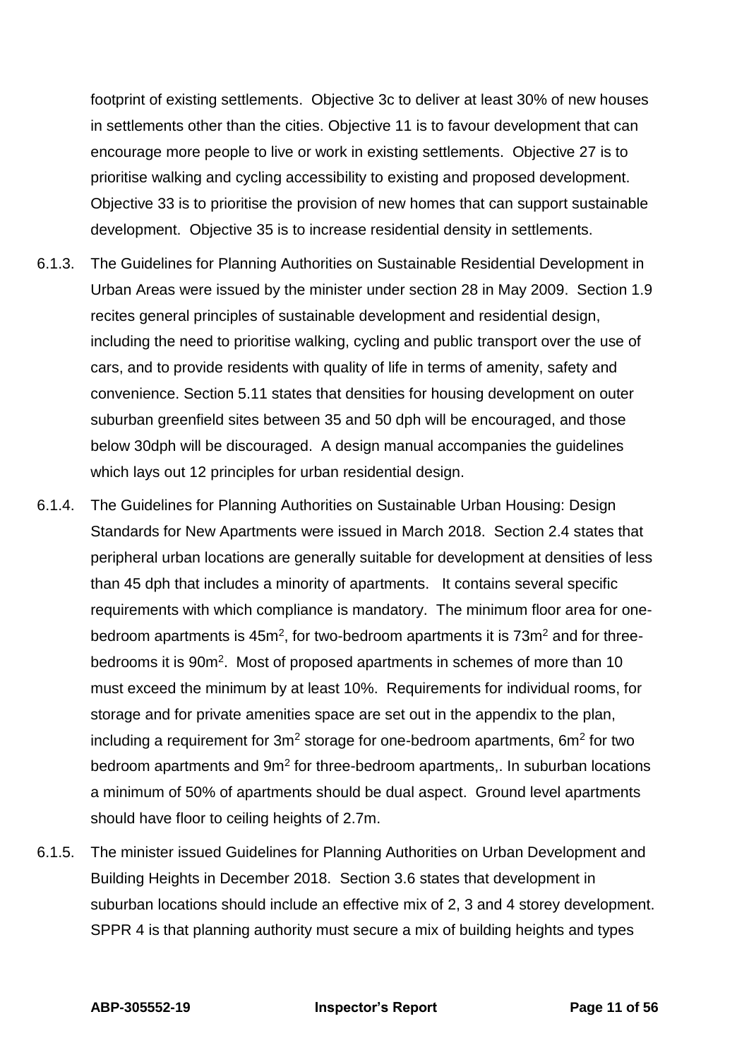footprint of existing settlements. Objective 3c to deliver at least 30% of new houses in settlements other than the cities. Objective 11 is to favour development that can encourage more people to live or work in existing settlements. Objective 27 is to prioritise walking and cycling accessibility to existing and proposed development. Objective 33 is to prioritise the provision of new homes that can support sustainable development. Objective 35 is to increase residential density in settlements.

6.1.3. The Guidelines for Planning Authorities on Sustainable Residential Development in Urban Areas were issued by the minister under section 28 in May 2009. Section 1.9 recites general principles of sustainable development and residential design, including the need to prioritise walking, cycling and public transport over the use of cars, and to provide residents with quality of life in terms of amenity, safety and convenience. Section 5.11 states that densities for housing development on outer suburban greenfield sites between 35 and 50 dph will be encouraged, and those below 30dph will be discouraged. A design manual accompanies the guidelines which lays out 12 principles for urban residential design.

6.1.4. The Guidelines for Planning Authorities on Sustainable Urban Housing: Design Standards for New Apartments were issued in March 2018. Section 2.4 states that peripheral urban locations are generally suitable for development at densities of less than 45 dph that includes a minority of apartments. It contains several specific requirements with which compliance is mandatory. The minimum floor area for one-bedroom apartments is $45m^2$, for two-bedroom apartments it is $73m^2$ and for three-bedrooms it is $90m^2$. Most of proposed apartments in schemes of more than 10 must exceed the minimum by at least 10%. Requirements for individual rooms, for storage and for private amenities space are set out in the appendix to the plan, including a requirement for $3m^2$ storage for one-bedroom apartments, $6m^2$ for two bedroom apartments and $9m^2$ for three-bedroom apartments,. In suburban locations a minimum of 50% of apartments should be dual aspect. Ground level apartments should have floor to ceiling heights of 2.7m.

6.1.5. The minister issued Guidelines for Planning Authorities on Urban Development and Building Heights in December 2018. Section 3.6 states that development in suburban locations should include an effective mix of 2, 3 and 4 storey development. SPPR 4 is that planning authority must secure a mix of building heights and types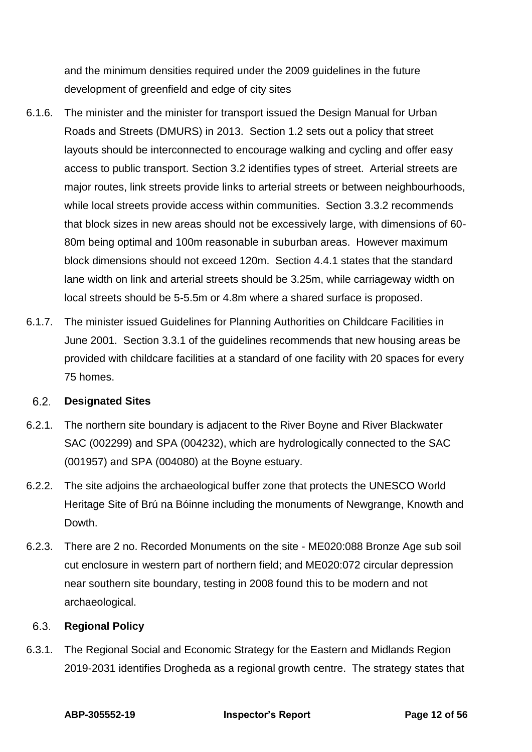and the minimum densities required under the 2009 guidelines in the future development of greenfield and edge of city sites

6.1.6. The minister and the minister for transport issued the Design Manual for Urban Roads and Streets (DMURS) in 2013. Section 1.2 sets out a policy that street layouts should be interconnected to encourage walking and cycling and offer easy access to public transport. Section 3.2 identifies types of street. Arterial streets are major routes, link streets provide links to arterial streets or between neighbourhoods, while local streets provide access within communities. Section 3.3.2 recommends that block sizes in new areas should not be excessively large, with dimensions of 60-80m being optimal and 100m reasonable in suburban areas. However maximum block dimensions should not exceed 120m. Section 4.4.1 states that the standard lane width on link and arterial streets should be 3.25m, while carriageway width on local streets should be 5-5.5m or 4.8m where a shared surface is proposed.

6.1.7. The minister issued Guidelines for Planning Authorities on Childcare Facilities in June 2001. Section 3.3.1 of the guidelines recommends that new housing areas be provided with childcare facilities at a standard of one facility with 20 spaces for every 75 homes.

## 6.2. Designated Sites

6.2.1. The northern site boundary is adjacent to the River Boyne and River Blackwater SAC (002299) and SPA (004232), which are hydrologically connected to the SAC (001957) and SPA (004080) at the Boyne estuary.

6.2.2. The site adjoins the archaeological buffer zone that protects the UNESCO World Heritage Site of Brú na Bóinne including the monuments of Newgrange, Knowth and Dowth.

6.2.3. There are 2 no. Recorded Monuments on the site - ME020:088 Bronze Age sub soil cut enclosure in western part of northern field; and ME020:072 circular depression near southern site boundary, testing in 2008 found this to be modern and not archaeological.

## 6.3. Regional Policy

6.3.1. The Regional Social and Economic Strategy for the Eastern and Midlands Region 2019-2031 identifies Drogheda as a regional growth centre. The strategy states that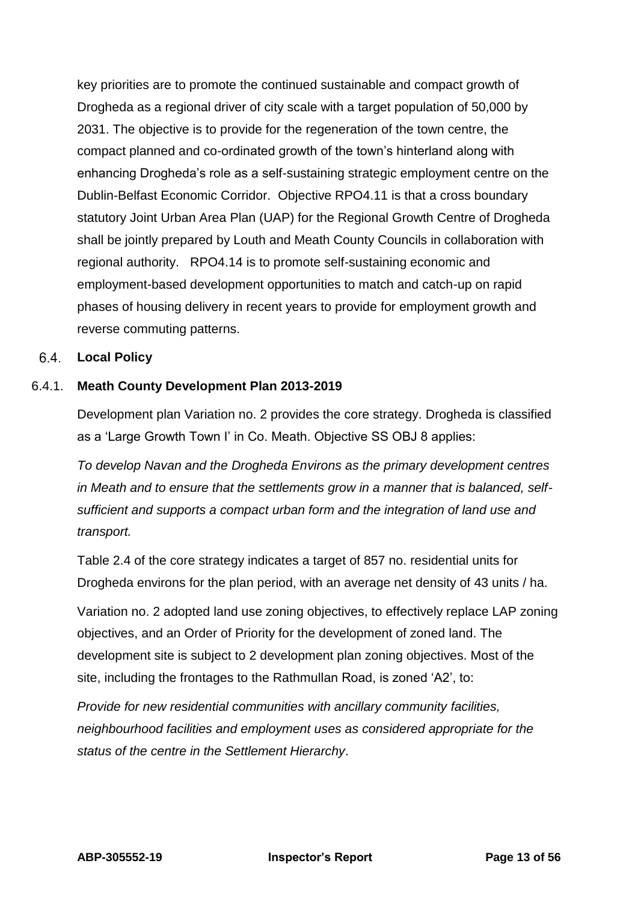key priorities are to promote the continued sustainable and compact growth of Drogheda as a regional driver of city scale with a target population of 50,000 by 2031. The objective is to provide for the regeneration of the town centre, the compact planned and co-ordinated growth of the town's hinterland along with enhancing Drogheda's role as a self-sustaining strategic employment centre on the Dublin-Belfast Economic Corridor. Objective RPO4.11 is that a cross boundary statutory Joint Urban Area Plan (UAP) for the Regional Growth Centre of Drogheda shall be jointly prepared by Louth and Meath County Councils in collaboration with regional authority. RPO4.14 is to promote self-sustaining economic and employment-based development opportunities to match and catch-up on rapid phases of housing delivery in recent years to provide for employment growth and reverse commuting patterns.

## 6.4. Local Policy

### 6.4.1. Meath County Development Plan 2013-2019

Development plan Variation no. 2 provides the core strategy. Drogheda is classified as a 'Large Growth Town I' in Co. Meath. Objective SS OBJ 8 applies:

*To develop Navan and the Drogheda Environs as the primary development centres in Meath and to ensure that the settlements grow in a manner that is balanced, self-sufficient and supports a compact urban form and the integration of land use and transport.*

Table 2.4 of the core strategy indicates a target of 857 no. residential units for Drogheda environs for the plan period, with an average net density of 43 units / ha.

Variation no. 2 adopted land use zoning objectives, to effectively replace LAP zoning objectives, and an Order of Priority for the development of zoned land. The development site is subject to 2 development plan zoning objectives. Most of the site, including the frontages to the Rathmullan Road, is zoned 'A2', to:

*Provide for new residential communities with ancillary community facilities, neighbourhood facilities and employment uses as considered appropriate for the status of the centre in the Settlement Hierarchy*.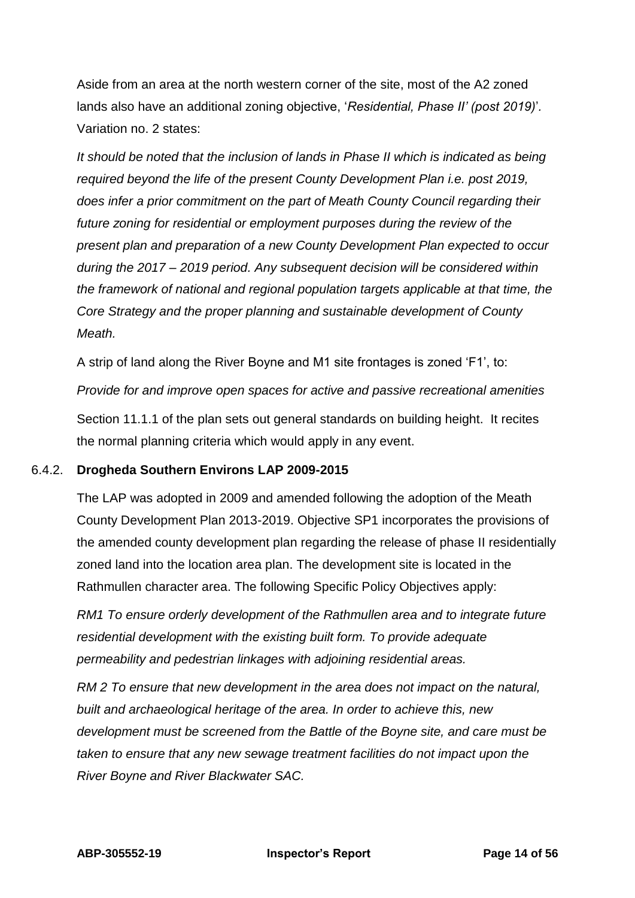Aside from an area at the north western corner of the site, most of the A2 zoned lands also have an additional zoning objective, '*Residential, Phase II' (post 2019)*'. Variation no. 2 states:

*It should be noted that the inclusion of lands in Phase II which is indicated as being required beyond the life of the present County Development Plan i.e. post 2019, does infer a prior commitment on the part of Meath County Council regarding their future zoning for residential or employment purposes during the review of the present plan and preparation of a new County Development Plan expected to occur during the 2017 – 2019 period. Any subsequent decision will be considered within the framework of national and regional population targets applicable at that time, the Core Strategy and the proper planning and sustainable development of County Meath.*

A strip of land along the River Boyne and M1 site frontages is zoned 'F1', to:

*Provide for and improve open spaces for active and passive recreational amenities*

Section 11.1.1 of the plan sets out general standards on building height. It recites the normal planning criteria which would apply in any event.

### 6.4.2. Drogheda Southern Environs LAP 2009-2015

The LAP was adopted in 2009 and amended following the adoption of the Meath County Development Plan 2013-2019. Objective SP1 incorporates the provisions of the amended county development plan regarding the release of phase II residentially zoned land into the location area plan. The development site is located in the Rathmullen character area. The following Specific Policy Objectives apply:

*RM1 To ensure orderly development of the Rathmullen area and to integrate future residential development with the existing built form. To provide adequate permeability and pedestrian linkages with adjoining residential areas.*

*RM 2 To ensure that new development in the area does not impact on the natural, built and archaeological heritage of the area. In order to achieve this, new development must be screened from the Battle of the Boyne site, and care must be taken to ensure that any new sewage treatment facilities do not impact upon the River Boyne and River Blackwater SAC.*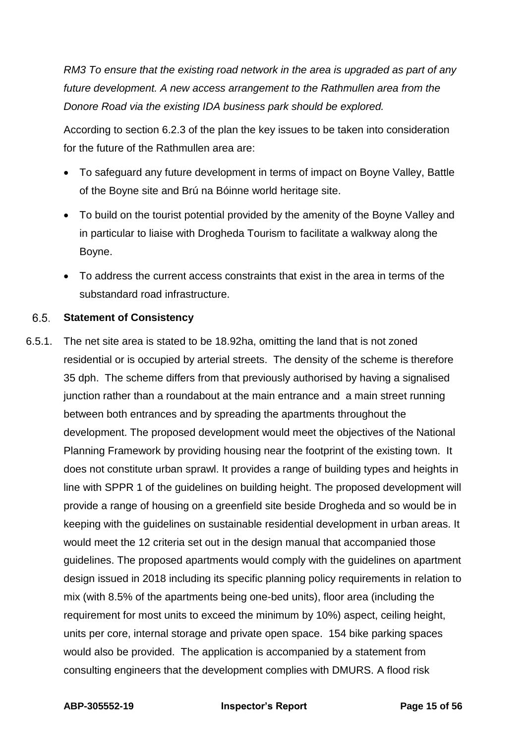*RM3 To ensure that the existing road network in the area is upgraded as part of any future development. A new access arrangement to the Rathmullen area from the Donore Road via the existing IDA business park should be explored.*

According to section 6.2.3 of the plan the key issues to be taken into consideration for the future of the Rathmullen area are:

- To safeguard any future development in terms of impact on Boyne Valley, Battle of the Boyne site and Brú na Bóinne world heritage site.
- To build on the tourist potential provided by the amenity of the Boyne Valley and in particular to liaise with Drogheda Tourism to facilitate a walkway along the Boyne.
- To address the current access constraints that exist in the area in terms of the substandard road infrastructure.

## 6.5. Statement of Consistency

6.5.1. The net site area is stated to be 18.92ha, omitting the land that is not zoned residential or is occupied by arterial streets. The density of the scheme is therefore 35 dph. The scheme differs from that previously authorised by having a signalised junction rather than a roundabout at the main entrance and a main street running between both entrances and by spreading the apartments throughout the development. The proposed development would meet the objectives of the National Planning Framework by providing housing near the footprint of the existing town. It does not constitute urban sprawl. It provides a range of building types and heights in line with SPPR 1 of the guidelines on building height. The proposed development will provide a range of housing on a greenfield site beside Drogheda and so would be in keeping with the guidelines on sustainable residential development in urban areas. It would meet the 12 criteria set out in the design manual that accompanied those guidelines. The proposed apartments would comply with the guidelines on apartment design issued in 2018 including its specific planning policy requirements in relation to mix (with 8.5% of the apartments being one-bed units), floor area (including the requirement for most units to exceed the minimum by 10%) aspect, ceiling height, units per core, internal storage and private open space. 154 bike parking spaces would also be provided. The application is accompanied by a statement from consulting engineers that the development complies with DMURS. A flood risk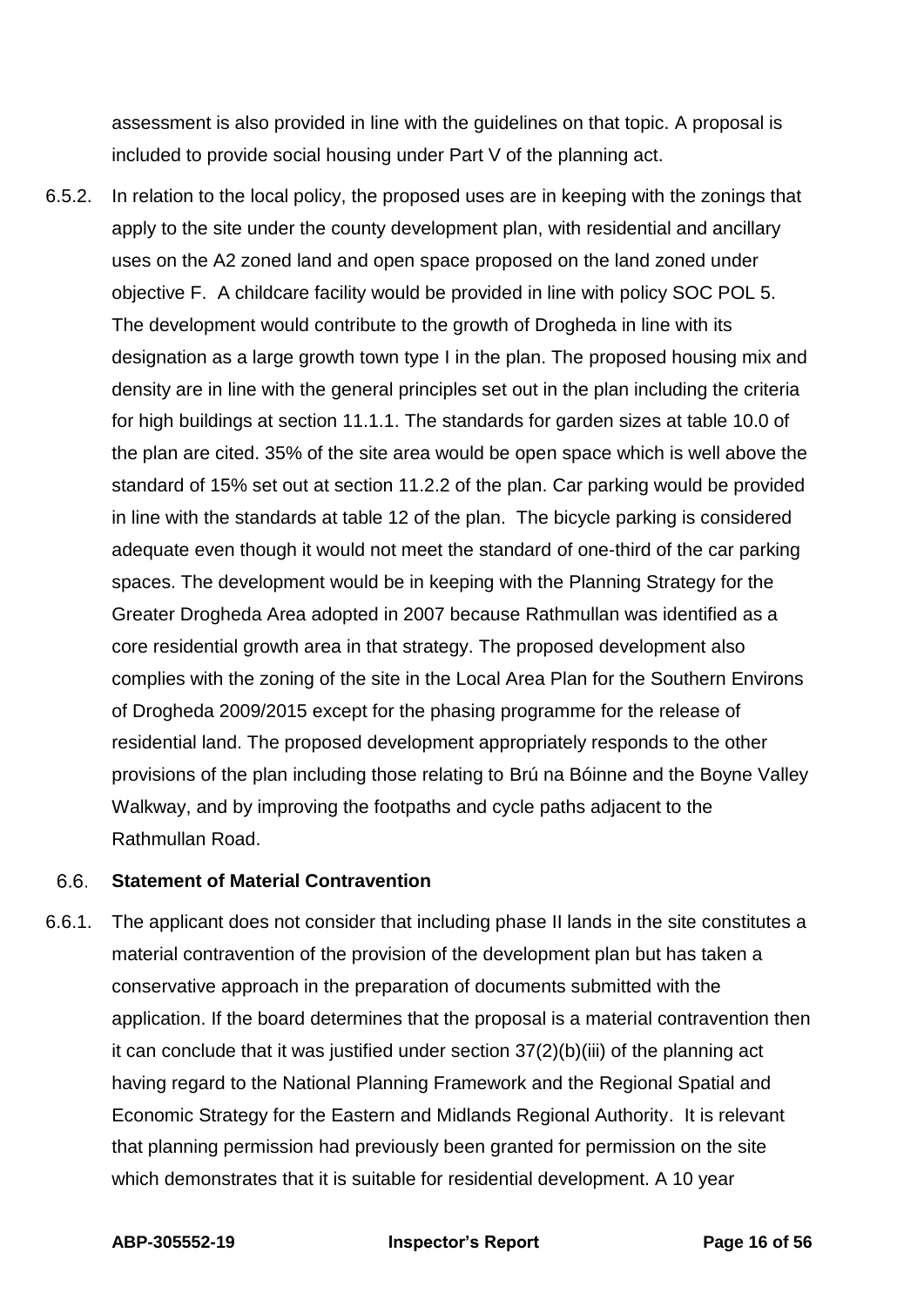assessment is also provided in line with the guidelines on that topic. A proposal is included to provide social housing under Part V of the planning act.

6.5.2. In relation to the local policy, the proposed uses are in keeping with the zonings that apply to the site under the county development plan, with residential and ancillary uses on the A2 zoned land and open space proposed on the land zoned under objective F. A childcare facility would be provided in line with policy SOC POL 5. The development would contribute to the growth of Drogheda in line with its designation as a large growth town type I in the plan. The proposed housing mix and density are in line with the general principles set out in the plan including the criteria for high buildings at section 11.1.1. The standards for garden sizes at table 10.0 of the plan are cited. 35% of the site area would be open space which is well above the standard of 15% set out at section 11.2.2 of the plan. Car parking would be provided in line with the standards at table 12 of the plan. The bicycle parking is considered adequate even though it would not meet the standard of one-third of the car parking spaces. The development would be in keeping with the Planning Strategy for the Greater Drogheda Area adopted in 2007 because Rathmullan was identified as a core residential growth area in that strategy. The proposed development also complies with the zoning of the site in the Local Area Plan for the Southern Environs of Drogheda 2009/2015 except for the phasing programme for the release of residential land. The proposed development appropriately responds to the other provisions of the plan including those relating to Brú na Bóinne and the Boyne Valley Walkway, and by improving the footpaths and cycle paths adjacent to the Rathmullan Road.

## 6.6. Statement of Material Contravention

6.6.1. The applicant does not consider that including phase II lands in the site constitutes a material contravention of the provision of the development plan but has taken a conservative approach in the preparation of documents submitted with the application. If the board determines that the proposal is a material contravention then it can conclude that it was justified under section 37(2)(b)(iii) of the planning act having regard to the National Planning Framework and the Regional Spatial and Economic Strategy for the Eastern and Midlands Regional Authority. It is relevant that planning permission had previously been granted for permission on the site which demonstrates that it is suitable for residential development. A 10 year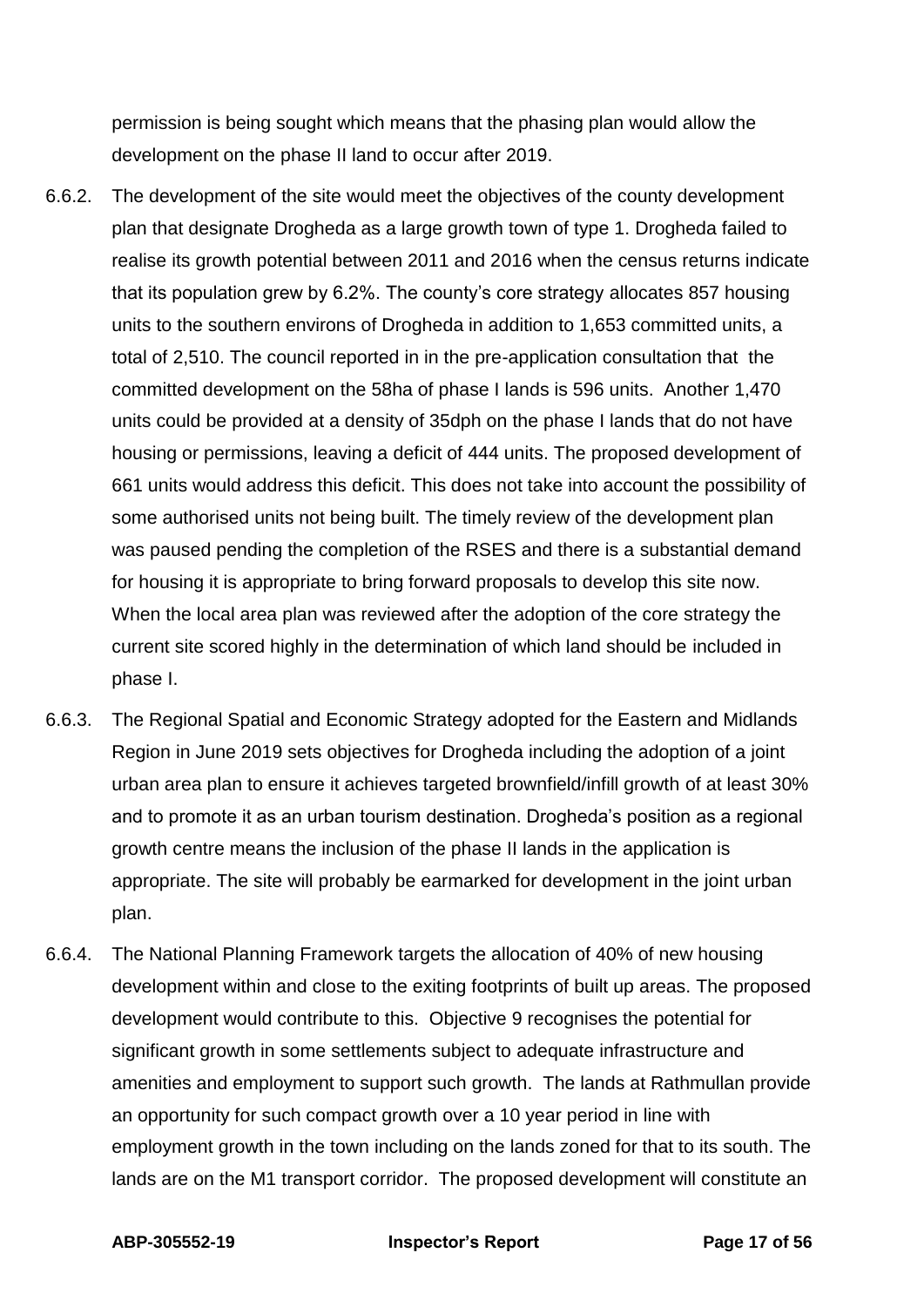permission is being sought which means that the phasing plan would allow the development on the phase II land to occur after 2019.

6.6.2. The development of the site would meet the objectives of the county development plan that designate Drogheda as a large growth town of type 1. Drogheda failed to realise its growth potential between 2011 and 2016 when the census returns indicate that its population grew by 6.2%. The county's core strategy allocates 857 housing units to the southern environs of Drogheda in addition to 1,653 committed units, a total of 2,510. The council reported in in the pre-application consultation that the committed development on the 58ha of phase I lands is 596 units. Another 1,470 units could be provided at a density of 35dph on the phase I lands that do not have housing or permissions, leaving a deficit of 444 units. The proposed development of 661 units would address this deficit. This does not take into account the possibility of some authorised units not being built. The timely review of the development plan was paused pending the completion of the RSES and there is a substantial demand for housing it is appropriate to bring forward proposals to develop this site now. When the local area plan was reviewed after the adoption of the core strategy the current site scored highly in the determination of which land should be included in phase I.

6.6.3. The Regional Spatial and Economic Strategy adopted for the Eastern and Midlands Region in June 2019 sets objectives for Drogheda including the adoption of a joint urban area plan to ensure it achieves targeted brownfield/infill growth of at least 30% and to promote it as an urban tourism destination. Drogheda's position as a regional growth centre means the inclusion of the phase II lands in the application is appropriate. The site will probably be earmarked for development in the joint urban plan.

6.6.4. The National Planning Framework targets the allocation of 40% of new housing development within and close to the exiting footprints of built up areas. The proposed development would contribute to this. Objective 9 recognises the potential for significant growth in some settlements subject to adequate infrastructure and amenities and employment to support such growth. The lands at Rathmullan provide an opportunity for such compact growth over a 10 year period in line with employment growth in the town including on the lands zoned for that to its south. The lands are on the M1 transport corridor. The proposed development will constitute an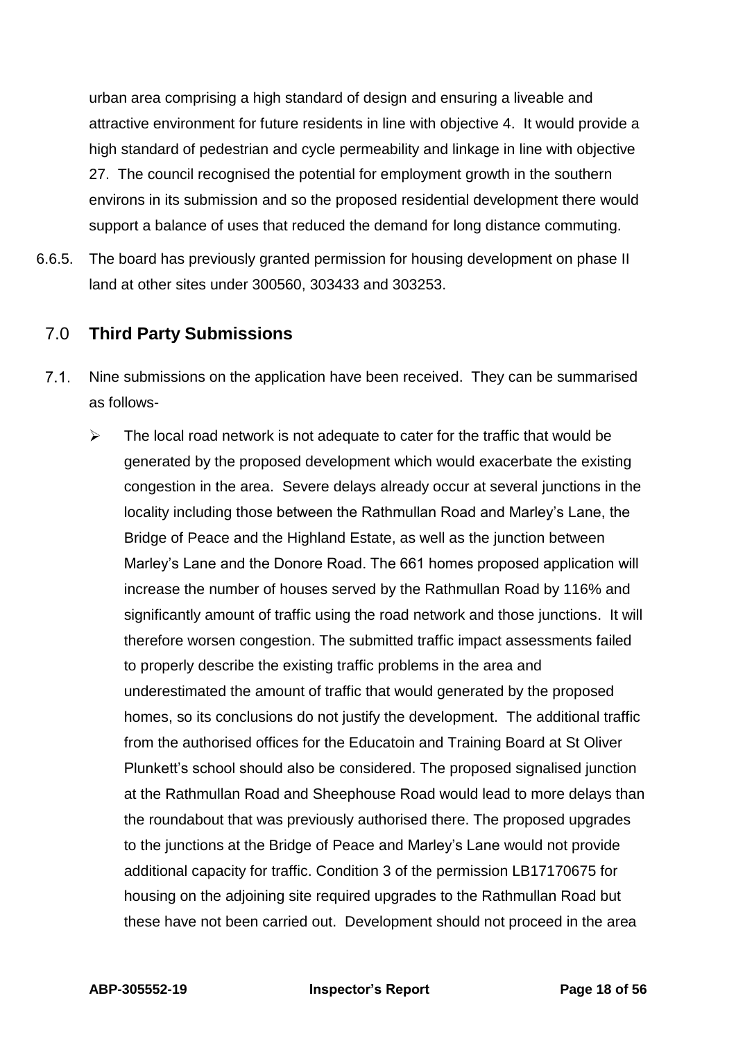urban area comprising a high standard of design and ensuring a liveable and attractive environment for future residents in line with objective 4. It would provide a high standard of pedestrian and cycle permeability and linkage in line with objective 27. The council recognised the potential for employment growth in the southern environs in its submission and so the proposed residential development there would support a balance of uses that reduced the demand for long distance commuting.

6.6.5. The board has previously granted permission for housing development on phase II land at other sites under 300560, 303433 and 303253.

## 7.0 Third Party Submissions

7.1. Nine submissions on the application have been received. They can be summarised as follows-

- The local road network is not adequate to cater for the traffic that would be generated by the proposed development which would exacerbate the existing congestion in the area. Severe delays already occur at several junctions in the locality including those between the Rathmullan Road and Marley's Lane, the Bridge of Peace and the Highland Estate, as well as the junction between Marley's Lane and the Donore Road. The 661 homes proposed application will increase the number of houses served by the Rathmullan Road by 116% and significantly amount of traffic using the road network and those junctions. It will therefore worsen congestion. The submitted traffic impact assessments failed to properly describe the existing traffic problems in the area and underestimated the amount of traffic that would generated by the proposed homes, so its conclusions do not justify the development. The additional traffic from the authorised offices for the Educatoin and Training Board at St Oliver Plunkett's school should also be considered. The proposed signalised junction at the Rathmullan Road and Sheephouse Road would lead to more delays than the roundabout that was previously authorised there. The proposed upgrades to the junctions at the Bridge of Peace and Marley's Lane would not provide additional capacity for traffic. Condition 3 of the permission LB17170675 for housing on the adjoining site required upgrades to the Rathmullan Road but these have not been carried out. Development should not proceed in the area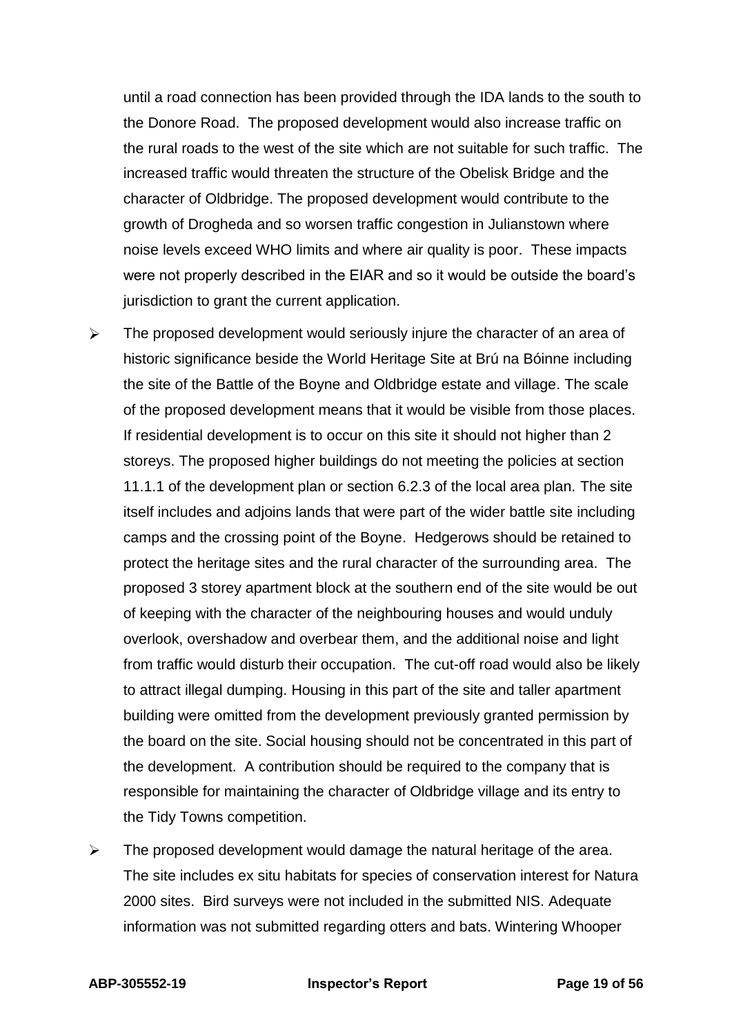until a road connection has been provided through the IDA lands to the south to the Donore Road. The proposed development would also increase traffic on the rural roads to the west of the site which are not suitable for such traffic. The increased traffic would threaten the structure of the Obelisk Bridge and the character of Oldbridge. The proposed development would contribute to the growth of Drogheda and so worsen traffic congestion in Julianstown where noise levels exceed WHO limits and where air quality is poor. These impacts were not properly described in the EIAR and so it would be outside the board's jurisdiction to grant the current application.

- The proposed development would seriously injure the character of an area of historic significance beside the World Heritage Site at Brú na Bóinne including the site of the Battle of the Boyne and Oldbridge estate and village. The scale of the proposed development means that it would be visible from those places. If residential development is to occur on this site it should not higher than 2 storeys. The proposed higher buildings do not meeting the policies at section 11.1.1 of the development plan or section 6.2.3 of the local area plan. The site itself includes and adjoins lands that were part of the wider battle site including camps and the crossing point of the Boyne. Hedgerows should be retained to protect the heritage sites and the rural character of the surrounding area. The proposed 3 storey apartment block at the southern end of the site would be out of keeping with the character of the neighbouring houses and would unduly overlook, overshadow and overbear them, and the additional noise and light from traffic would disturb their occupation. The cut-off road would also be likely to attract illegal dumping. Housing in this part of the site and taller apartment building were omitted from the development previously granted permission by the board on the site. Social housing should not be concentrated in this part of the development. A contribution should be required to the company that is responsible for maintaining the character of Oldbridge village and its entry to the Tidy Towns competition.

- The proposed development would damage the natural heritage of the area. The site includes ex situ habitats for species of conservation interest for Natura 2000 sites. Bird surveys were not included in the submitted NIS. Adequate information was not submitted regarding otters and bats. Wintering Whooper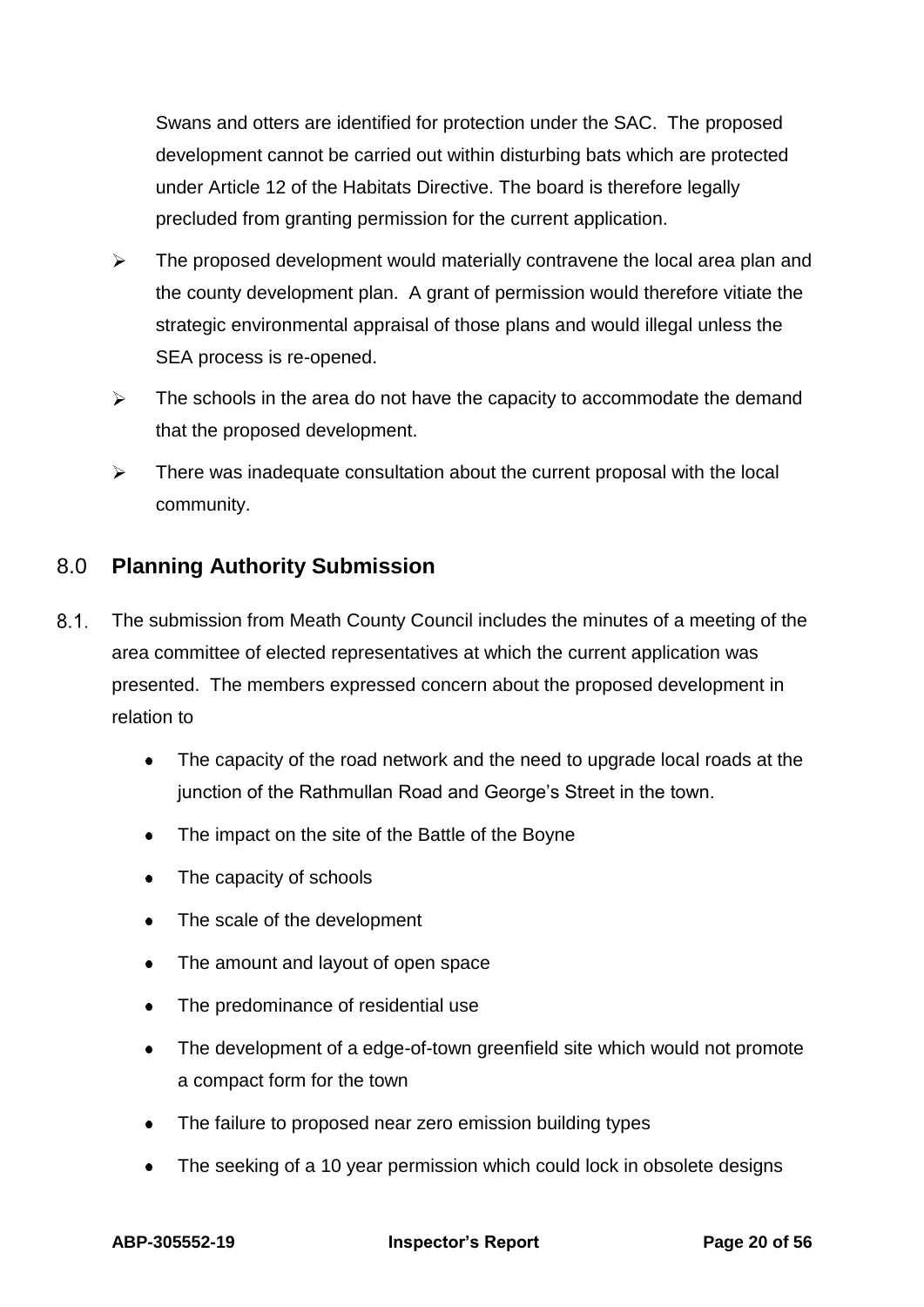Swans and otters are identified for protection under the SAC. The proposed development cannot be carried out within disturbing bats which are protected under Article 12 of the Habitats Directive. The board is therefore legally precluded from granting permission for the current application.

- The proposed development would materially contravene the local area plan and the county development plan. A grant of permission would therefore vitiate the strategic environmental appraisal of those plans and would illegal unless the SEA process is re-opened.
- The schools in the area do not have the capacity to accommodate the demand that the proposed development.
- There was inadequate consultation about the current proposal with the local community.

## 8.0 Planning Authority Submission

8.1. The submission from Meath County Council includes the minutes of a meeting of the area committee of elected representatives at which the current application was presented. The members expressed concern about the proposed development in relation to

- The capacity of the road network and the need to upgrade local roads at the junction of the Rathmullan Road and George's Street in the town.
- The impact on the site of the Battle of the Boyne
- The capacity of schools
- The scale of the development
- The amount and layout of open space
- The predominance of residential use
- The development of a edge-of-town greenfield site which would not promote a compact form for the town
- The failure to proposed near zero emission building types
- The seeking of a 10 year permission which could lock in obsolete designs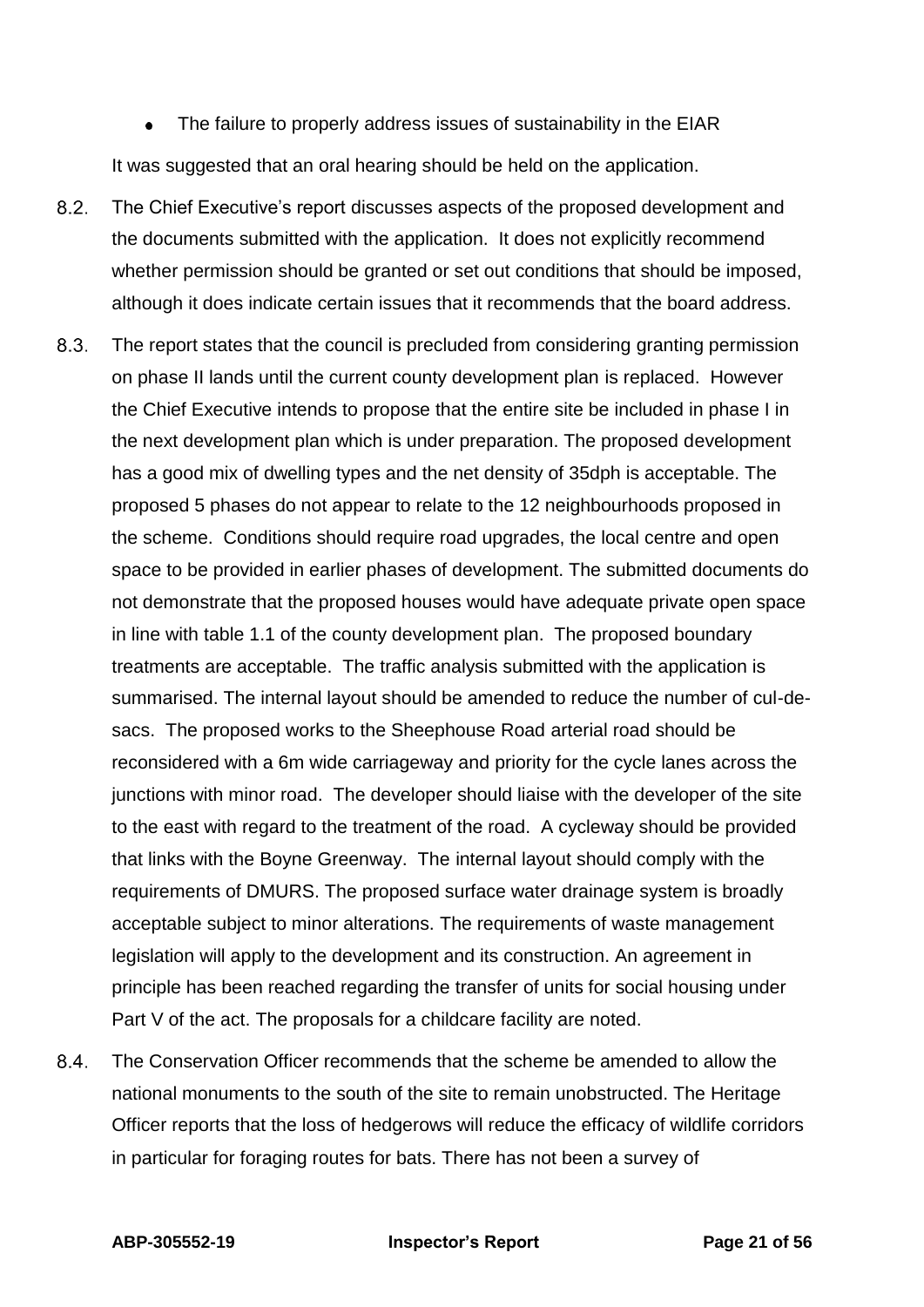- The failure to properly address issues of sustainability in the EIAR

It was suggested that an oral hearing should be held on the application.

8.2. The Chief Executive's report discusses aspects of the proposed development and the documents submitted with the application. It does not explicitly recommend whether permission should be granted or set out conditions that should be imposed, although it does indicate certain issues that it recommends that the board address.

8.3. The report states that the council is precluded from considering granting permission on phase II lands until the current county development plan is replaced. However the Chief Executive intends to propose that the entire site be included in phase I in the next development plan which is under preparation. The proposed development has a good mix of dwelling types and the net density of 35dph is acceptable. The proposed 5 phases do not appear to relate to the 12 neighbourhoods proposed in the scheme. Conditions should require road upgrades, the local centre and open space to be provided in earlier phases of development. The submitted documents do not demonstrate that the proposed houses would have adequate private open space in line with table 1.1 of the county development plan. The proposed boundary treatments are acceptable. The traffic analysis submitted with the application is summarised. The internal layout should be amended to reduce the number of cul-de-sacs. The proposed works to the Sheephouse Road arterial road should be reconsidered with a 6m wide carriageway and priority for the cycle lanes across the junctions with minor road. The developer should liaise with the developer of the site to the east with regard to the treatment of the road. A cycleway should be provided that links with the Boyne Greenway. The internal layout should comply with the requirements of DMURS. The proposed surface water drainage system is broadly acceptable subject to minor alterations. The requirements of waste management legislation will apply to the development and its construction. An agreement in principle has been reached regarding the transfer of units for social housing under Part V of the act. The proposals for a childcare facility are noted.

8.4. The Conservation Officer recommends that the scheme be amended to allow the national monuments to the south of the site to remain unobstructed. The Heritage Officer reports that the loss of hedgerows will reduce the efficacy of wildlife corridors in particular for foraging routes for bats. There has not been a survey of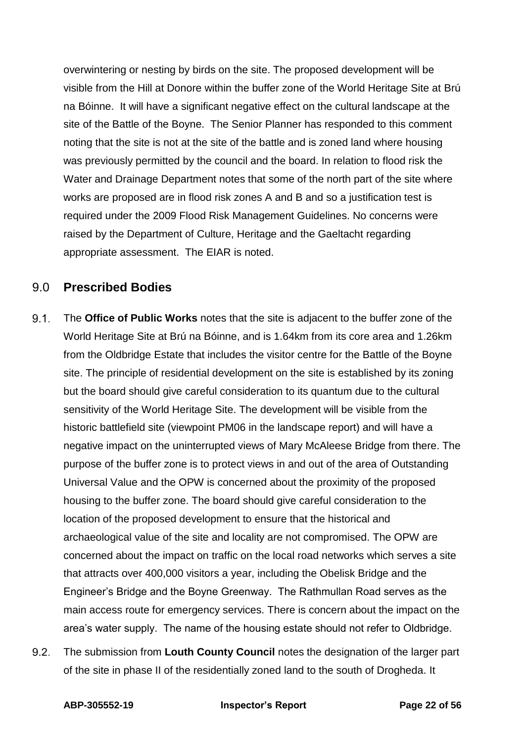overwintering or nesting by birds on the site. The proposed development will be visible from the Hill at Donore within the buffer zone of the World Heritage Site at Brú na Bóinne. It will have a significant negative effect on the cultural landscape at the site of the Battle of the Boyne. The Senior Planner has responded to this comment noting that the site is not at the site of the battle and is zoned land where housing was previously permitted by the council and the board. In relation to flood risk the Water and Drainage Department notes that some of the north part of the site where works are proposed are in flood risk zones A and B and so a justification test is required under the 2009 Flood Risk Management Guidelines. No concerns were raised by the Department of Culture, Heritage and the Gaeltacht regarding appropriate assessment. The EIAR is noted.

## 9.0 Prescribed Bodies

9.1. The **Office of Public Works** notes that the site is adjacent to the buffer zone of the World Heritage Site at Brú na Bóinne, and is 1.64km from its core area and 1.26km from the Oldbridge Estate that includes the visitor centre for the Battle of the Boyne site. The principle of residential development on the site is established by its zoning but the board should give careful consideration to its quantum due to the cultural sensitivity of the World Heritage Site. The development will be visible from the historic battlefield site (viewpoint PM06 in the landscape report) and will have a negative impact on the uninterrupted views of Mary McAleese Bridge from there. The purpose of the buffer zone is to protect views in and out of the area of Outstanding Universal Value and the OPW is concerned about the proximity of the proposed housing to the buffer zone. The board should give careful consideration to the location of the proposed development to ensure that the historical and archaeological value of the site and locality are not compromised. The OPW are concerned about the impact on traffic on the local road networks which serves a site that attracts over 400,000 visitors a year, including the Obelisk Bridge and the Engineer's Bridge and the Boyne Greenway. The Rathmullan Road serves as the main access route for emergency services. There is concern about the impact on the area's water supply. The name of the housing estate should not refer to Oldbridge.

9.2. The submission from **Louth County Council** notes the designation of the larger part of the site in phase II of the residentially zoned land to the south of Drogheda. It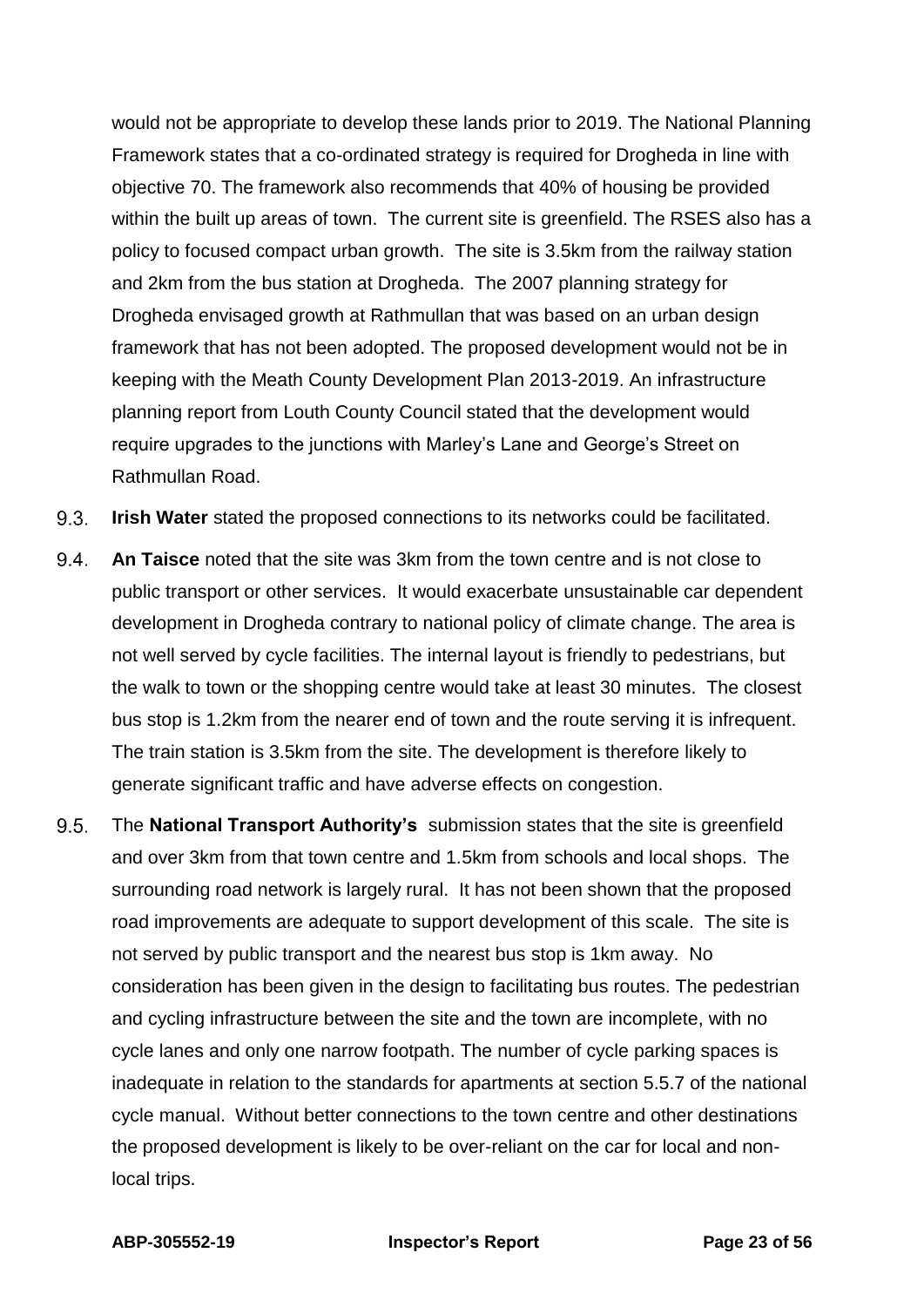would not be appropriate to develop these lands prior to 2019. The National Planning Framework states that a co-ordinated strategy is required for Drogheda in line with objective 70. The framework also recommends that 40% of housing be provided within the built up areas of town. The current site is greenfield. The RSES also has a policy to focused compact urban growth. The site is 3.5km from the railway station and 2km from the bus station at Drogheda. The 2007 planning strategy for Drogheda envisaged growth at Rathmullan that was based on an urban design framework that has not been adopted. The proposed development would not be in keeping with the Meath County Development Plan 2013-2019. An infrastructure planning report from Louth County Council stated that the development would require upgrades to the junctions with Marley's Lane and George's Street on Rathmullan Road.

9.3. **Irish Water** stated the proposed connections to its networks could be facilitated.

9.4. **An Taisce** noted that the site was 3km from the town centre and is not close to public transport or other services. It would exacerbate unsustainable car dependent development in Drogheda contrary to national policy of climate change. The area is not well served by cycle facilities. The internal layout is friendly to pedestrians, but the walk to town or the shopping centre would take at least 30 minutes. The closest bus stop is 1.2km from the nearer end of town and the route serving it is infrequent. The train station is 3.5km from the site. The development is therefore likely to generate significant traffic and have adverse effects on congestion.

9.5. The **National Transport Authority's** submission states that the site is greenfield and over 3km from that town centre and 1.5km from schools and local shops. The surrounding road network is largely rural. It has not been shown that the proposed road improvements are adequate to support development of this scale. The site is not served by public transport and the nearest bus stop is 1km away. No consideration has been given in the design to facilitating bus routes. The pedestrian and cycling infrastructure between the site and the town are incomplete, with no cycle lanes and only one narrow footpath. The number of cycle parking spaces is inadequate in relation to the standards for apartments at section 5.5.7 of the national cycle manual. Without better connections to the town centre and other destinations the proposed development is likely to be over-reliant on the car for local and non-local trips.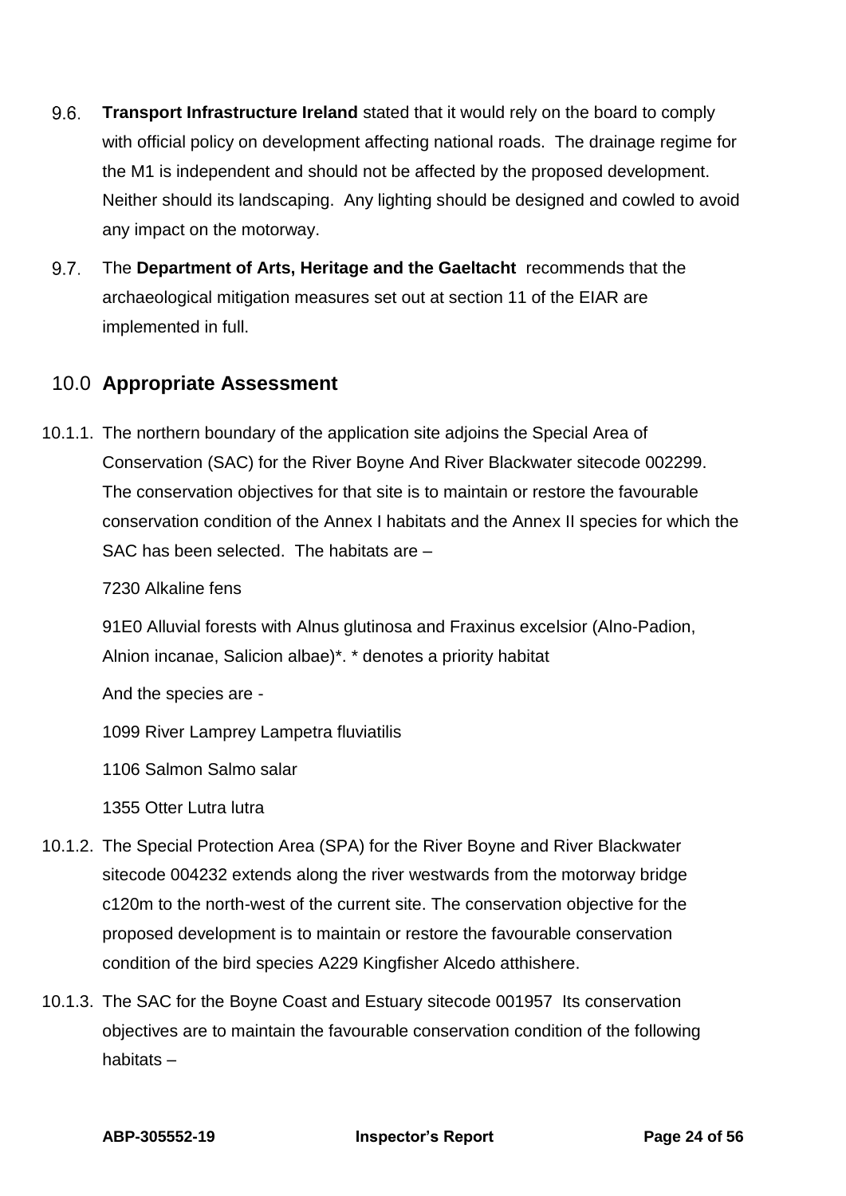9.6. **Transport Infrastructure Ireland** stated that it would rely on the board to comply with official policy on development affecting national roads. The drainage regime for the M1 is independent and should not be affected by the proposed development. Neither should its landscaping. Any lighting should be designed and cowled to avoid any impact on the motorway.

9.7. The **Department of Arts, Heritage and the Gaeltacht** recommends that the archaeological mitigation measures set out at section 11 of the EIAR are implemented in full.

## 10.0 Appropriate Assessment

10.1.1. The northern boundary of the application site adjoins the Special Area of Conservation (SAC) for the River Boyne And River Blackwater sitecode 002299. The conservation objectives for that site is to maintain or restore the favourable conservation condition of the Annex I habitats and the Annex II species for which the SAC has been selected. The habitats are –

7230 Alkaline fens

91E0 Alluvial forests with Alnus glutinosa and Fraxinus excelsior (Alno-Padion, Alnion incanae, Salicion albae)*. * denotes a priority habitat

And the species are -

1099 River Lamprey Lampetra fluviatilis

1106 Salmon Salmo salar

1355 Otter Lutra lutra

10.1.2. The Special Protection Area (SPA) for the River Boyne and River Blackwater sitecode 004232 extends along the river westwards from the motorway bridge c120m to the north-west of the current site. The conservation objective for the proposed development is to maintain or restore the favourable conservation condition of the bird species A229 Kingfisher Alcedo atthishere.

10.1.3. The SAC for the Boyne Coast and Estuary sitecode 001957 Its conservation objectives are to maintain the favourable conservation condition of the following habitats –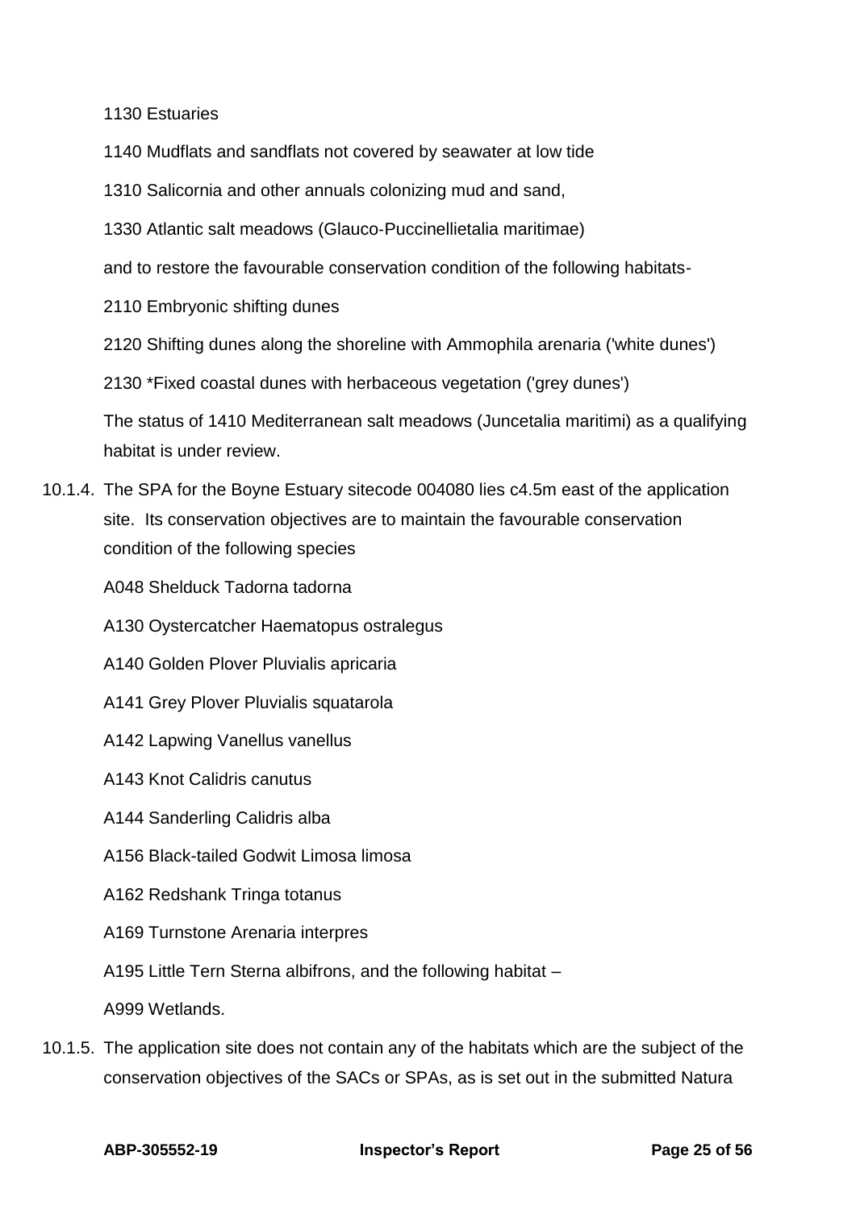1130 Estuaries

1140 Mudflats and sandflats not covered by seawater at low tide

1310 Salicornia and other annuals colonizing mud and sand,

1330 Atlantic salt meadows (Glauco-Puccinellietalia maritimae)

and to restore the favourable conservation condition of the following habitats-

2110 Embryonic shifting dunes

2120 Shifting dunes along the shoreline with Ammophila arenaria ('white dunes')

2130 *Fixed coastal dunes with herbaceous vegetation ('grey dunes')

The status of 1410 Mediterranean salt meadows (Juncetalia maritimi) as a qualifying habitat is under review.

10.1.4. The SPA for the Boyne Estuary sitecode 004080 lies c4.5m east of the application site. Its conservation objectives are to maintain the favourable conservation condition of the following species

A048 Shelduck Tadorna tadorna

A130 Oystercatcher Haematopus ostralegus

A140 Golden Plover Pluvialis apricaria

A141 Grey Plover Pluvialis squatarola

A142 Lapwing Vanellus vanellus

A143 Knot Calidris canutus

A144 Sanderling Calidris alba

A156 Black-tailed Godwit Limosa limosa

A162 Redshank Tringa totanus

A169 Turnstone Arenaria interpres

A195 Little Tern Sterna albifrons, and the following habitat –

A999 Wetlands.

10.1.5. The application site does not contain any of the habitats which are the subject of the conservation objectives of the SACs or SPAs, as is set out in the submitted Natura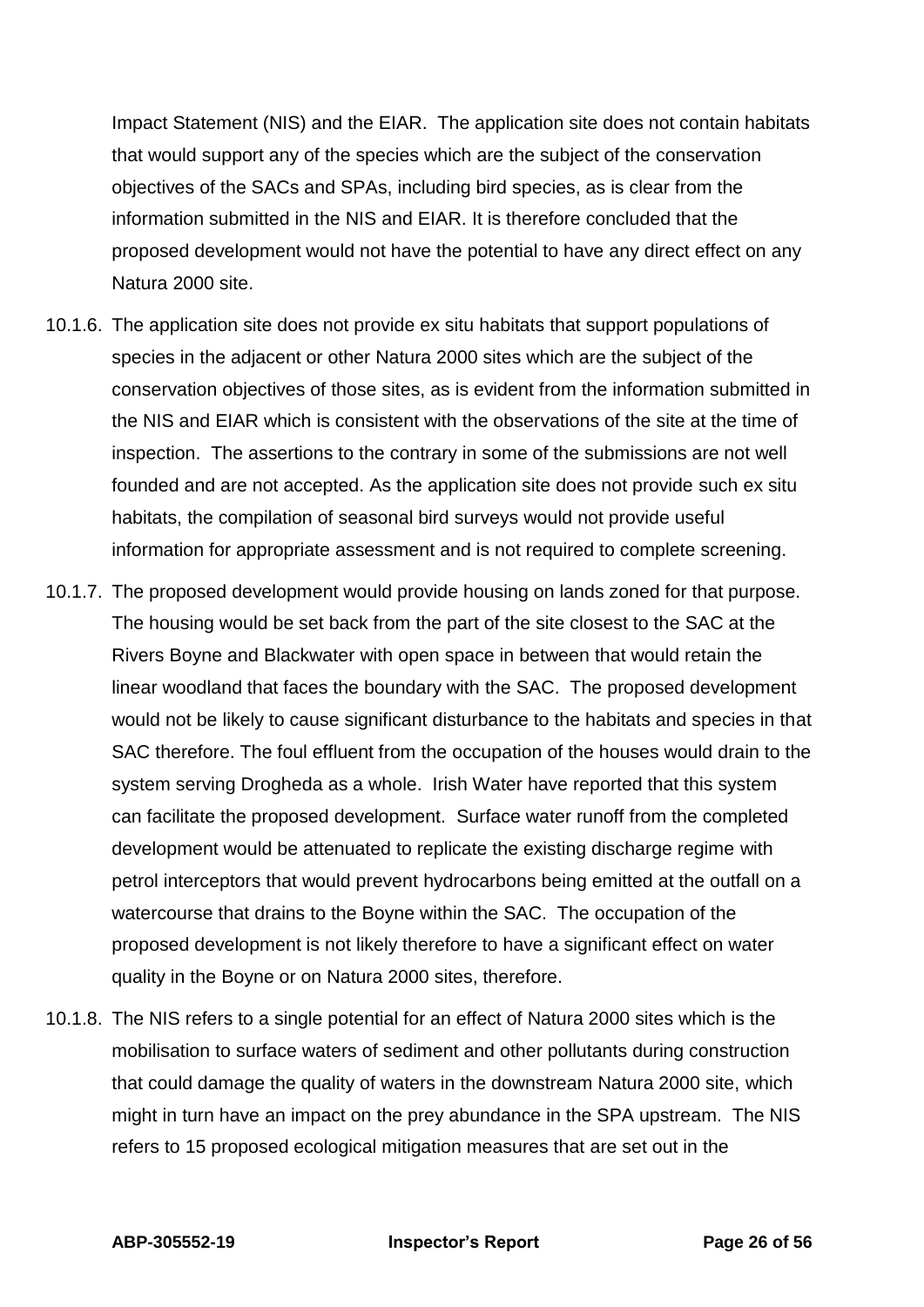Impact Statement (NIS) and the EIAR. The application site does not contain habitats that would support any of the species which are the subject of the conservation objectives of the SACs and SPAs, including bird species, as is clear from the information submitted in the NIS and EIAR. It is therefore concluded that the proposed development would not have the potential to have any direct effect on any Natura 2000 site.

10.1.6. The application site does not provide ex situ habitats that support populations of species in the adjacent or other Natura 2000 sites which are the subject of the conservation objectives of those sites, as is evident from the information submitted in the NIS and EIAR which is consistent with the observations of the site at the time of inspection. The assertions to the contrary in some of the submissions are not well founded and are not accepted. As the application site does not provide such ex situ habitats, the compilation of seasonal bird surveys would not provide useful information for appropriate assessment and is not required to complete screening.

10.1.7. The proposed development would provide housing on lands zoned for that purpose. The housing would be set back from the part of the site closest to the SAC at the Rivers Boyne and Blackwater with open space in between that would retain the linear woodland that faces the boundary with the SAC. The proposed development would not be likely to cause significant disturbance to the habitats and species in that SAC therefore. The foul effluent from the occupation of the houses would drain to the system serving Drogheda as a whole. Irish Water have reported that this system can facilitate the proposed development. Surface water runoff from the completed development would be attenuated to replicate the existing discharge regime with petrol interceptors that would prevent hydrocarbons being emitted at the outfall on a watercourse that drains to the Boyne within the SAC. The occupation of the proposed development is not likely therefore to have a significant effect on water quality in the Boyne or on Natura 2000 sites, therefore.

10.1.8. The NIS refers to a single potential for an effect of Natura 2000 sites which is the mobilisation to surface waters of sediment and other pollutants during construction that could damage the quality of waters in the downstream Natura 2000 site, which might in turn have an impact on the prey abundance in the SPA upstream. The NIS refers to 15 proposed ecological mitigation measures that are set out in the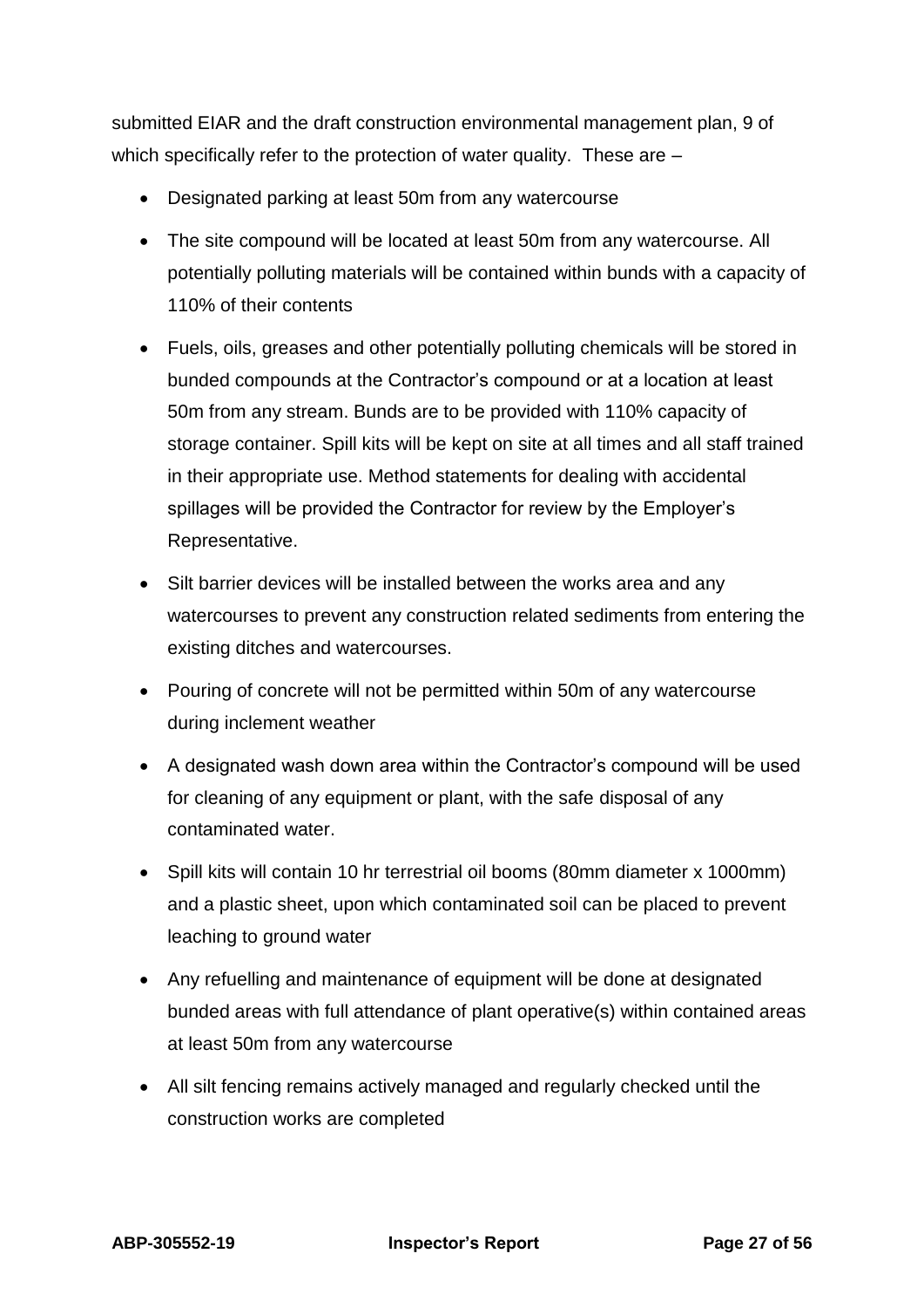submitted EIAR and the draft construction environmental management plan, 9 of which specifically refer to the protection of water quality. These are –

- Designated parking at least 50m from any watercourse
- The site compound will be located at least 50m from any watercourse. All potentially polluting materials will be contained within bunds with a capacity of 110% of their contents
- Fuels, oils, greases and other potentially polluting chemicals will be stored in bunded compounds at the Contractor's compound or at a location at least 50m from any stream. Bunds are to be provided with 110% capacity of storage container. Spill kits will be kept on site at all times and all staff trained in their appropriate use. Method statements for dealing with accidental spillages will be provided the Contractor for review by the Employer's Representative.
- Silt barrier devices will be installed between the works area and any watercourses to prevent any construction related sediments from entering the existing ditches and watercourses.
- Pouring of concrete will not be permitted within 50m of any watercourse during inclement weather
- A designated wash down area within the Contractor's compound will be used for cleaning of any equipment or plant, with the safe disposal of any contaminated water.
- Spill kits will contain 10 hr terrestrial oil booms (80mm diameter x 1000mm) and a plastic sheet, upon which contaminated soil can be placed to prevent leaching to ground water
- Any refuelling and maintenance of equipment will be done at designated bunded areas with full attendance of plant operative(s) within contained areas at least 50m from any watercourse
- All silt fencing remains actively managed and regularly checked until the construction works are completed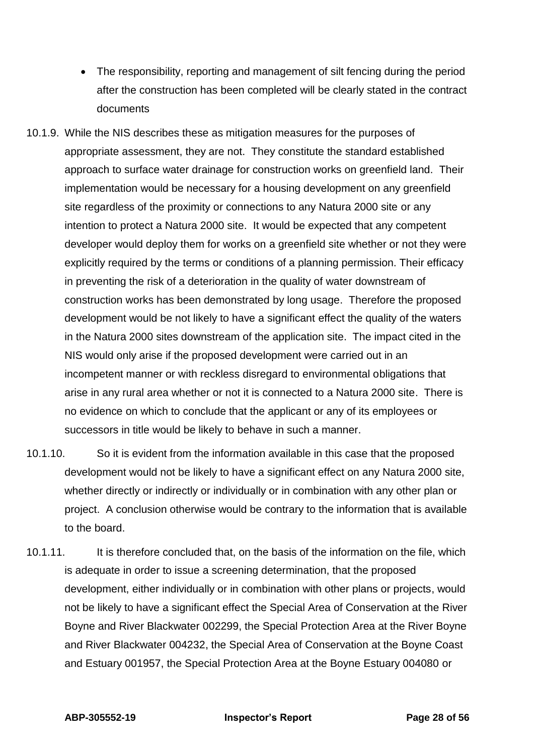- The responsibility, reporting and management of silt fencing during the period after the construction has been completed will be clearly stated in the contract documents

10.1.9. While the NIS describes these as mitigation measures for the purposes of appropriate assessment, they are not. They constitute the standard established approach to surface water drainage for construction works on greenfield land. Their implementation would be necessary for a housing development on any greenfield site regardless of the proximity or connections to any Natura 2000 site or any intention to protect a Natura 2000 site. It would be expected that any competent developer would deploy them for works on a greenfield site whether or not they were explicitly required by the terms or conditions of a planning permission. Their efficacy in preventing the risk of a deterioration in the quality of water downstream of construction works has been demonstrated by long usage. Therefore the proposed development would be not likely to have a significant effect the quality of the waters in the Natura 2000 sites downstream of the application site. The impact cited in the NIS would only arise if the proposed development were carried out in an incompetent manner or with reckless disregard to environmental obligations that arise in any rural area whether or not it is connected to a Natura 2000 site. There is no evidence on which to conclude that the applicant or any of its employees or successors in title would be likely to behave in such a manner.

10.1.10. So it is evident from the information available in this case that the proposed development would not be likely to have a significant effect on any Natura 2000 site, whether directly or indirectly or individually or in combination with any other plan or project. A conclusion otherwise would be contrary to the information that is available to the board.

10.1.11. It is therefore concluded that, on the basis of the information on the file, which is adequate in order to issue a screening determination, that the proposed development, either individually or in combination with other plans or projects, would not be likely to have a significant effect the Special Area of Conservation at the River Boyne and River Blackwater 002299, the Special Protection Area at the River Boyne and River Blackwater 004232, the Special Area of Conservation at the Boyne Coast and Estuary 001957, the Special Protection Area at the Boyne Estuary 004080 or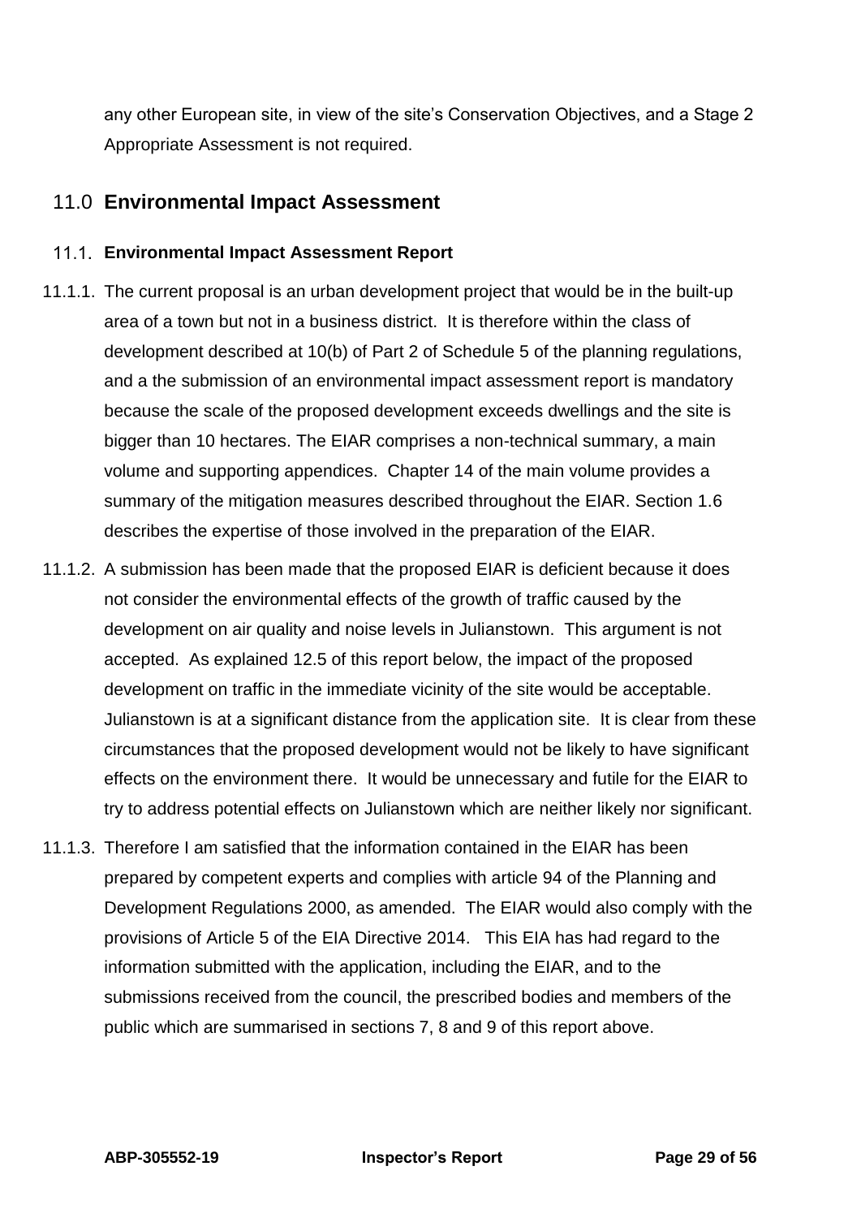any other European site, in view of the site's Conservation Objectives, and a Stage 2 Appropriate Assessment is not required.

## 11.0 Environmental Impact Assessment

### 11.1. Environmental Impact Assessment Report

11.1.1. The current proposal is an urban development project that would be in the built-up area of a town but not in a business district. It is therefore within the class of development described at 10(b) of Part 2 of Schedule 5 of the planning regulations, and a the submission of an environmental impact assessment report is mandatory because the scale of the proposed development exceeds dwellings and the site is bigger than 10 hectares. The EIAR comprises a non-technical summary, a main volume and supporting appendices. Chapter 14 of the main volume provides a summary of the mitigation measures described throughout the EIAR. Section 1.6 describes the expertise of those involved in the preparation of the EIAR.

11.1.2. A submission has been made that the proposed EIAR is deficient because it does not consider the environmental effects of the growth of traffic caused by the development on air quality and noise levels in Julianstown. This argument is not accepted. As explained 12.5 of this report below, the impact of the proposed development on traffic in the immediate vicinity of the site would be acceptable. Julianstown is at a significant distance from the application site. It is clear from these circumstances that the proposed development would not be likely to have significant effects on the environment there. It would be unnecessary and futile for the EIAR to try to address potential effects on Julianstown which are neither likely nor significant.

11.1.3. Therefore I am satisfied that the information contained in the EIAR has been prepared by competent experts and complies with article 94 of the Planning and Development Regulations 2000, as amended. The EIAR would also comply with the provisions of Article 5 of the EIA Directive 2014. This EIA has had regard to the information submitted with the application, including the EIAR, and to the submissions received from the council, the prescribed bodies and members of the public which are summarised in sections 7, 8 and 9 of this report above.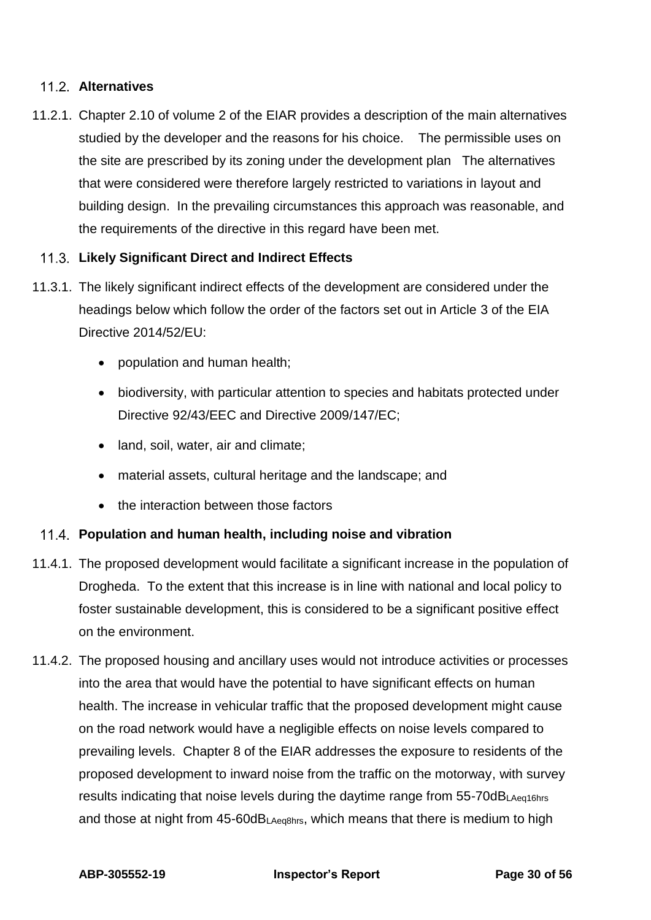## 11.2. Alternatives

11.2.1. Chapter 2.10 of volume 2 of the EIAR provides a description of the main alternatives studied by the developer and the reasons for his choice. The permissible uses on the site are prescribed by its zoning under the development plan The alternatives that were considered were therefore largely restricted to variations in layout and building design. In the prevailing circumstances this approach was reasonable, and the requirements of the directive in this regard have been met.

## 11.3. Likely Significant Direct and Indirect Effects

11.3.1. The likely significant indirect effects of the development are considered under the headings below which follow the order of the factors set out in Article 3 of the EIA Directive 2014/52/EU:

- population and human health;
- biodiversity, with particular attention to species and habitats protected under Directive 92/43/EEC and Directive 2009/147/EC;
- land, soil, water, air and climate;
- material assets, cultural heritage and the landscape; and
- the interaction between those factors

## 11.4. Population and human health, including noise and vibration

11.4.1. The proposed development would facilitate a significant increase in the population of Drogheda. To the extent that this increase is in line with national and local policy to foster sustainable development, this is considered to be a significant positive effect on the environment.

11.4.2. The proposed housing and ancillary uses would not introduce activities or processes into the area that would have the potential to have significant effects on human health. The increase in vehicular traffic that the proposed development might cause on the road network would have a negligible effects on noise levels compared to prevailing levels. Chapter 8 of the EIAR addresses the exposure to residents of the proposed development to inward noise from the traffic on the motorway, with survey results indicating that noise levels during the daytime range from 55-70$dB_{LAeq16hrs}$ and those at night from 45-60$dB_{LAeq8hrs}$, which means that there is medium to high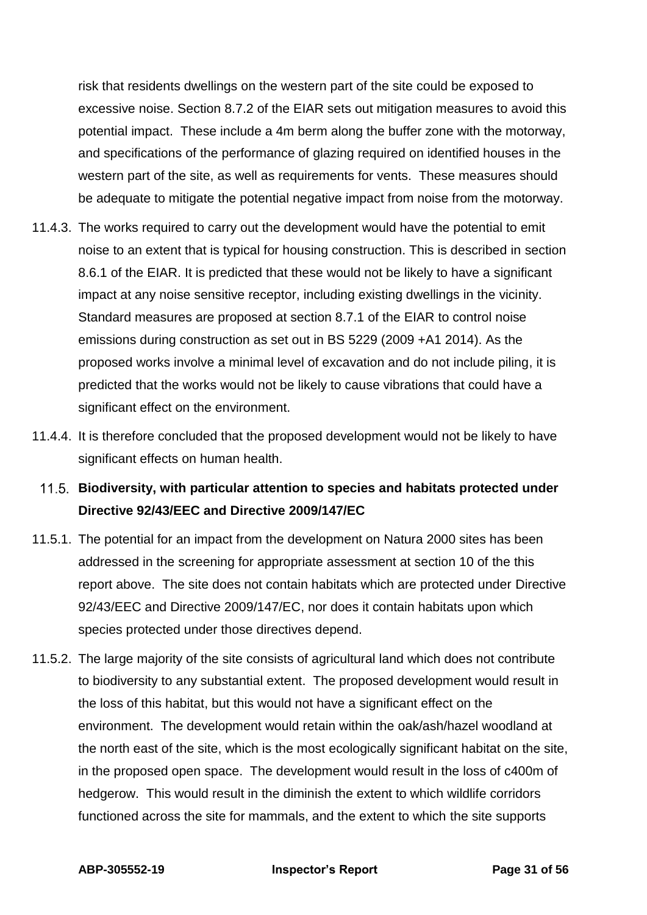risk that residents dwellings on the western part of the site could be exposed to excessive noise. Section 8.7.2 of the EIAR sets out mitigation measures to avoid this potential impact. These include a 4m berm along the buffer zone with the motorway, and specifications of the performance of glazing required on identified houses in the western part of the site, as well as requirements for vents. These measures should be adequate to mitigate the potential negative impact from noise from the motorway.

11.4.3. The works required to carry out the development would have the potential to emit noise to an extent that is typical for housing construction. This is described in section 8.6.1 of the EIAR. It is predicted that these would not be likely to have a significant impact at any noise sensitive receptor, including existing dwellings in the vicinity. Standard measures are proposed at section 8.7.1 of the EIAR to control noise emissions during construction as set out in BS 5229 (2009 +A1 2014). As the proposed works involve a minimal level of excavation and do not include piling, it is predicted that the works would not be likely to cause vibrations that could have a significant effect on the environment.

11.4.4. It is therefore concluded that the proposed development would not be likely to have significant effects on human health.

### 11.5. Biodiversity, with particular attention to species and habitats protected under Directive 92/43/EEC and Directive 2009/147/EC

11.5.1. The potential for an impact from the development on Natura 2000 sites has been addressed in the screening for appropriate assessment at section 10 of the this report above. The site does not contain habitats which are protected under Directive 92/43/EEC and Directive 2009/147/EC, nor does it contain habitats upon which species protected under those directives depend.

11.5.2. The large majority of the site consists of agricultural land which does not contribute to biodiversity to any substantial extent. The proposed development would result in the loss of this habitat, but this would not have a significant effect on the environment. The development would retain within the oak/ash/hazel woodland at the north east of the site, which is the most ecologically significant habitat on the site, in the proposed open space. The development would result in the loss of c400m of hedgerow. This would result in the diminish the extent to which wildlife corridors functioned across the site for mammals, and the extent to which the site supports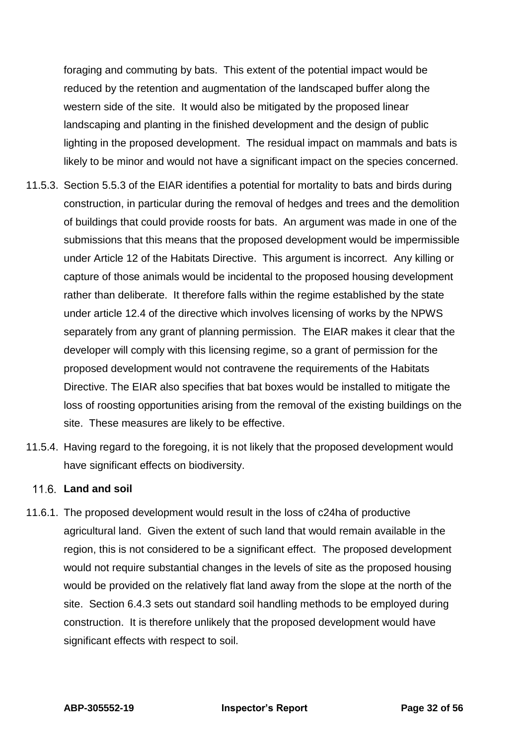foraging and commuting by bats. This extent of the potential impact would be reduced by the retention and augmentation of the landscaped buffer along the western side of the site. It would also be mitigated by the proposed linear landscaping and planting in the finished development and the design of public lighting in the proposed development. The residual impact on mammals and bats is likely to be minor and would not have a significant impact on the species concerned.

11.5.3. Section 5.5.3 of the EIAR identifies a potential for mortality to bats and birds during construction, in particular during the removal of hedges and trees and the demolition of buildings that could provide roosts for bats. An argument was made in one of the submissions that this means that the proposed development would be impermissible under Article 12 of the Habitats Directive. This argument is incorrect. Any killing or capture of those animals would be incidental to the proposed housing development rather than deliberate. It therefore falls within the regime established by the state under article 12.4 of the directive which involves licensing of works by the NPWS separately from any grant of planning permission. The EIAR makes it clear that the developer will comply with this licensing regime, so a grant of permission for the proposed development would not contravene the requirements of the Habitats Directive. The EIAR also specifies that bat boxes would be installed to mitigate the loss of roosting opportunities arising from the removal of the existing buildings on the site. These measures are likely to be effective.

11.5.4. Having regard to the foregoing, it is not likely that the proposed development would have significant effects on biodiversity.

## 11.6. Land and soil

11.6.1. The proposed development would result in the loss of c24ha of productive agricultural land. Given the extent of such land that would remain available in the region, this is not considered to be a significant effect. The proposed development would not require substantial changes in the levels of site as the proposed housing would be provided on the relatively flat land away from the slope at the north of the site. Section 6.4.3 sets out standard soil handling methods to be employed during construction. It is therefore unlikely that the proposed development would have significant effects with respect to soil.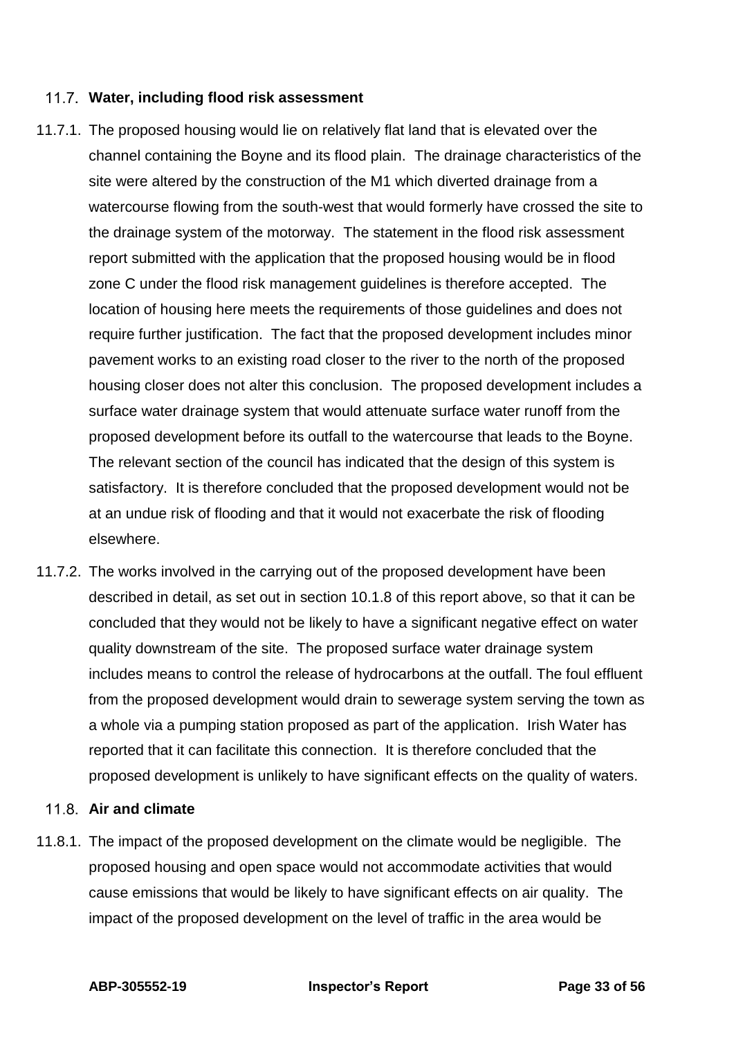### 11.7. Water, including flood risk assessment

11.7.1. The proposed housing would lie on relatively flat land that is elevated over the channel containing the Boyne and its flood plain. The drainage characteristics of the site were altered by the construction of the M1 which diverted drainage from a watercourse flowing from the south-west that would formerly have crossed the site to the drainage system of the motorway. The statement in the flood risk assessment report submitted with the application that the proposed housing would be in flood zone C under the flood risk management guidelines is therefore accepted. The location of housing here meets the requirements of those guidelines and does not require further justification. The fact that the proposed development includes minor pavement works to an existing road closer to the river to the north of the proposed housing closer does not alter this conclusion. The proposed development includes a surface water drainage system that would attenuate surface water runoff from the proposed development before its outfall to the watercourse that leads to the Boyne. The relevant section of the council has indicated that the design of this system is satisfactory. It is therefore concluded that the proposed development would not be at an undue risk of flooding and that it would not exacerbate the risk of flooding elsewhere.

11.7.2. The works involved in the carrying out of the proposed development have been described in detail, as set out in section 10.1.8 of this report above, so that it can be concluded that they would not be likely to have a significant negative effect on water quality downstream of the site. The proposed surface water drainage system includes means to control the release of hydrocarbons at the outfall. The foul effluent from the proposed development would drain to sewerage system serving the town as a whole via a pumping station proposed as part of the application. Irish Water has reported that it can facilitate this connection. It is therefore concluded that the proposed development is unlikely to have significant effects on the quality of waters.

### 11.8. Air and climate

11.8.1. The impact of the proposed development on the climate would be negligible. The proposed housing and open space would not accommodate activities that would cause emissions that would be likely to have significant effects on air quality. The impact of the proposed development on the level of traffic in the area would be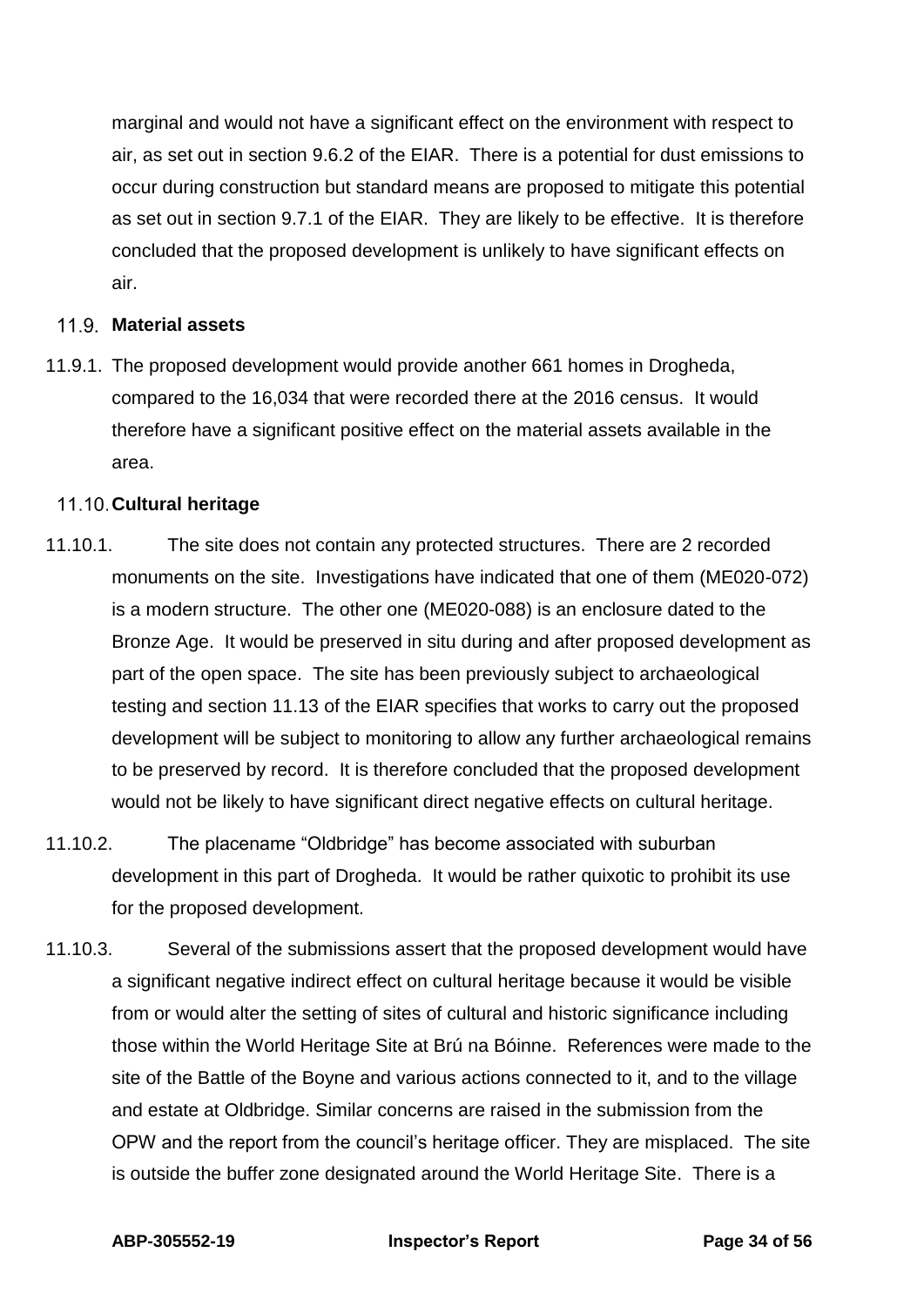marginal and would not have a significant effect on the environment with respect to air, as set out in section 9.6.2 of the EIAR. There is a potential for dust emissions to occur during construction but standard means are proposed to mitigate this potential as set out in section 9.7.1 of the EIAR. They are likely to be effective. It is therefore concluded that the proposed development is unlikely to have significant effects on air.

### 11.9. Material assets

11.9.1. The proposed development would provide another 661 homes in Drogheda, compared to the 16,034 that were recorded there at the 2016 census. It would therefore have a significant positive effect on the material assets available in the area.

### 11.10. Cultural heritage

11.10.1. The site does not contain any protected structures. There are 2 recorded monuments on the site. Investigations have indicated that one of them (ME020-072) is a modern structure. The other one (ME020-088) is an enclosure dated to the Bronze Age. It would be preserved in situ during and after proposed development as part of the open space. The site has been previously subject to archaeological testing and section 11.13 of the EIAR specifies that works to carry out the proposed development will be subject to monitoring to allow any further archaeological remains to be preserved by record. It is therefore concluded that the proposed development would not be likely to have significant direct negative effects on cultural heritage.

11.10.2. The placename "Oldbridge" has become associated with suburban development in this part of Drogheda. It would be rather quixotic to prohibit its use for the proposed development.

11.10.3. Several of the submissions assert that the proposed development would have a significant negative indirect effect on cultural heritage because it would be visible from or would alter the setting of sites of cultural and historic significance including those within the World Heritage Site at Brú na Bóinne. References were made to the site of the Battle of the Boyne and various actions connected to it, and to the village and estate at Oldbridge. Similar concerns are raised in the submission from the OPW and the report from the council's heritage officer. They are misplaced. The site is outside the buffer zone designated around the World Heritage Site. There is a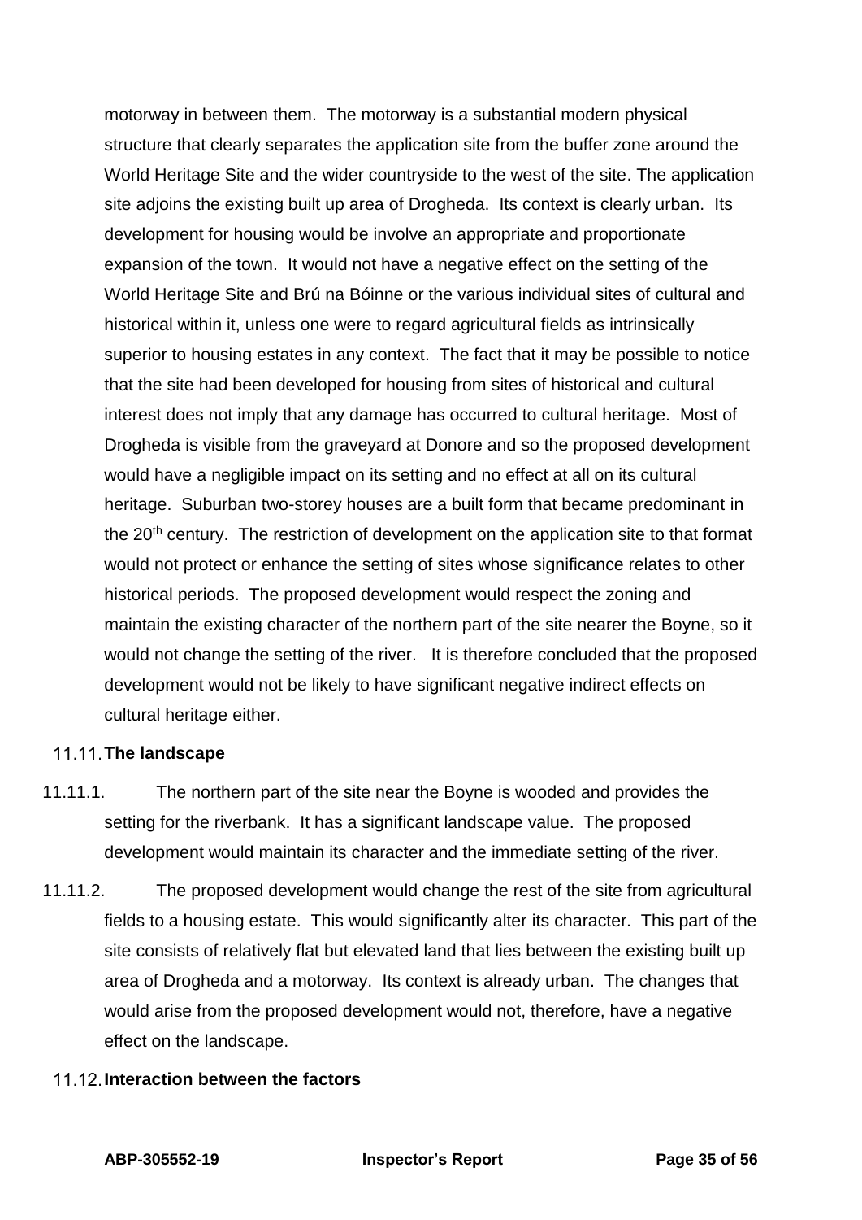motorway in between them. The motorway is a substantial modern physical structure that clearly separates the application site from the buffer zone around the World Heritage Site and the wider countryside to the west of the site. The application site adjoins the existing built up area of Drogheda. Its context is clearly urban. Its development for housing would be involve an appropriate and proportionate expansion of the town. It would not have a negative effect on the setting of the World Heritage Site and Brú na Bóinne or the various individual sites of cultural and historical within it, unless one were to regard agricultural fields as intrinsically superior to housing estates in any context. The fact that it may be possible to notice that the site had been developed for housing from sites of historical and cultural interest does not imply that any damage has occurred to cultural heritage. Most of Drogheda is visible from the graveyard at Donore and so the proposed development would have a negligible impact on its setting and no effect at all on its cultural heritage. Suburban two-storey houses are a built form that became predominant in the 20th century. The restriction of development on the application site to that format would not protect or enhance the setting of sites whose significance relates to other historical periods. The proposed development would respect the zoning and maintain the existing character of the northern part of the site nearer the Boyne, so it would not change the setting of the river. It is therefore concluded that the proposed development would not be likely to have significant negative indirect effects on cultural heritage either.

### 11.11. The landscape

11.11.1. The northern part of the site near the Boyne is wooded and provides the setting for the riverbank. It has a significant landscape value. The proposed development would maintain its character and the immediate setting of the river.

11.11.2. The proposed development would change the rest of the site from agricultural fields to a housing estate. This would significantly alter its character. This part of the site consists of relatively flat but elevated land that lies between the existing built up area of Drogheda and a motorway. Its context is already urban. The changes that would arise from the proposed development would not, therefore, have a negative effect on the landscape.

### 11.12. Interaction between the factors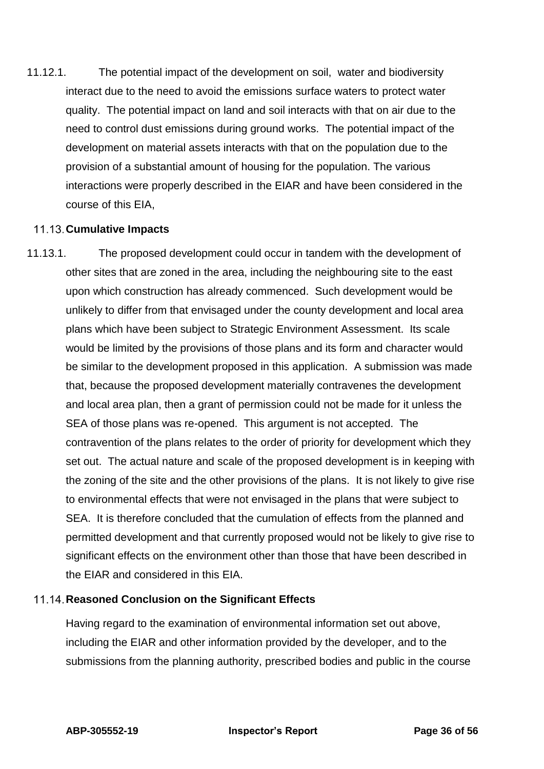11.12.1. The potential impact of the development on soil, water and biodiversity interact due to the need to avoid the emissions surface waters to protect water quality. The potential impact on land and soil interacts with that on air due to the need to control dust emissions during ground works. The potential impact of the development on material assets interacts with that on the population due to the provision of a substantial amount of housing for the population. The various interactions were properly described in the EIAR and have been considered in the course of this EIA,

### 11.13. Cumulative Impacts

11.13.1. The proposed development could occur in tandem with the development of other sites that are zoned in the area, including the neighbouring site to the east upon which construction has already commenced. Such development would be unlikely to differ from that envisaged under the county development and local area plans which have been subject to Strategic Environment Assessment. Its scale would be limited by the provisions of those plans and its form and character would be similar to the development proposed in this application. A submission was made that, because the proposed development materially contravenes the development and local area plan, then a grant of permission could not be made for it unless the SEA of those plans was re-opened. This argument is not accepted. The contravention of the plans relates to the order of priority for development which they set out. The actual nature and scale of the proposed development is in keeping with the zoning of the site and the other provisions of the plans. It is not likely to give rise to environmental effects that were not envisaged in the plans that were subject to SEA. It is therefore concluded that the cumulation of effects from the planned and permitted development and that currently proposed would not be likely to give rise to significant effects on the environment other than those that have been described in the EIAR and considered in this EIA.

### 11.14. Reasoned Conclusion on the Significant Effects

Having regard to the examination of environmental information set out above, including the EIAR and other information provided by the developer, and to the submissions from the planning authority, prescribed bodies and public in the course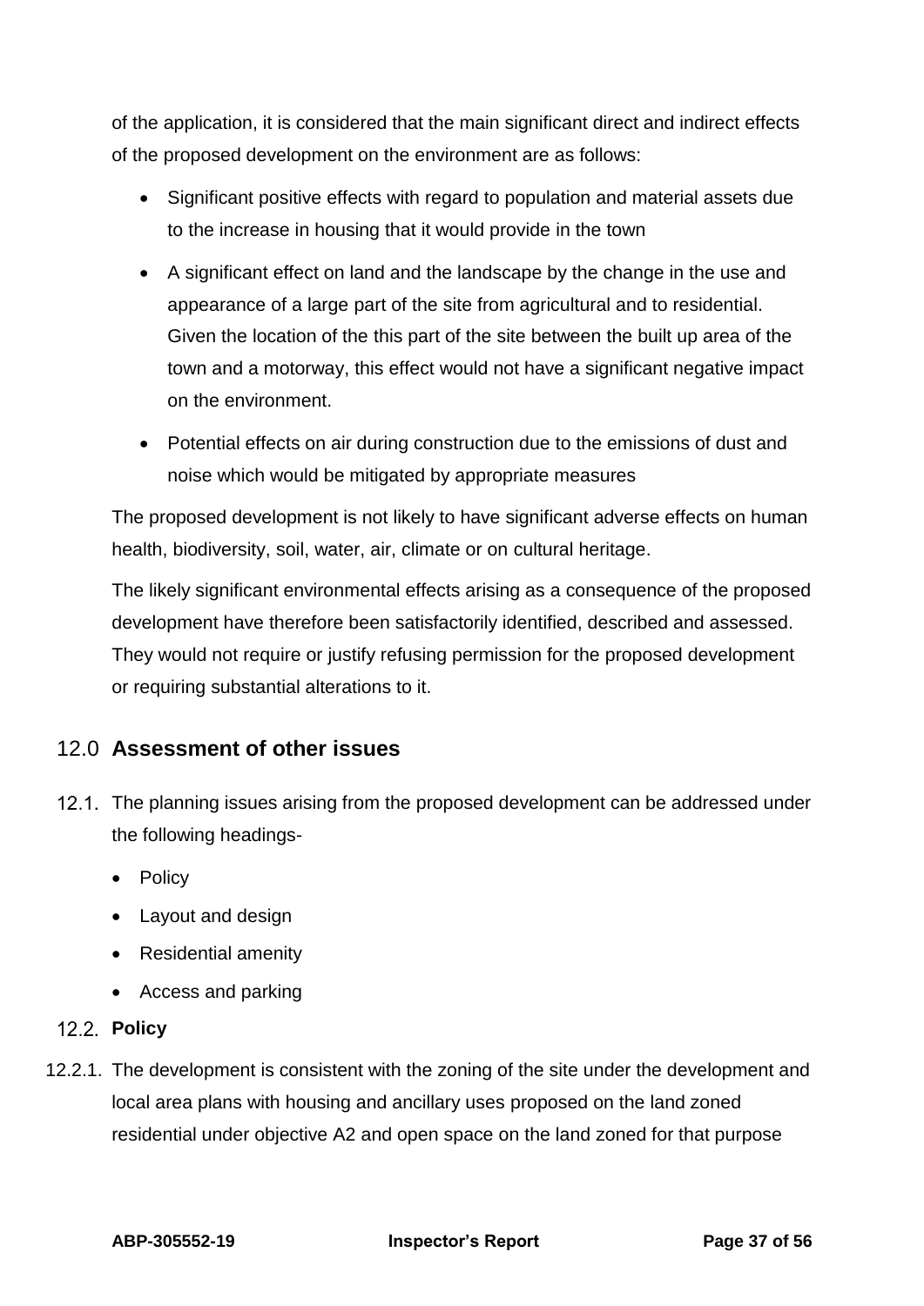of the application, it is considered that the main significant direct and indirect effects of the proposed development on the environment are as follows:

- Significant positive effects with regard to population and material assets due to the increase in housing that it would provide in the town
- A significant effect on land and the landscape by the change in the use and appearance of a large part of the site from agricultural and to residential. Given the location of the this part of the site between the built up area of the town and a motorway, this effect would not have a significant negative impact on the environment.
- Potential effects on air during construction due to the emissions of dust and noise which would be mitigated by appropriate measures

The proposed development is not likely to have significant adverse effects on human health, biodiversity, soil, water, air, climate or on cultural heritage.

The likely significant environmental effects arising as a consequence of the proposed development have therefore been satisfactorily identified, described and assessed. They would not require or justify refusing permission for the proposed development or requiring substantial alterations to it.

## 12.0 Assessment of other issues

12.1. The planning issues arising from the proposed development can be addressed under the following headings-

- Policy
- Layout and design
- Residential amenity
- Access and parking

### 12.2. Policy

12.2.1. The development is consistent with the zoning of the site under the development and local area plans with housing and ancillary uses proposed on the land zoned residential under objective A2 and open space on the land zoned for that purpose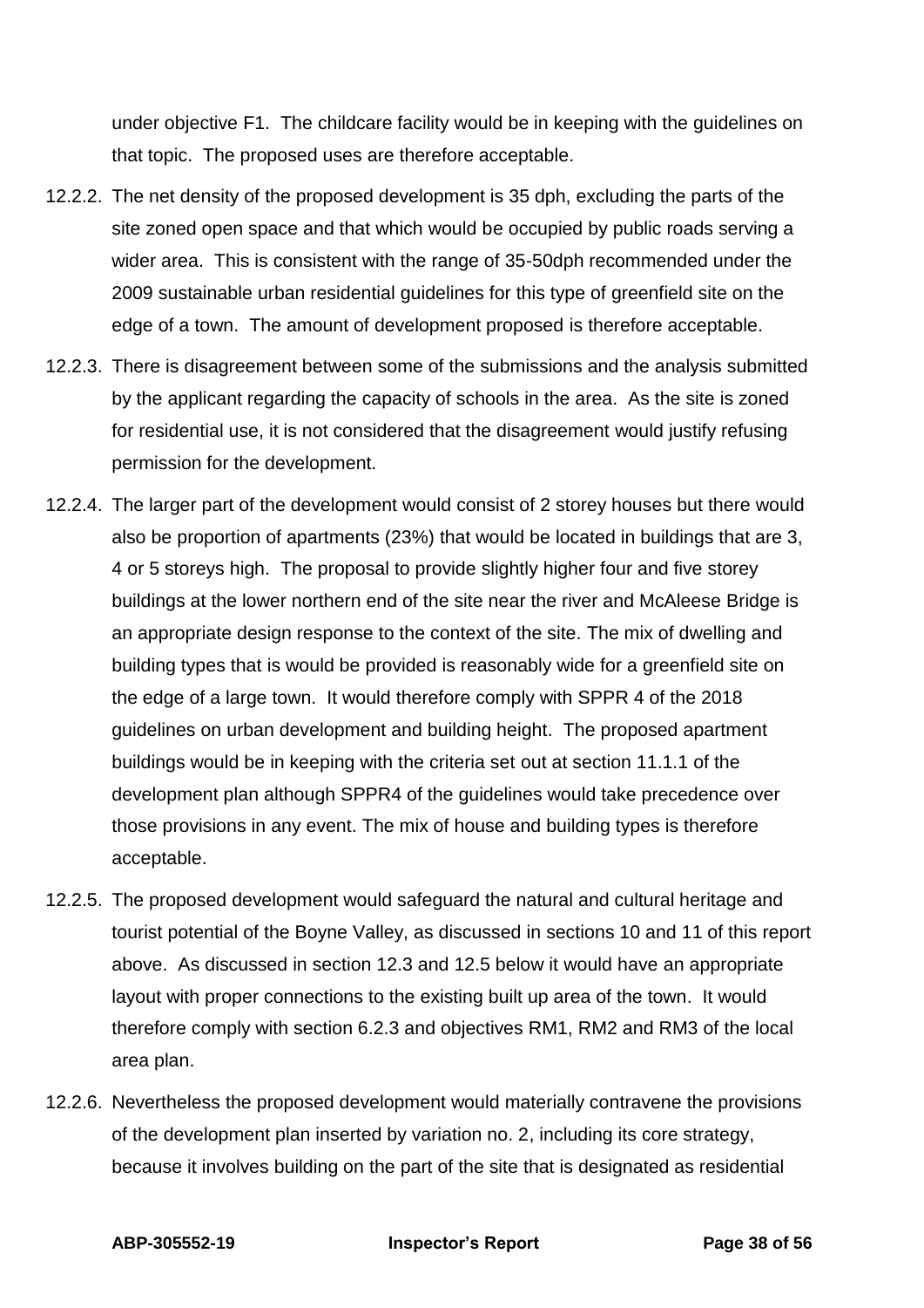under objective F1. The childcare facility would be in keeping with the guidelines on that topic. The proposed uses are therefore acceptable.

12.2.2. The net density of the proposed development is 35 dph, excluding the parts of the site zoned open space and that which would be occupied by public roads serving a wider area. This is consistent with the range of 35-50dph recommended under the 2009 sustainable urban residential guidelines for this type of greenfield site on the edge of a town. The amount of development proposed is therefore acceptable.

12.2.3. There is disagreement between some of the submissions and the analysis submitted by the applicant regarding the capacity of schools in the area. As the site is zoned for residential use, it is not considered that the disagreement would justify refusing permission for the development.

12.2.4. The larger part of the development would consist of 2 storey houses but there would also be proportion of apartments (23%) that would be located in buildings that are 3, 4 or 5 storeys high. The proposal to provide slightly higher four and five storey buildings at the lower northern end of the site near the river and McAleese Bridge is an appropriate design response to the context of the site. The mix of dwelling and building types that is would be provided is reasonably wide for a greenfield site on the edge of a large town. It would therefore comply with SPPR 4 of the 2018 guidelines on urban development and building height. The proposed apartment buildings would be in keeping with the criteria set out at section 11.1.1 of the development plan although SPPR4 of the guidelines would take precedence over those provisions in any event. The mix of house and building types is therefore acceptable.

12.2.5. The proposed development would safeguard the natural and cultural heritage and tourist potential of the Boyne Valley, as discussed in sections 10 and 11 of this report above. As discussed in section 12.3 and 12.5 below it would have an appropriate layout with proper connections to the existing built up area of the town. It would therefore comply with section 6.2.3 and objectives RM1, RM2 and RM3 of the local area plan.

12.2.6. Nevertheless the proposed development would materially contravene the provisions of the development plan inserted by variation no. 2, including its core strategy, because it involves building on the part of the site that is designated as residential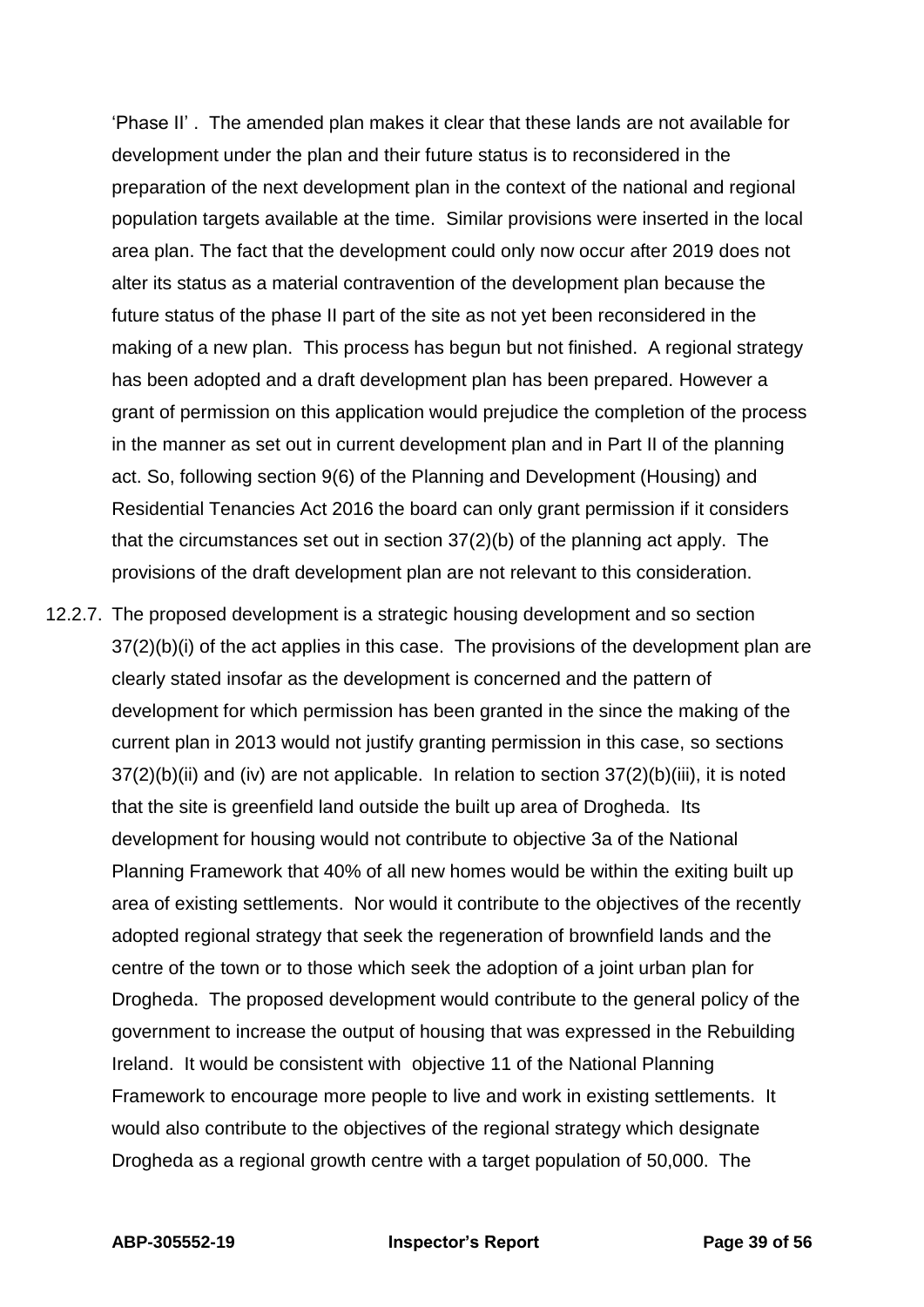'Phase II' . The amended plan makes it clear that these lands are not available for development under the plan and their future status is to reconsidered in the preparation of the next development plan in the context of the national and regional population targets available at the time. Similar provisions were inserted in the local area plan. The fact that the development could only now occur after 2019 does not alter its status as a material contravention of the development plan because the future status of the phase II part of the site as not yet been reconsidered in the making of a new plan. This process has begun but not finished. A regional strategy has been adopted and a draft development plan has been prepared. However a grant of permission on this application would prejudice the completion of the process in the manner as set out in current development plan and in Part II of the planning act. So, following section 9(6) of the Planning and Development (Housing) and Residential Tenancies Act 2016 the board can only grant permission if it considers that the circumstances set out in section 37(2)(b) of the planning act apply. The provisions of the draft development plan are not relevant to this consideration.

12.2.7. The proposed development is a strategic housing development and so section 37(2)(b)(i) of the act applies in this case. The provisions of the development plan are clearly stated insofar as the development is concerned and the pattern of development for which permission has been granted in the since the making of the current plan in 2013 would not justify granting permission in this case, so sections 37(2)(b)(ii) and (iv) are not applicable. In relation to section 37(2)(b)(iii), it is noted that the site is greenfield land outside the built up area of Drogheda. Its development for housing would not contribute to objective 3a of the National Planning Framework that 40% of all new homes would be within the exiting built up area of existing settlements. Nor would it contribute to the objectives of the recently adopted regional strategy that seek the regeneration of brownfield lands and the centre of the town or to those which seek the adoption of a joint urban plan for Drogheda. The proposed development would contribute to the general policy of the government to increase the output of housing that was expressed in the Rebuilding Ireland. It would be consistent with objective 11 of the National Planning Framework to encourage more people to live and work in existing settlements. It would also contribute to the objectives of the regional strategy which designate Drogheda as a regional growth centre with a target population of 50,000. The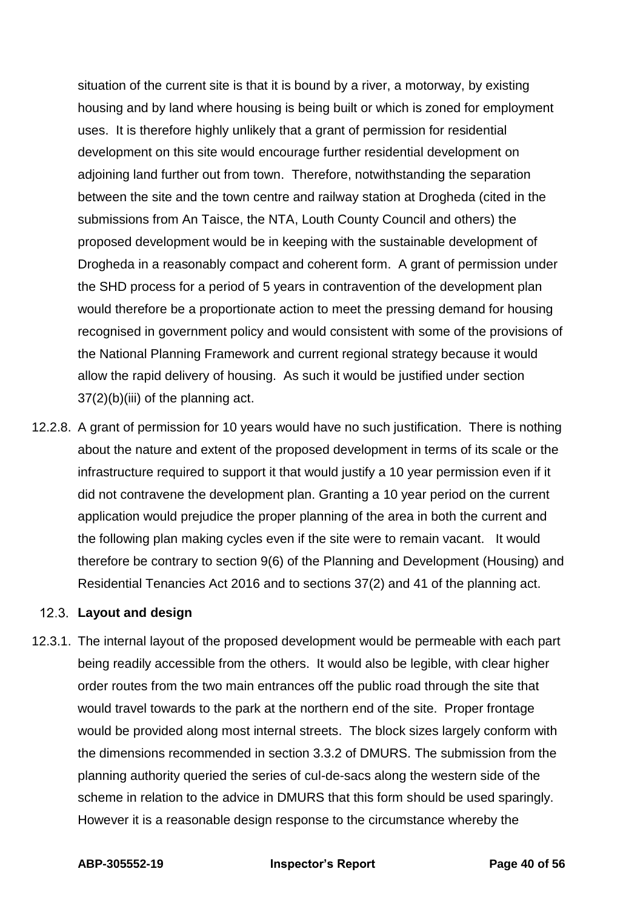situation of the current site is that it is bound by a river, a motorway, by existing housing and by land where housing is being built or which is zoned for employment uses. It is therefore highly unlikely that a grant of permission for residential development on this site would encourage further residential development on adjoining land further out from town. Therefore, notwithstanding the separation between the site and the town centre and railway station at Drogheda (cited in the submissions from An Taisce, the NTA, Louth County Council and others) the proposed development would be in keeping with the sustainable development of Drogheda in a reasonably compact and coherent form. A grant of permission under the SHD process for a period of 5 years in contravention of the development plan would therefore be a proportionate action to meet the pressing demand for housing recognised in government policy and would consistent with some of the provisions of the National Planning Framework and current regional strategy because it would allow the rapid delivery of housing. As such it would be justified under section 37(2)(b)(iii) of the planning act.

12.2.8. A grant of permission for 10 years would have no such justification. There is nothing about the nature and extent of the proposed development in terms of its scale or the infrastructure required to support it that would justify a 10 year permission even if it did not contravene the development plan. Granting a 10 year period on the current application would prejudice the proper planning of the area in both the current and the following plan making cycles even if the site were to remain vacant. It would therefore be contrary to section 9(6) of the Planning and Development (Housing) and Residential Tenancies Act 2016 and to sections 37(2) and 41 of the planning act.

## 12.3. Layout and design

12.3.1. The internal layout of the proposed development would be permeable with each part being readily accessible from the others. It would also be legible, with clear higher order routes from the two main entrances off the public road through the site that would travel towards to the park at the northern end of the site. Proper frontage would be provided along most internal streets. The block sizes largely conform with the dimensions recommended in section 3.3.2 of DMURS. The submission from the planning authority queried the series of cul-de-sacs along the western side of the scheme in relation to the advice in DMURS that this form should be used sparingly. However it is a reasonable design response to the circumstance whereby the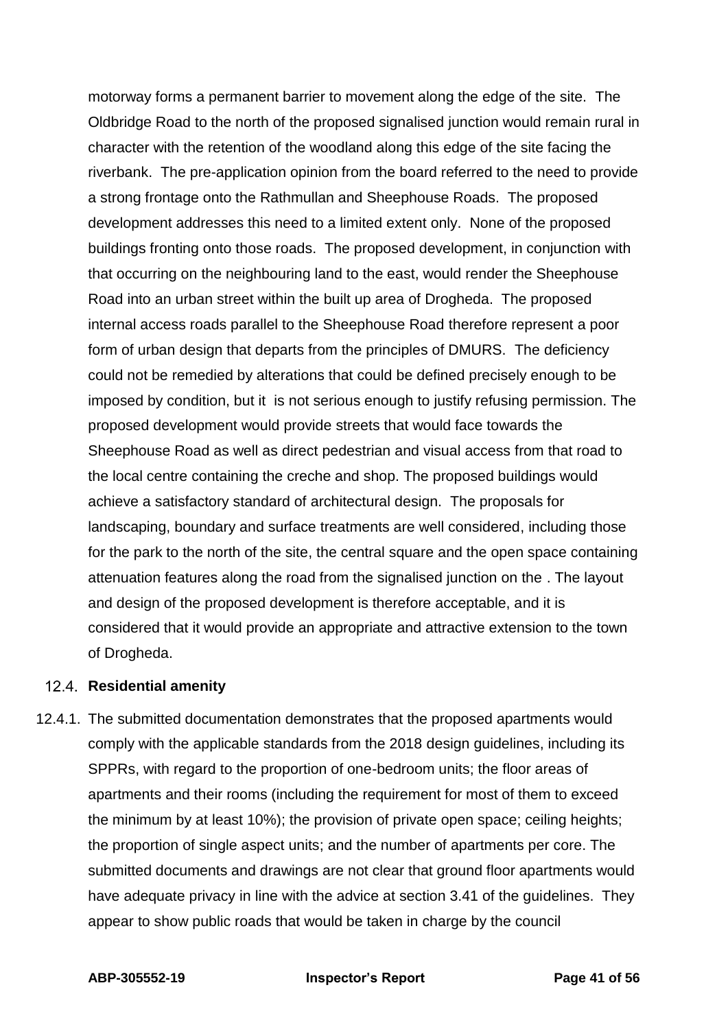motorway forms a permanent barrier to movement along the edge of the site. The Oldbridge Road to the north of the proposed signalised junction would remain rural in character with the retention of the woodland along this edge of the site facing the riverbank. The pre-application opinion from the board referred to the need to provide a strong frontage onto the Rathmullan and Sheephouse Roads. The proposed development addresses this need to a limited extent only. None of the proposed buildings fronting onto those roads. The proposed development, in conjunction with that occurring on the neighbouring land to the east, would render the Sheephouse Road into an urban street within the built up area of Drogheda. The proposed internal access roads parallel to the Sheephouse Road therefore represent a poor form of urban design that departs from the principles of DMURS. The deficiency could not be remedied by alterations that could be defined precisely enough to be imposed by condition, but it is not serious enough to justify refusing permission. The proposed development would provide streets that would face towards the Sheephouse Road as well as direct pedestrian and visual access from that road to the local centre containing the creche and shop. The proposed buildings would achieve a satisfactory standard of architectural design. The proposals for landscaping, boundary and surface treatments are well considered, including those for the park to the north of the site, the central square and the open space containing attenuation features along the road from the signalised junction on the . The layout and design of the proposed development is therefore acceptable, and it is considered that it would provide an appropriate and attractive extension to the town of Drogheda.

### 12.4. Residential amenity

12.4.1. The submitted documentation demonstrates that the proposed apartments would comply with the applicable standards from the 2018 design guidelines, including its SPPRs, with regard to the proportion of one-bedroom units; the floor areas of apartments and their rooms (including the requirement for most of them to exceed the minimum by at least 10%); the provision of private open space; ceiling heights; the proportion of single aspect units; and the number of apartments per core. The submitted documents and drawings are not clear that ground floor apartments would have adequate privacy in line with the advice at section 3.41 of the guidelines. They appear to show public roads that would be taken in charge by the council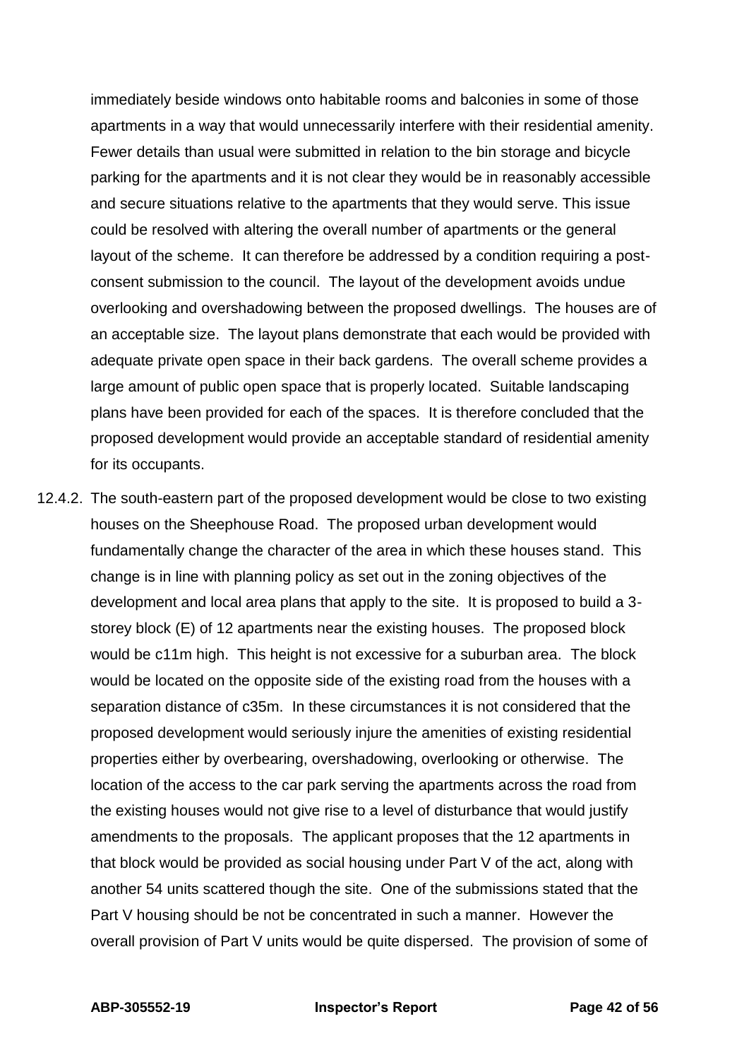immediately beside windows onto habitable rooms and balconies in some of those apartments in a way that would unnecessarily interfere with their residential amenity. Fewer details than usual were submitted in relation to the bin storage and bicycle parking for the apartments and it is not clear they would be in reasonably accessible and secure situations relative to the apartments that they would serve. This issue could be resolved with altering the overall number of apartments or the general layout of the scheme. It can therefore be addressed by a condition requiring a post-consent submission to the council. The layout of the development avoids undue overlooking and overshadowing between the proposed dwellings. The houses are of an acceptable size. The layout plans demonstrate that each would be provided with adequate private open space in their back gardens. The overall scheme provides a large amount of public open space that is properly located. Suitable landscaping plans have been provided for each of the spaces. It is therefore concluded that the proposed development would provide an acceptable standard of residential amenity for its occupants.

12.4.2. The south-eastern part of the proposed development would be close to two existing houses on the Sheephouse Road. The proposed urban development would fundamentally change the character of the area in which these houses stand. This change is in line with planning policy as set out in the zoning objectives of the development and local area plans that apply to the site. It is proposed to build a 3-storey block (E) of 12 apartments near the existing houses. The proposed block would be c11m high. This height is not excessive for a suburban area. The block would be located on the opposite side of the existing road from the houses with a separation distance of c35m. In these circumstances it is not considered that the proposed development would seriously injure the amenities of existing residential properties either by overbearing, overshadowing, overlooking or otherwise. The location of the access to the car park serving the apartments across the road from the existing houses would not give rise to a level of disturbance that would justify amendments to the proposals. The applicant proposes that the 12 apartments in that block would be provided as social housing under Part V of the act, along with another 54 units scattered though the site. One of the submissions stated that the Part V housing should be not be concentrated in such a manner. However the overall provision of Part V units would be quite dispersed. The provision of some of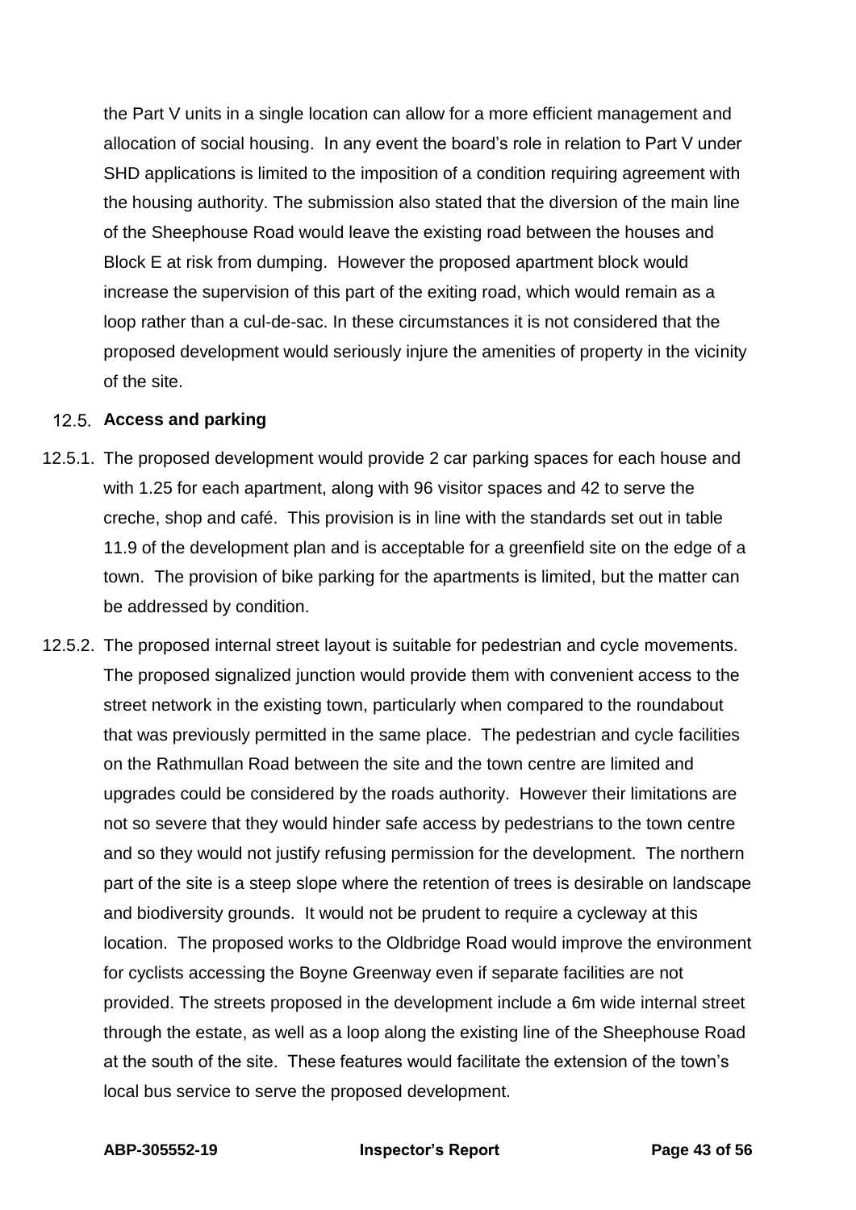the Part V units in a single location can allow for a more efficient management and allocation of social housing. In any event the board's role in relation to Part V under SHD applications is limited to the imposition of a condition requiring agreement with the housing authority. The submission also stated that the diversion of the main line of the Sheephouse Road would leave the existing road between the houses and Block E at risk from dumping. However the proposed apartment block would increase the supervision of this part of the exiting road, which would remain as a loop rather than a cul-de-sac. In these circumstances it is not considered that the proposed development would seriously injure the amenities of property in the vicinity of the site.

### 12.5. Access and parking

12.5.1. The proposed development would provide 2 car parking spaces for each house and with 1.25 for each apartment, along with 96 visitor spaces and 42 to serve the creche, shop and café. This provision is in line with the standards set out in table 11.9 of the development plan and is acceptable for a greenfield site on the edge of a town. The provision of bike parking for the apartments is limited, but the matter can be addressed by condition.

12.5.2. The proposed internal street layout is suitable for pedestrian and cycle movements. The proposed signalized junction would provide them with convenient access to the street network in the existing town, particularly when compared to the roundabout that was previously permitted in the same place. The pedestrian and cycle facilities on the Rathmullan Road between the site and the town centre are limited and upgrades could be considered by the roads authority. However their limitations are not so severe that they would hinder safe access by pedestrians to the town centre and so they would not justify refusing permission for the development. The northern part of the site is a steep slope where the retention of trees is desirable on landscape and biodiversity grounds. It would not be prudent to require a cycleway at this location. The proposed works to the Oldbridge Road would improve the environment for cyclists accessing the Boyne Greenway even if separate facilities are not provided. The streets proposed in the development include a 6m wide internal street through the estate, as well as a loop along the existing line of the Sheephouse Road at the south of the site. These features would facilitate the extension of the town's local bus service to serve the proposed development.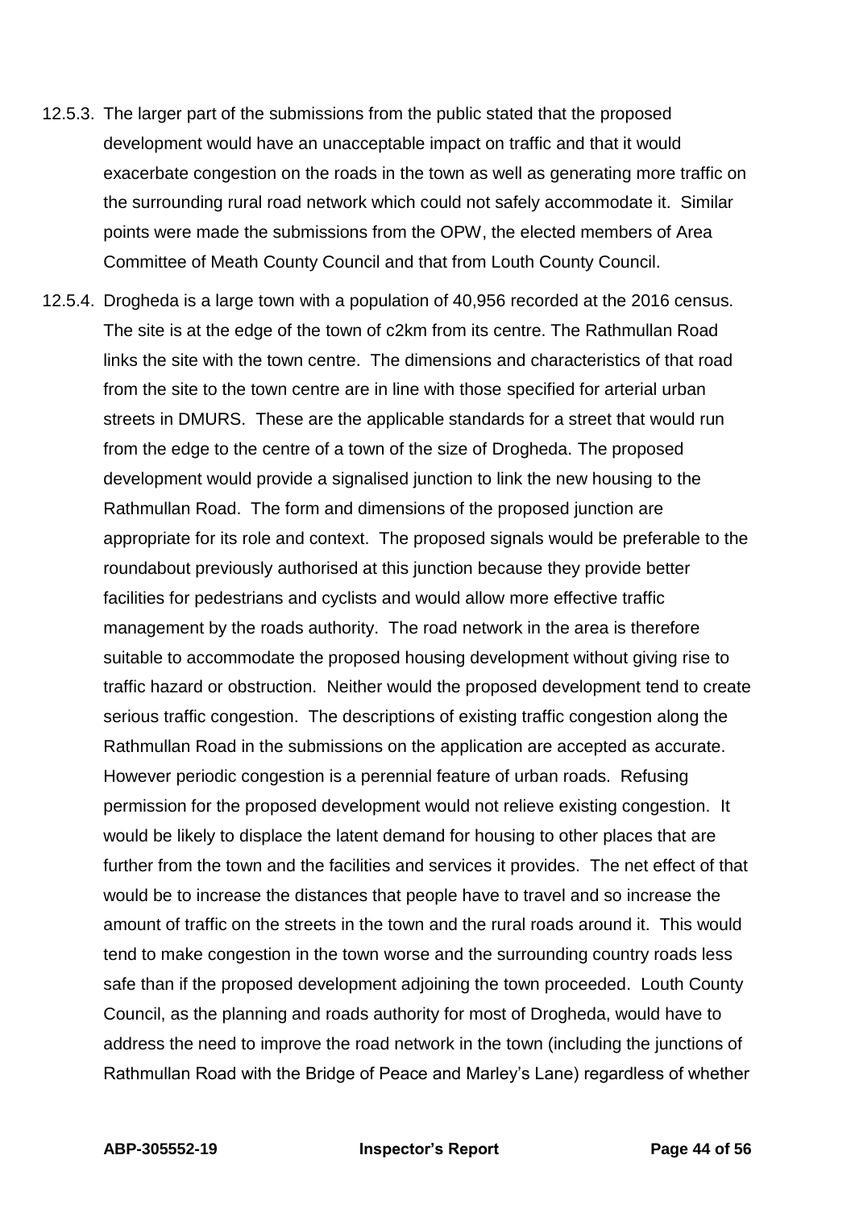12.5.3. The larger part of the submissions from the public stated that the proposed development would have an unacceptable impact on traffic and that it would exacerbate congestion on the roads in the town as well as generating more traffic on the surrounding rural road network which could not safely accommodate it. Similar points were made the submissions from the OPW, the elected members of Area Committee of Meath County Council and that from Louth County Council.

12.5.4. Drogheda is a large town with a population of 40,956 recorded at the 2016 census. The site is at the edge of the town of c2km from its centre. The Rathmullan Road links the site with the town centre. The dimensions and characteristics of that road from the site to the town centre are in line with those specified for arterial urban streets in DMURS. These are the applicable standards for a street that would run from the edge to the centre of a town of the size of Drogheda. The proposed development would provide a signalised junction to link the new housing to the Rathmullan Road. The form and dimensions of the proposed junction are appropriate for its role and context. The proposed signals would be preferable to the roundabout previously authorised at this junction because they provide better facilities for pedestrians and cyclists and would allow more effective traffic management by the roads authority. The road network in the area is therefore suitable to accommodate the proposed housing development without giving rise to traffic hazard or obstruction. Neither would the proposed development tend to create serious traffic congestion. The descriptions of existing traffic congestion along the Rathmullan Road in the submissions on the application are accepted as accurate. However periodic congestion is a perennial feature of urban roads. Refusing permission for the proposed development would not relieve existing congestion. It would be likely to displace the latent demand for housing to other places that are further from the town and the facilities and services it provides. The net effect of that would be to increase the distances that people have to travel and so increase the amount of traffic on the streets in the town and the rural roads around it. This would tend to make congestion in the town worse and the surrounding country roads less safe than if the proposed development adjoining the town proceeded. Louth County Council, as the planning and roads authority for most of Drogheda, would have to address the need to improve the road network in the town (including the junctions of Rathmullan Road with the Bridge of Peace and Marley's Lane) regardless of whether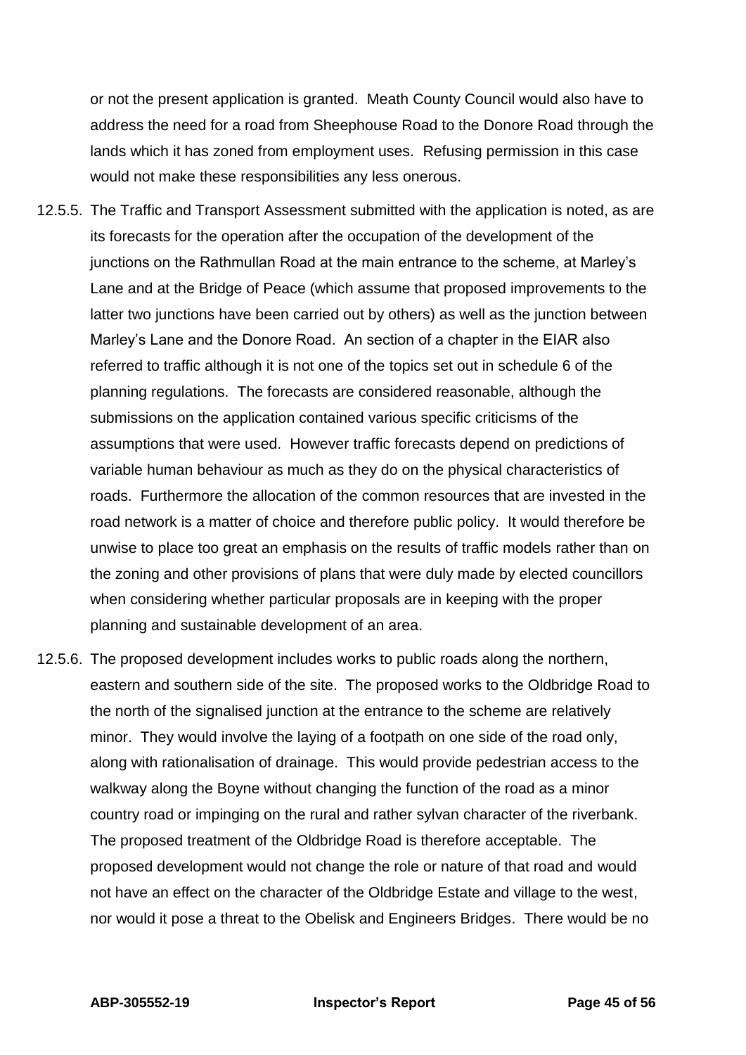or not the present application is granted. Meath County Council would also have to address the need for a road from Sheephouse Road to the Donore Road through the lands which it has zoned from employment uses. Refusing permission in this case would not make these responsibilities any less onerous.

12.5.5. The Traffic and Transport Assessment submitted with the application is noted, as are its forecasts for the operation after the occupation of the development of the junctions on the Rathmullan Road at the main entrance to the scheme, at Marley's Lane and at the Bridge of Peace (which assume that proposed improvements to the latter two junctions have been carried out by others) as well as the junction between Marley's Lane and the Donore Road. An section of a chapter in the EIAR also referred to traffic although it is not one of the topics set out in schedule 6 of the planning regulations. The forecasts are considered reasonable, although the submissions on the application contained various specific criticisms of the assumptions that were used. However traffic forecasts depend on predictions of variable human behaviour as much as they do on the physical characteristics of roads. Furthermore the allocation of the common resources that are invested in the road network is a matter of choice and therefore public policy. It would therefore be unwise to place too great an emphasis on the results of traffic models rather than on the zoning and other provisions of plans that were duly made by elected councillors when considering whether particular proposals are in keeping with the proper planning and sustainable development of an area.

12.5.6. The proposed development includes works to public roads along the northern, eastern and southern side of the site. The proposed works to the Oldbridge Road to the north of the signalised junction at the entrance to the scheme are relatively minor. They would involve the laying of a footpath on one side of the road only, along with rationalisation of drainage. This would provide pedestrian access to the walkway along the Boyne without changing the function of the road as a minor country road or impinging on the rural and rather sylvan character of the riverbank. The proposed treatment of the Oldbridge Road is therefore acceptable. The proposed development would not change the role or nature of that road and would not have an effect on the character of the Oldbridge Estate and village to the west, nor would it pose a threat to the Obelisk and Engineers Bridges. There would be no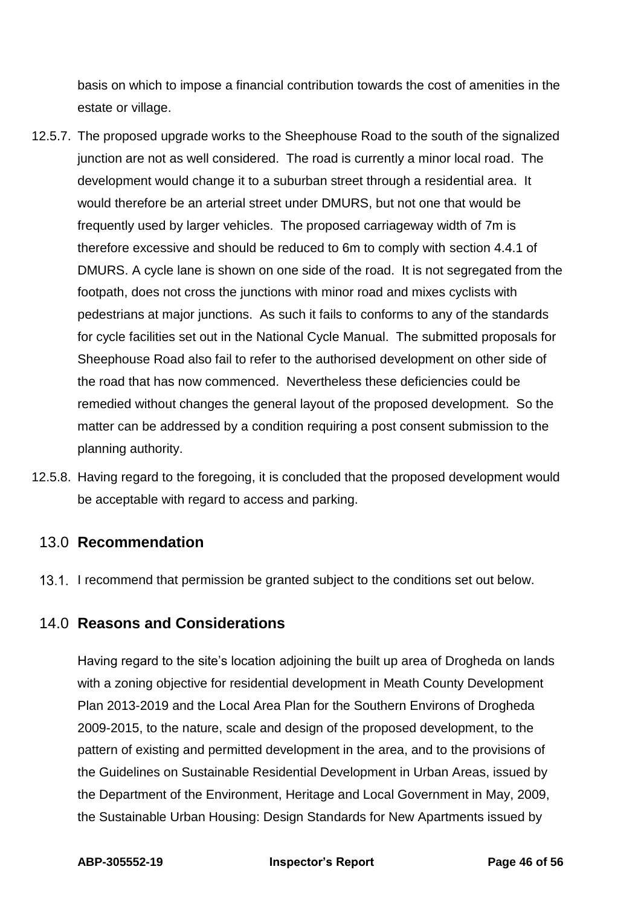basis on which to impose a financial contribution towards the cost of amenities in the estate or village.

12.5.7. The proposed upgrade works to the Sheephouse Road to the south of the signalized junction are not as well considered. The road is currently a minor local road. The development would change it to a suburban street through a residential area. It would therefore be an arterial street under DMURS, but not one that would be frequently used by larger vehicles. The proposed carriageway width of 7m is therefore excessive and should be reduced to 6m to comply with section 4.4.1 of DMURS. A cycle lane is shown on one side of the road. It is not segregated from the footpath, does not cross the junctions with minor road and mixes cyclists with pedestrians at major junctions. As such it fails to conforms to any of the standards for cycle facilities set out in the National Cycle Manual. The submitted proposals for Sheephouse Road also fail to refer to the authorised development on other side of the road that has now commenced. Nevertheless these deficiencies could be remedied without changes the general layout of the proposed development. So the matter can be addressed by a condition requiring a post consent submission to the planning authority.

12.5.8. Having regard to the foregoing, it is concluded that the proposed development would be acceptable with regard to access and parking.

## 13.0 Recommendation

13.1. I recommend that permission be granted subject to the conditions set out below.

## 14.0 Reasons and Considerations

Having regard to the site's location adjoining the built up area of Drogheda on lands with a zoning objective for residential development in Meath County Development Plan 2013-2019 and the Local Area Plan for the Southern Environs of Drogheda 2009-2015, to the nature, scale and design of the proposed development, to the pattern of existing and permitted development in the area, and to the provisions of the Guidelines on Sustainable Residential Development in Urban Areas, issued by the Department of the Environment, Heritage and Local Government in May, 2009, the Sustainable Urban Housing: Design Standards for New Apartments issued by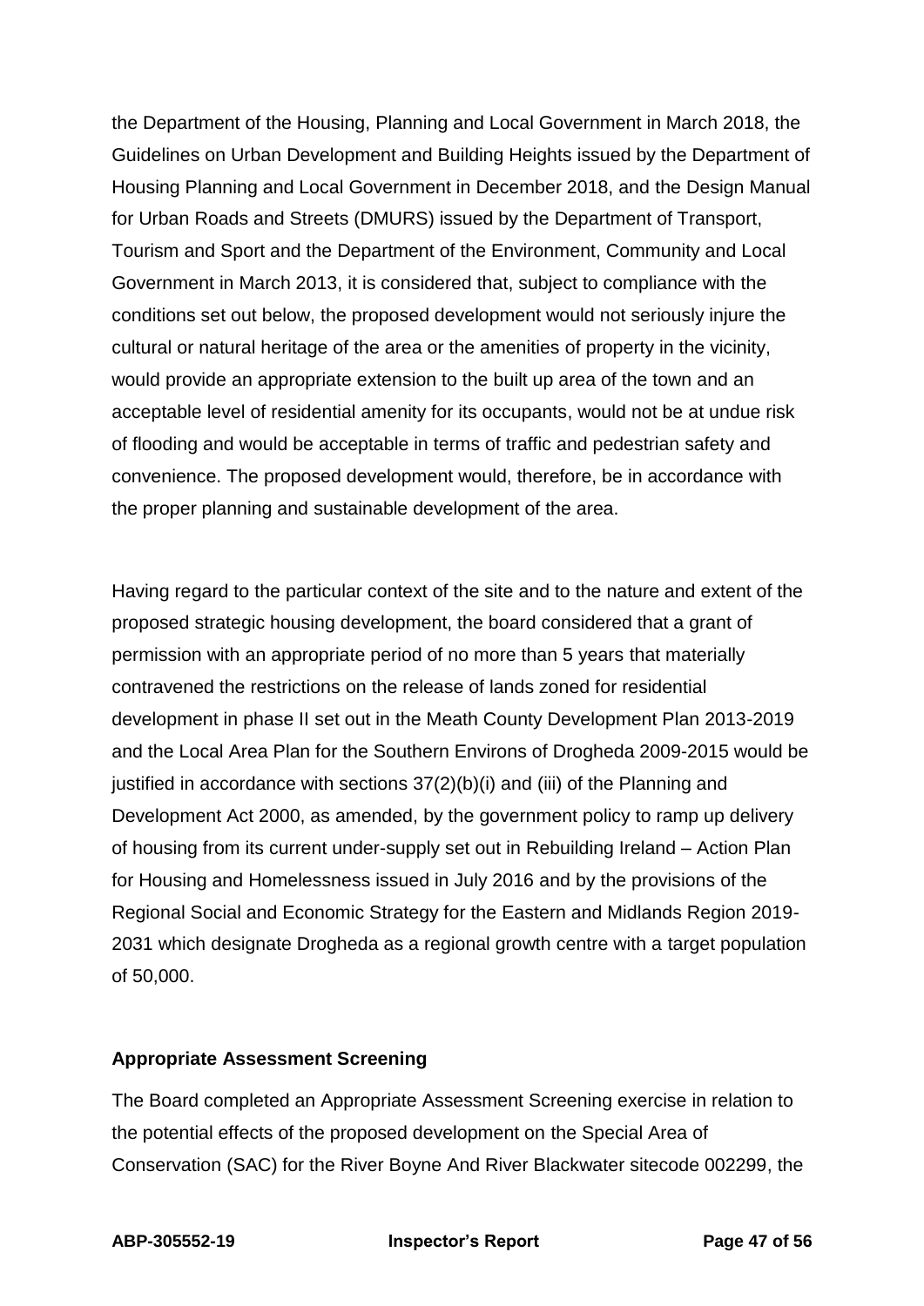the Department of the Housing, Planning and Local Government in March 2018, the Guidelines on Urban Development and Building Heights issued by the Department of Housing Planning and Local Government in December 2018, and the Design Manual for Urban Roads and Streets (DMURS) issued by the Department of Transport, Tourism and Sport and the Department of the Environment, Community and Local Government in March 2013, it is considered that, subject to compliance with the conditions set out below, the proposed development would not seriously injure the cultural or natural heritage of the area or the amenities of property in the vicinity, would provide an appropriate extension to the built up area of the town and an acceptable level of residential amenity for its occupants, would not be at undue risk of flooding and would be acceptable in terms of traffic and pedestrian safety and convenience. The proposed development would, therefore, be in accordance with the proper planning and sustainable development of the area.

Having regard to the particular context of the site and to the nature and extent of the proposed strategic housing development, the board considered that a grant of permission with an appropriate period of no more than 5 years that materially contravened the restrictions on the release of lands zoned for residential development in phase II set out in the Meath County Development Plan 2013-2019 and the Local Area Plan for the Southern Environs of Drogheda 2009-2015 would be justified in accordance with sections 37(2)(b)(i) and (iii) of the Planning and Development Act 2000, as amended, by the government policy to ramp up delivery of housing from its current under-supply set out in Rebuilding Ireland – Action Plan for Housing and Homelessness issued in July 2016 and by the provisions of the Regional Social and Economic Strategy for the Eastern and Midlands Region 2019-2031 which designate Drogheda as a regional growth centre with a target population of 50,000.

**Appropriate Assessment Screening**

The Board completed an Appropriate Assessment Screening exercise in relation to the potential effects of the proposed development on the Special Area of Conservation (SAC) for the River Boyne And River Blackwater sitecode 002299, the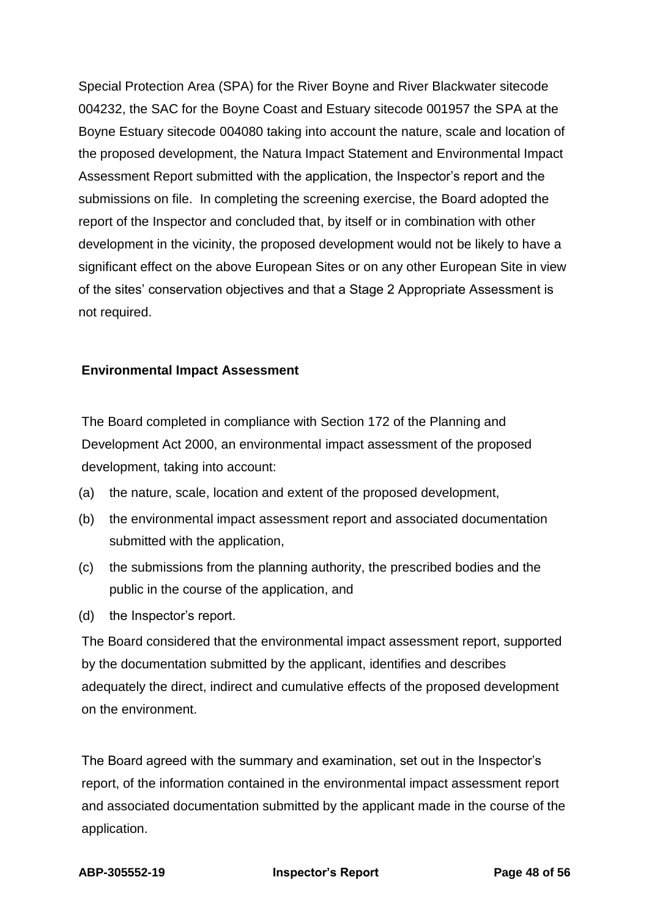Special Protection Area (SPA) for the River Boyne and River Blackwater sitecode 004232, the SAC for the Boyne Coast and Estuary sitecode 001957 the SPA at the Boyne Estuary sitecode 004080 taking into account the nature, scale and location of the proposed development, the Natura Impact Statement and Environmental Impact Assessment Report submitted with the application, the Inspector's report and the submissions on file. In completing the screening exercise, the Board adopted the report of the Inspector and concluded that, by itself or in combination with other development in the vicinity, the proposed development would not be likely to have a significant effect on the above European Sites or on any other European Site in view of the sites' conservation objectives and that a Stage 2 Appropriate Assessment is not required.

**Environmental Impact Assessment**

The Board completed in compliance with Section 172 of the Planning and Development Act 2000, an environmental impact assessment of the proposed development, taking into account:

(a) the nature, scale, location and extent of the proposed development,

(b) the environmental impact assessment report and associated documentation submitted with the application,

(c) the submissions from the planning authority, the prescribed bodies and the public in the course of the application, and

(d) the Inspector's report.

The Board considered that the environmental impact assessment report, supported by the documentation submitted by the applicant, identifies and describes adequately the direct, indirect and cumulative effects of the proposed development on the environment.

The Board agreed with the summary and examination, set out in the Inspector's report, of the information contained in the environmental impact assessment report and associated documentation submitted by the applicant made in the course of the application.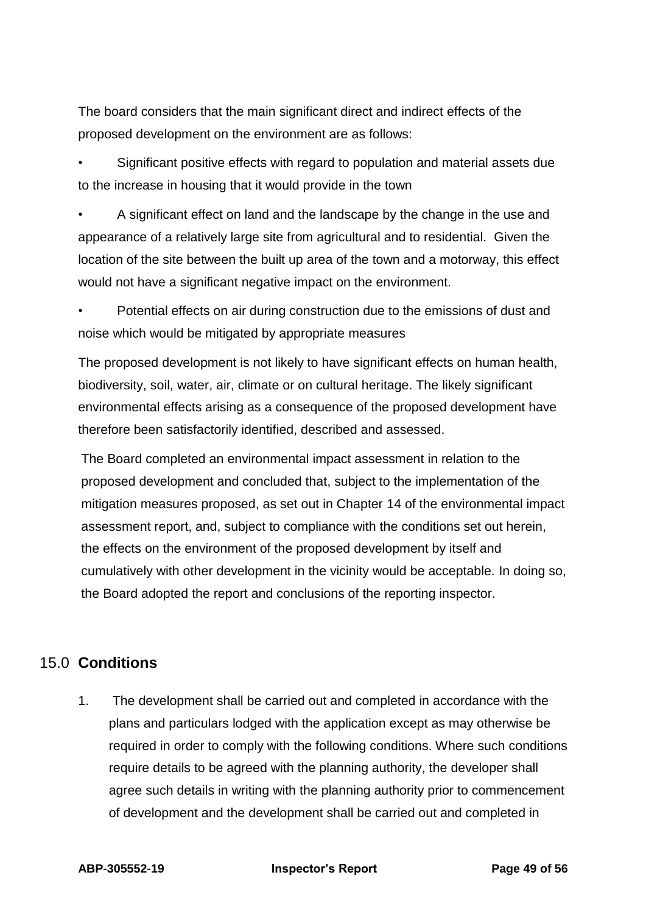The board considers that the main significant direct and indirect effects of the proposed development on the environment are as follows:

- Significant positive effects with regard to population and material assets due to the increase in housing that it would provide in the town
- A significant effect on land and the landscape by the change in the use and appearance of a relatively large site from agricultural and to residential. Given the location of the site between the built up area of the town and a motorway, this effect would not have a significant negative impact on the environment.
- Potential effects on air during construction due to the emissions of dust and noise which would be mitigated by appropriate measures

The proposed development is not likely to have significant effects on human health, biodiversity, soil, water, air, climate or on cultural heritage. The likely significant environmental effects arising as a consequence of the proposed development have therefore been satisfactorily identified, described and assessed.

The Board completed an environmental impact assessment in relation to the proposed development and concluded that, subject to the implementation of the mitigation measures proposed, as set out in Chapter 14 of the environmental impact assessment report, and, subject to compliance with the conditions set out herein, the effects on the environment of the proposed development by itself and cumulatively with other development in the vicinity would be acceptable. In doing so, the Board adopted the report and conclusions of the reporting inspector.

## 15.0 **Conditions**

1. The development shall be carried out and completed in accordance with the plans and particulars lodged with the application except as may otherwise be required in order to comply with the following conditions. Where such conditions require details to be agreed with the planning authority, the developer shall agree such details in writing with the planning authority prior to commencement of development and the development shall be carried out and completed in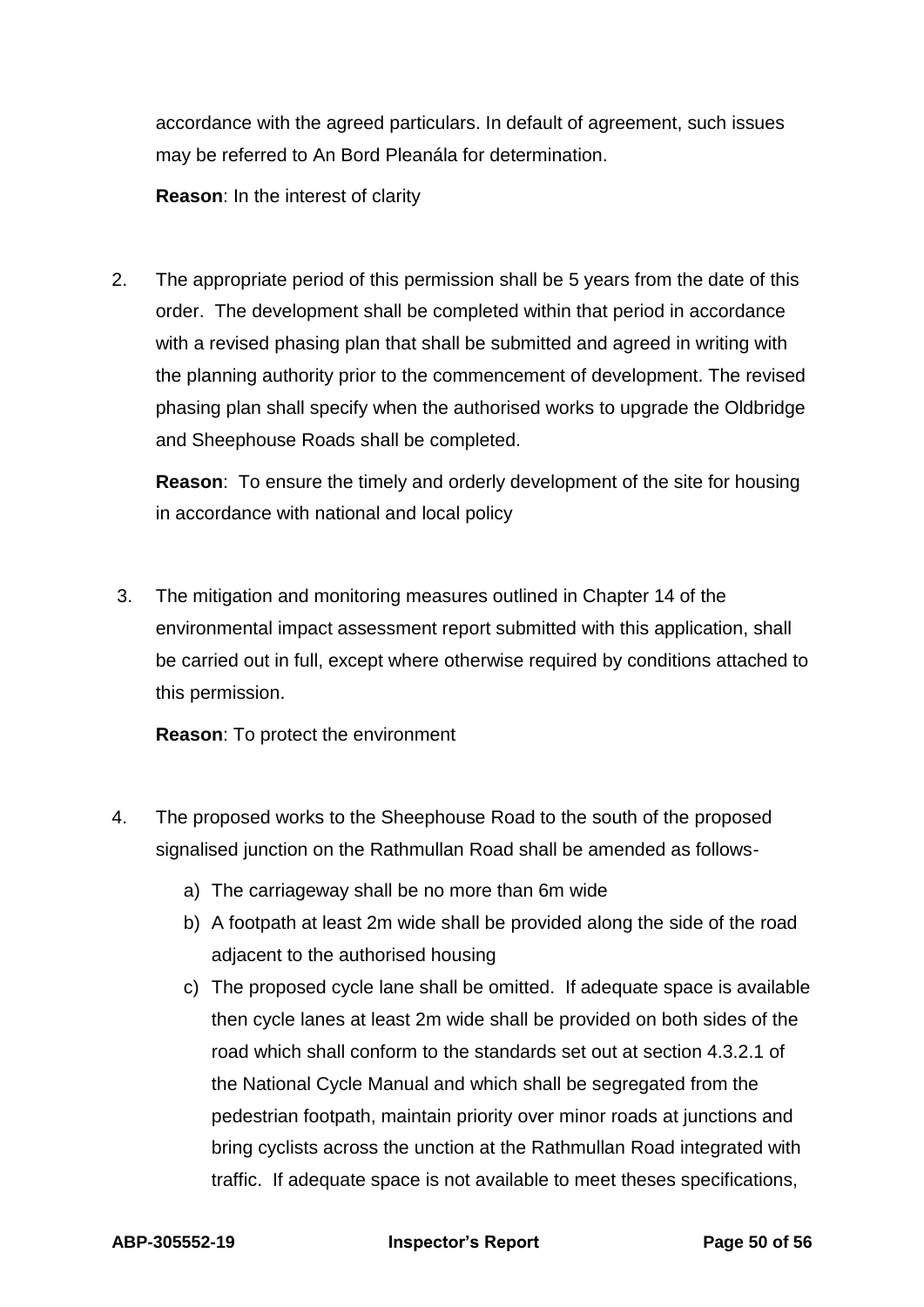accordance with the agreed particulars. In default of agreement, such issues may be referred to An Bord Pleanála for determination.

**Reason**: In the interest of clarity

2. The appropriate period of this permission shall be 5 years from the date of this order. The development shall be completed within that period in accordance with a revised phasing plan that shall be submitted and agreed in writing with the planning authority prior to the commencement of development. The revised phasing plan shall specify when the authorised works to upgrade the Oldbridge and Sheephouse Roads shall be completed.

   **Reason**: To ensure the timely and orderly development of the site for housing in accordance with national and local policy

3. The mitigation and monitoring measures outlined in Chapter 14 of the environmental impact assessment report submitted with this application, shall be carried out in full, except where otherwise required by conditions attached to this permission.

   **Reason**: To protect the environment

4. The proposed works to the Sheephouse Road to the south of the proposed signalised junction on the Rathmullan Road shall be amended as follows-

   a) The carriageway shall be no more than 6m wide
   b) A footpath at least 2m wide shall be provided along the side of the road adjacent to the authorised housing
   c) The proposed cycle lane shall be omitted. If adequate space is available then cycle lanes at least 2m wide shall be provided on both sides of the road which shall conform to the standards set out at section 4.3.2.1 of the National Cycle Manual and which shall be segregated from the pedestrian footpath, maintain priority over minor roads at junctions and bring cyclists across the unction at the Rathmullan Road integrated with traffic. If adequate space is not available to meet theses specifications,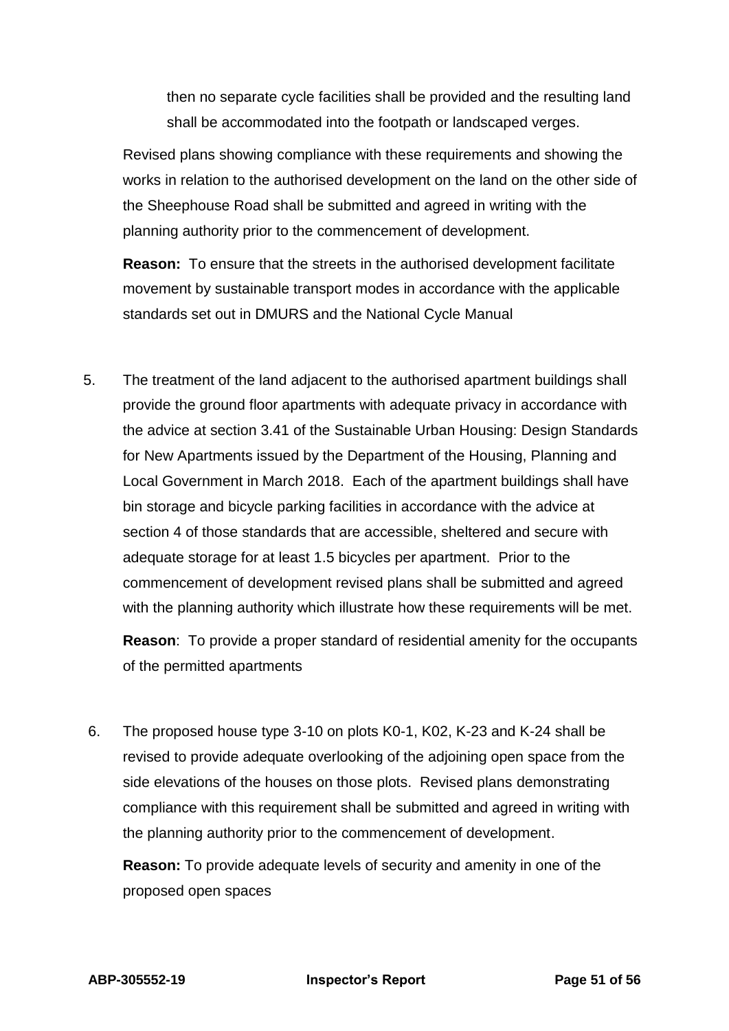then no separate cycle facilities shall be provided and the resulting land shall be accommodated into the footpath or landscaped verges.

Revised plans showing compliance with these requirements and showing the works in relation to the authorised development on the land on the other side of the Sheephouse Road shall be submitted and agreed in writing with the planning authority prior to the commencement of development.

**Reason:** To ensure that the streets in the authorised development facilitate movement by sustainable transport modes in accordance with the applicable standards set out in DMURS and the National Cycle Manual

5. The treatment of the land adjacent to the authorised apartment buildings shall provide the ground floor apartments with adequate privacy in accordance with the advice at section 3.41 of the Sustainable Urban Housing: Design Standards for New Apartments issued by the Department of the Housing, Planning and Local Government in March 2018. Each of the apartment buildings shall have bin storage and bicycle parking facilities in accordance with the advice at section 4 of those standards that are accessible, sheltered and secure with adequate storage for at least 1.5 bicycles per apartment. Prior to the commencement of development revised plans shall be submitted and agreed with the planning authority which illustrate how these requirements will be met.

   **Reason**: To provide a proper standard of residential amenity for the occupants of the permitted apartments

6. The proposed house type 3-10 on plots K0-1, K02, K-23 and K-24 shall be revised to provide adequate overlooking of the adjoining open space from the side elevations of the houses on those plots. Revised plans demonstrating compliance with this requirement shall be submitted and agreed in writing with the planning authority prior to the commencement of development.

   **Reason:** To provide adequate levels of security and amenity in one of the proposed open spaces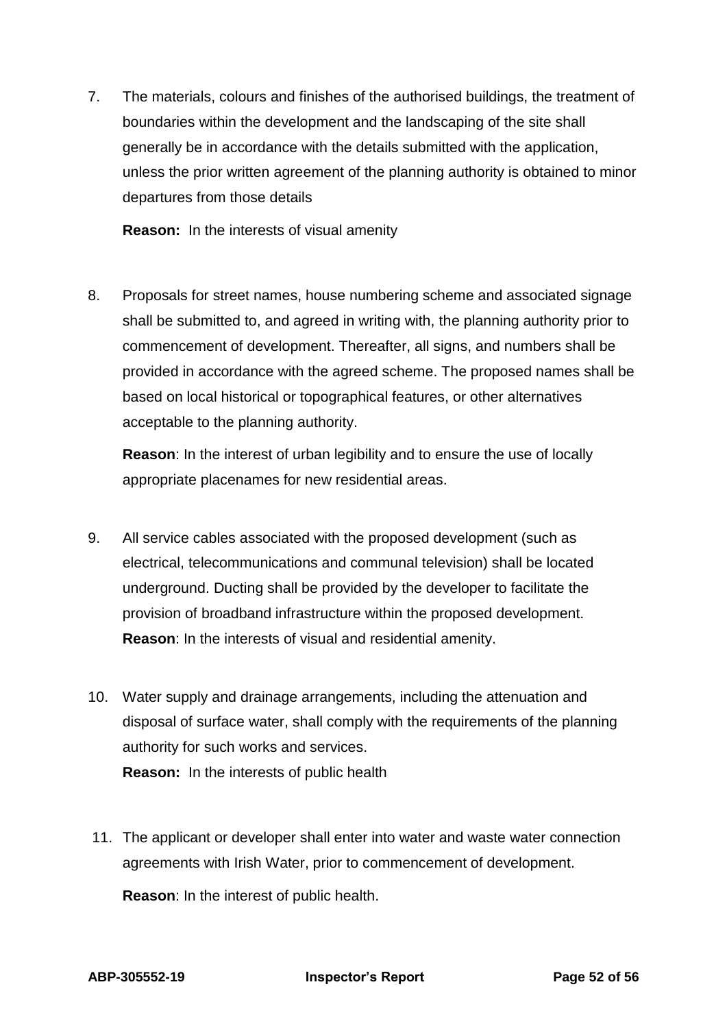7. The materials, colours and finishes of the authorised buildings, the treatment of boundaries within the development and the landscaping of the site shall generally be in accordance with the details submitted with the application, unless the prior written agreement of the planning authority is obtained to minor departures from those details

   **Reason:** In the interests of visual amenity

8. Proposals for street names, house numbering scheme and associated signage shall be submitted to, and agreed in writing with, the planning authority prior to commencement of development. Thereafter, all signs, and numbers shall be provided in accordance with the agreed scheme. The proposed names shall be based on local historical or topographical features, or other alternatives acceptable to the planning authority.

   **Reason**: In the interest of urban legibility and to ensure the use of locally appropriate placenames for new residential areas.

9. All service cables associated with the proposed development (such as electrical, telecommunications and communal television) shall be located underground. Ducting shall be provided by the developer to facilitate the provision of broadband infrastructure within the proposed development.
   **Reason**: In the interests of visual and residential amenity.

10. Water supply and drainage arrangements, including the attenuation and disposal of surface water, shall comply with the requirements of the planning authority for such works and services.
    **Reason:** In the interests of public health

11. The applicant or developer shall enter into water and waste water connection agreements with Irish Water, prior to commencement of development.

    **Reason**: In the interest of public health.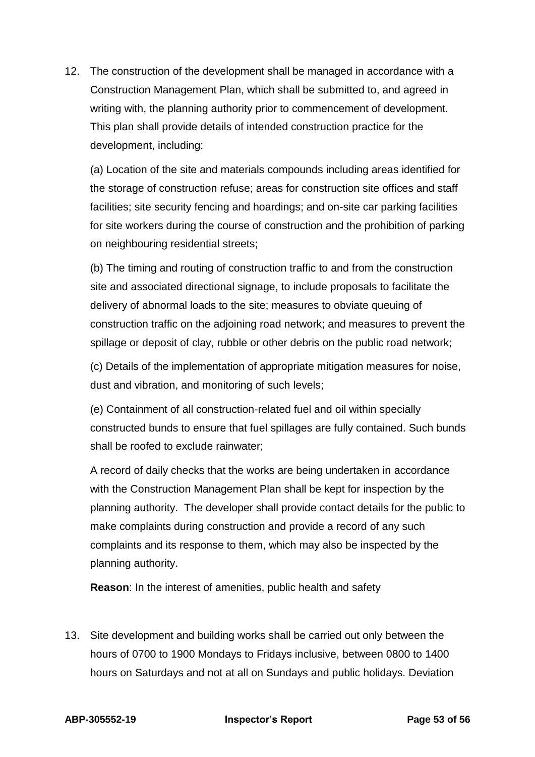12. The construction of the development shall be managed in accordance with a Construction Management Plan, which shall be submitted to, and agreed in writing with, the planning authority prior to commencement of development. This plan shall provide details of intended construction practice for the development, including:

    (a) Location of the site and materials compounds including areas identified for the storage of construction refuse; areas for construction site offices and staff facilities; site security fencing and hoardings; and on-site car parking facilities for site workers during the course of construction and the prohibition of parking on neighbouring residential streets;

    (b) The timing and routing of construction traffic to and from the construction site and associated directional signage, to include proposals to facilitate the delivery of abnormal loads to the site; measures to obviate queuing of construction traffic on the adjoining road network; and measures to prevent the spillage or deposit of clay, rubble or other debris on the public road network;

    (c) Details of the implementation of appropriate mitigation measures for noise, dust and vibration, and monitoring of such levels;

    (e) Containment of all construction-related fuel and oil within specially constructed bunds to ensure that fuel spillages are fully contained. Such bunds shall be roofed to exclude rainwater;

    A record of daily checks that the works are being undertaken in accordance with the Construction Management Plan shall be kept for inspection by the planning authority. The developer shall provide contact details for the public to make complaints during construction and provide a record of any such complaints and its response to them, which may also be inspected by the planning authority.

    **Reason**: In the interest of amenities, public health and safety

13. Site development and building works shall be carried out only between the hours of 0700 to 1900 Mondays to Fridays inclusive, between 0800 to 1400 hours on Saturdays and not at all on Sundays and public holidays. Deviation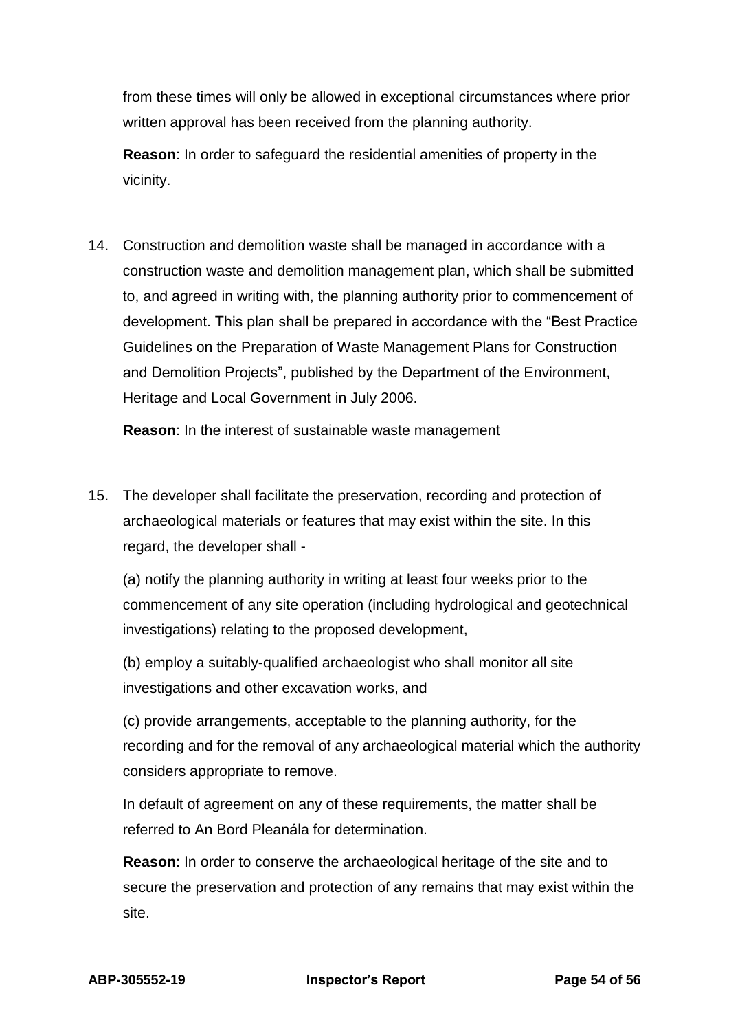from these times will only be allowed in exceptional circumstances where prior written approval has been received from the planning authority.

**Reason**: In order to safeguard the residential amenities of property in the vicinity.

14. Construction and demolition waste shall be managed in accordance with a construction waste and demolition management plan, which shall be submitted to, and agreed in writing with, the planning authority prior to commencement of development. This plan shall be prepared in accordance with the "Best Practice Guidelines on the Preparation of Waste Management Plans for Construction and Demolition Projects", published by the Department of the Environment, Heritage and Local Government in July 2006.

    **Reason**: In the interest of sustainable waste management

15. The developer shall facilitate the preservation, recording and protection of archaeological materials or features that may exist within the site. In this regard, the developer shall -

    (a) notify the planning authority in writing at least four weeks prior to the commencement of any site operation (including hydrological and geotechnical investigations) relating to the proposed development,

    (b) employ a suitably-qualified archaeologist who shall monitor all site investigations and other excavation works, and

    (c) provide arrangements, acceptable to the planning authority, for the recording and for the removal of any archaeological material which the authority considers appropriate to remove.

    In default of agreement on any of these requirements, the matter shall be referred to An Bord Pleanála for determination.

    **Reason**: In order to conserve the archaeological heritage of the site and to secure the preservation and protection of any remains that may exist within the site.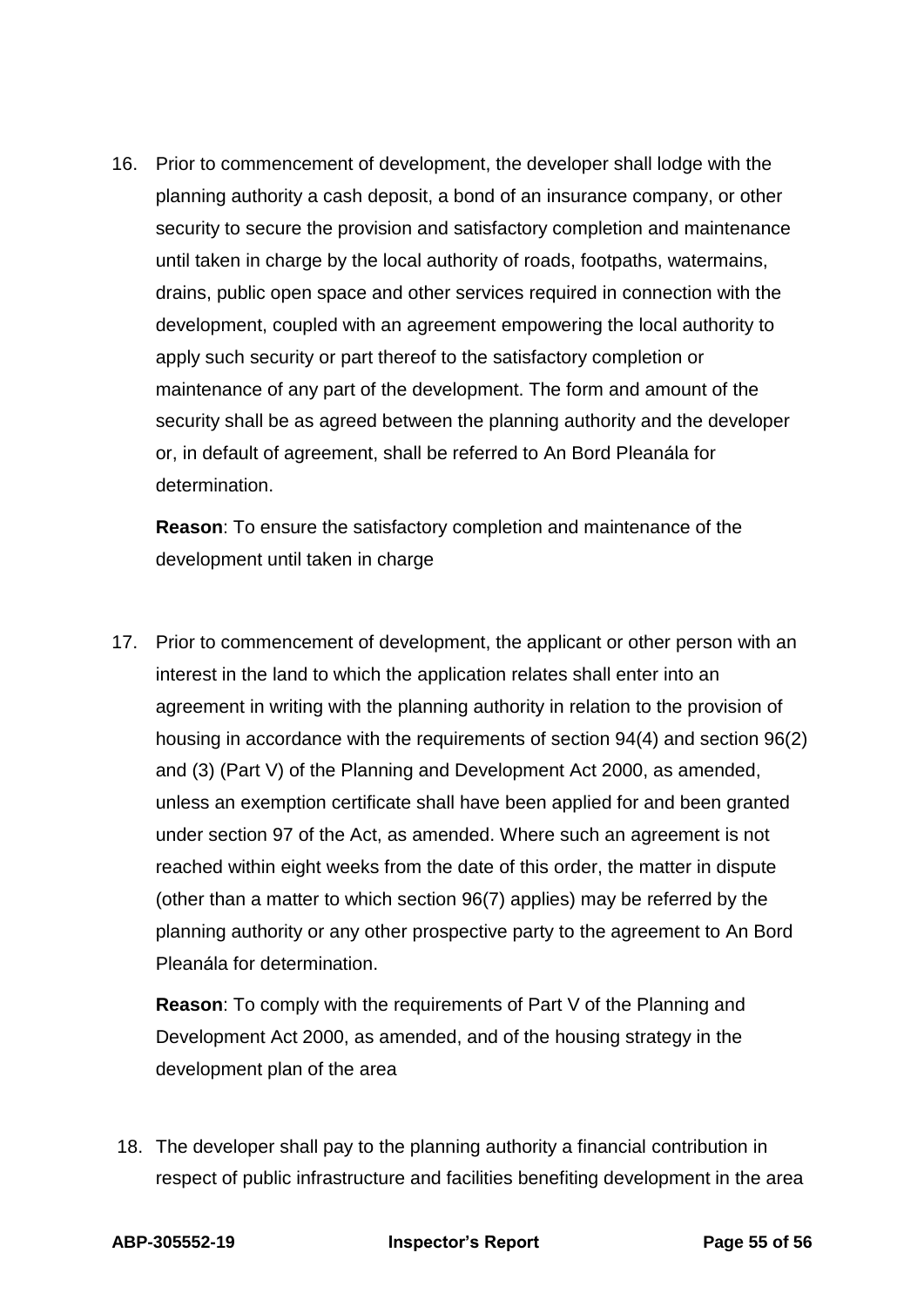16. Prior to commencement of development, the developer shall lodge with the planning authority a cash deposit, a bond of an insurance company, or other security to secure the provision and satisfactory completion and maintenance until taken in charge by the local authority of roads, footpaths, watermains, drains, public open space and other services required in connection with the development, coupled with an agreement empowering the local authority to apply such security or part thereof to the satisfactory completion or maintenance of any part of the development. The form and amount of the security shall be as agreed between the planning authority and the developer or, in default of agreement, shall be referred to An Bord Pleanála for determination.

    **Reason**: To ensure the satisfactory completion and maintenance of the development until taken in charge

17. Prior to commencement of development, the applicant or other person with an interest in the land to which the application relates shall enter into an agreement in writing with the planning authority in relation to the provision of housing in accordance with the requirements of section 94(4) and section 96(2) and (3) (Part V) of the Planning and Development Act 2000, as amended, unless an exemption certificate shall have been applied for and been granted under section 97 of the Act, as amended. Where such an agreement is not reached within eight weeks from the date of this order, the matter in dispute (other than a matter to which section 96(7) applies) may be referred by the planning authority or any other prospective party to the agreement to An Bord Pleanála for determination.

    **Reason**: To comply with the requirements of Part V of the Planning and Development Act 2000, as amended, and of the housing strategy in the development plan of the area

18. The developer shall pay to the planning authority a financial contribution in respect of public infrastructure and facilities benefiting development in the area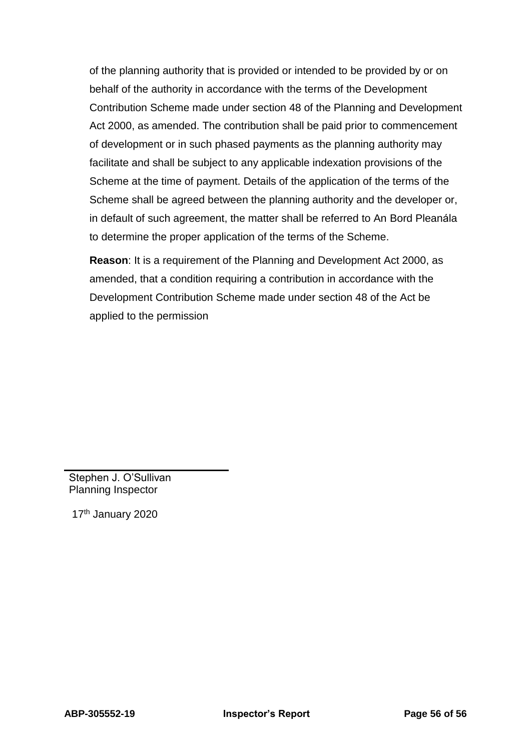of the planning authority that is provided or intended to be provided by or on behalf of the authority in accordance with the terms of the Development Contribution Scheme made under section 48 of the Planning and Development Act 2000, as amended. The contribution shall be paid prior to commencement of development or in such phased payments as the planning authority may facilitate and shall be subject to any applicable indexation provisions of the Scheme at the time of payment. Details of the application of the terms of the Scheme shall be agreed between the planning authority and the developer or, in default of such agreement, the matter shall be referred to An Bord Pleanála to determine the proper application of the terms of the Scheme.

**Reason**: It is a requirement of the Planning and Development Act 2000, as amended, that a condition requiring a contribution in accordance with the Development Contribution Scheme made under section 48 of the Act be applied to the permission

Stephen J. O'Sullivan
Planning Inspector

17th January 2020